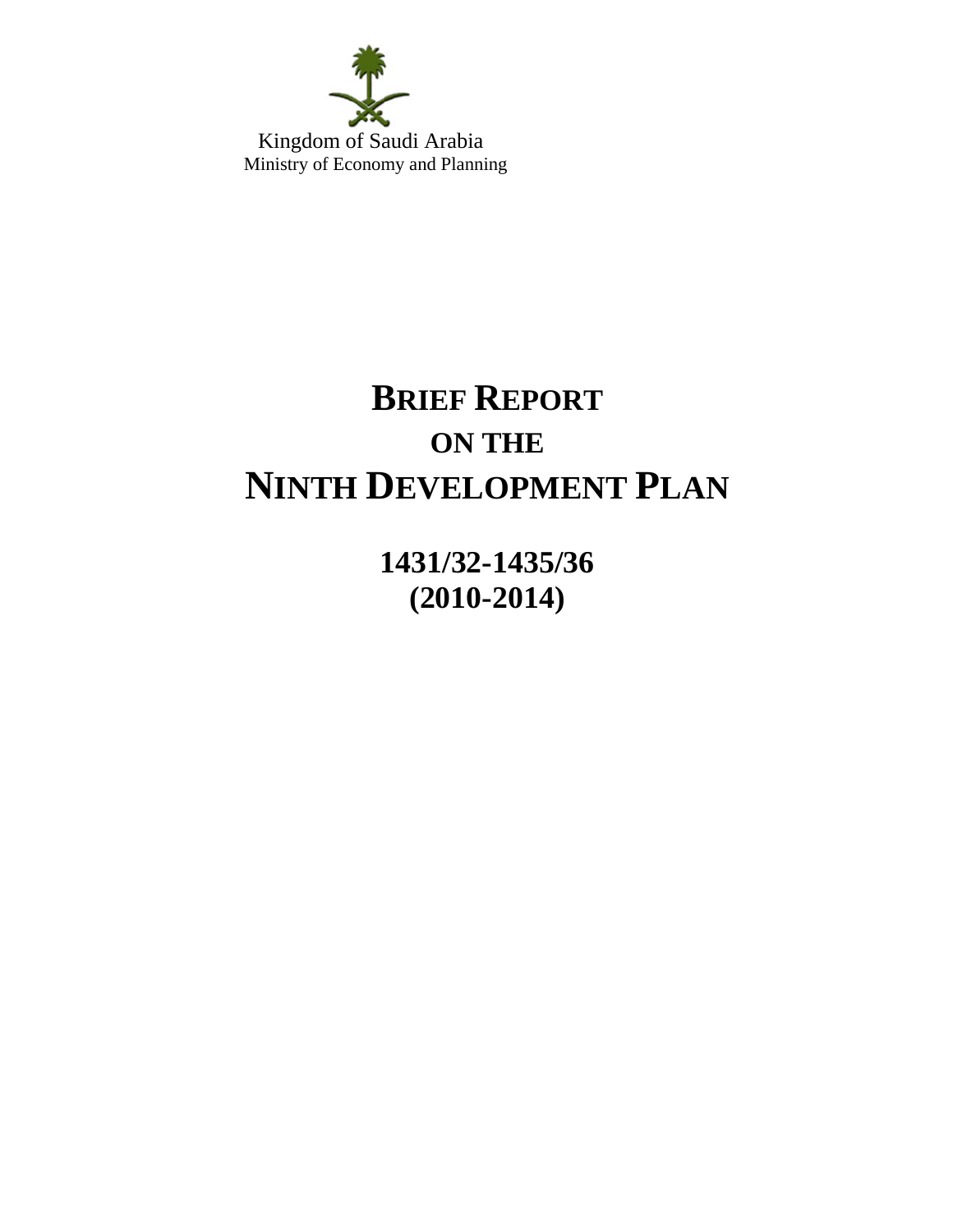Kingdom of Saudi Arabia
Ministry of Economy and Planning

# BRIEF REPORT
## ON THE
# NINTH DEVELOPMENT PLAN

## 1431/32-1435/36
## (2010-2014)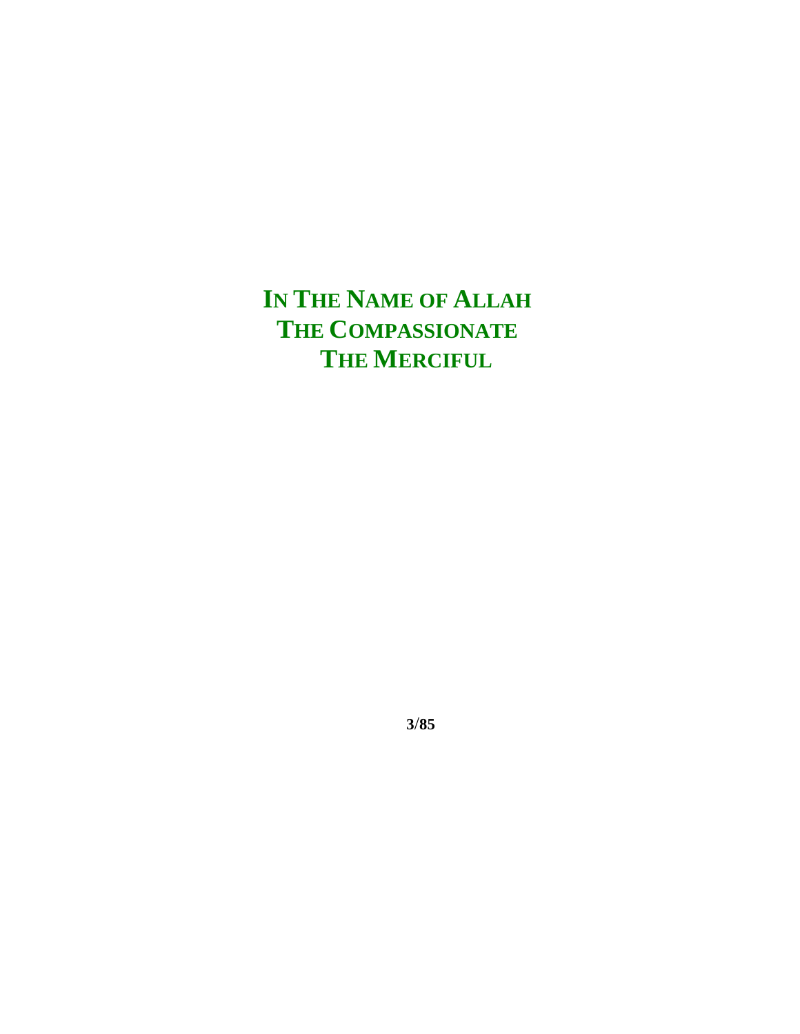**IN THE NAME OF ALLAH**
**THE COMPASSIONATE**
**THE MERCIFUL**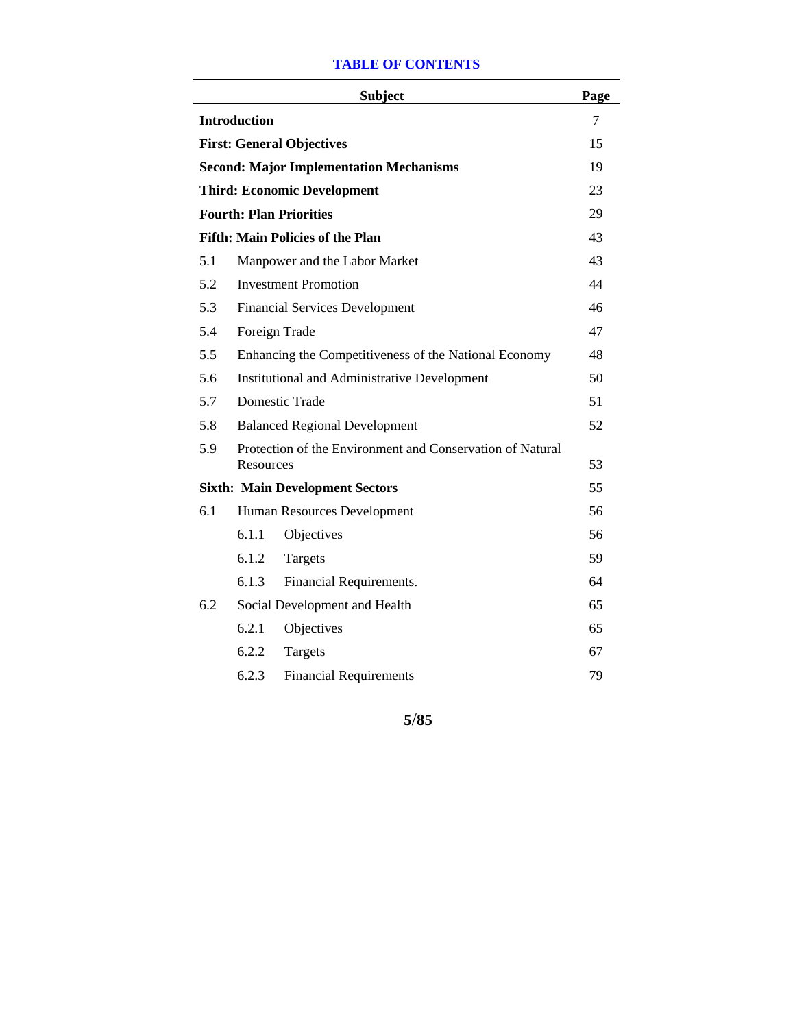## TABLE OF CONTENTS

| Subject | | | Page |
|---|---|---|---|
| **Introduction** | | | 7 |
| **First: General Objectives** | | | 15 |
| **Second: Major Implementation Mechanisms** | | | 19 |
| **Third: Economic Development** | | | 23 |
| **Fourth: Plan Priorities** | | | 29 |
| **Fifth: Main Policies of the Plan** | | | 43 |
| 5.1 | Manpower and the Labor Market | | 43 |
| 5.2 | Investment Promotion | | 44 |
| 5.3 | Financial Services Development | | 46 |
| 5.4 | Foreign Trade | | 47 |
| 5.5 | Enhancing the Competitiveness of the National Economy | | 48 |
| 5.6 | Institutional and Administrative Development | | 50 |
| 5.7 | Domestic Trade | | 51 |
| 5.8 | Balanced Regional Development | | 52 |
| 5.9 | Protection of the Environment and Conservation of Natural Resources | | 53 |
| **Sixth: Main Development Sectors** | | | 55 |
| 6.1 | Human Resources Development | | 56 |
| | 6.1.1 | Objectives | 56 |
| | 6.1.2 | Targets | 59 |
| | 6.1.3 | Financial Requirements. | 64 |
| 6.2 | Social Development and Health | | 65 |
| | 6.2.1 | Objectives | 65 |
| | 6.2.2 | Targets | 67 |
| | 6.2.3 | Financial Requirements | 79 |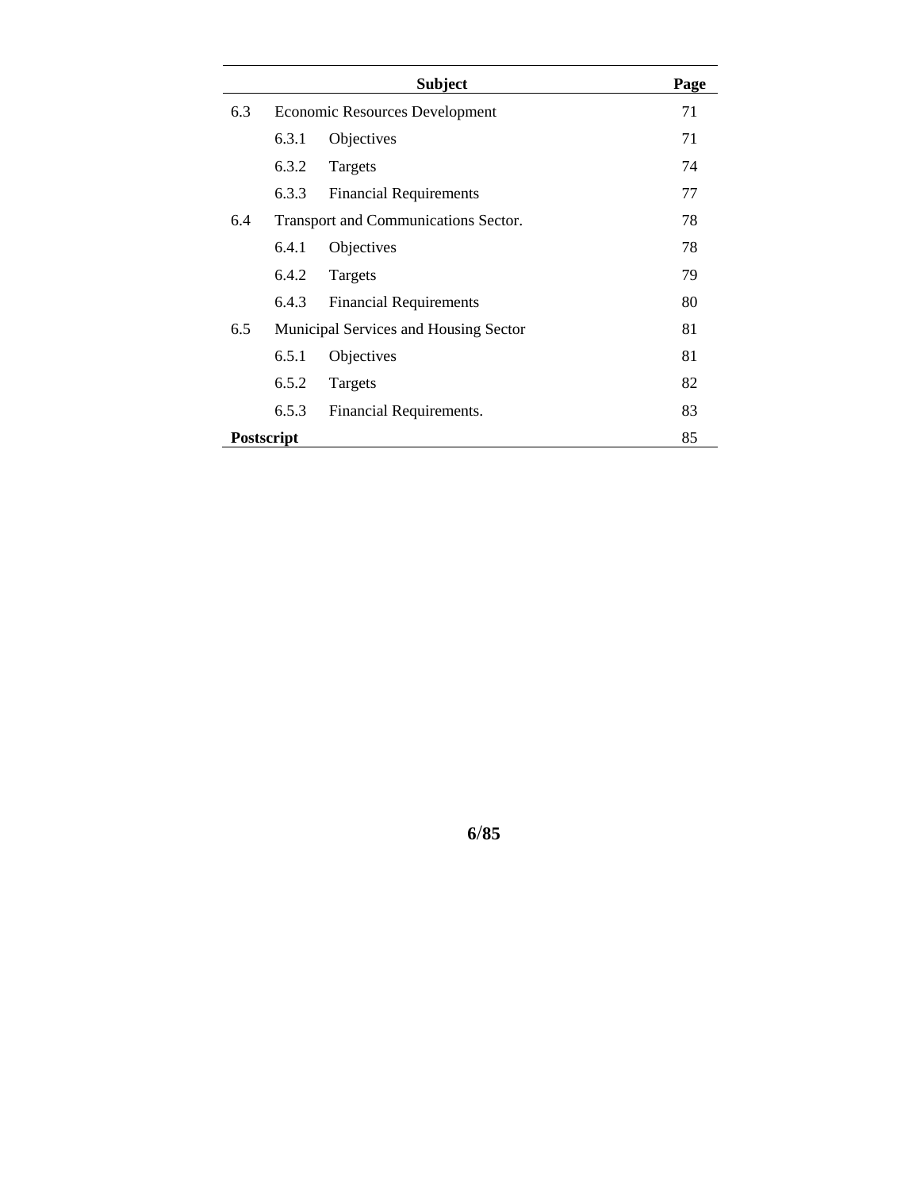| | Subject | Page |
|---|---|---|
| 6.3 | Economic Resources Development | 71 |
| | 6.3.1 Objectives | 71 |
| | 6.3.2 Targets | 74 |
| | 6.3.3 Financial Requirements | 77 |
| 6.4 | Transport and Communications Sector. | 78 |
| | 6.4.1 Objectives | 78 |
| | 6.4.2 Targets | 79 |
| | 6.4.3 Financial Requirements | 80 |
| 6.5 | Municipal Services and Housing Sector | 81 |
| | 6.5.1 Objectives | 81 |
| | 6.5.2 Targets | 82 |
| | 6.5.3 Financial Requirements. | 83 |
| **Postscript** | | 85 |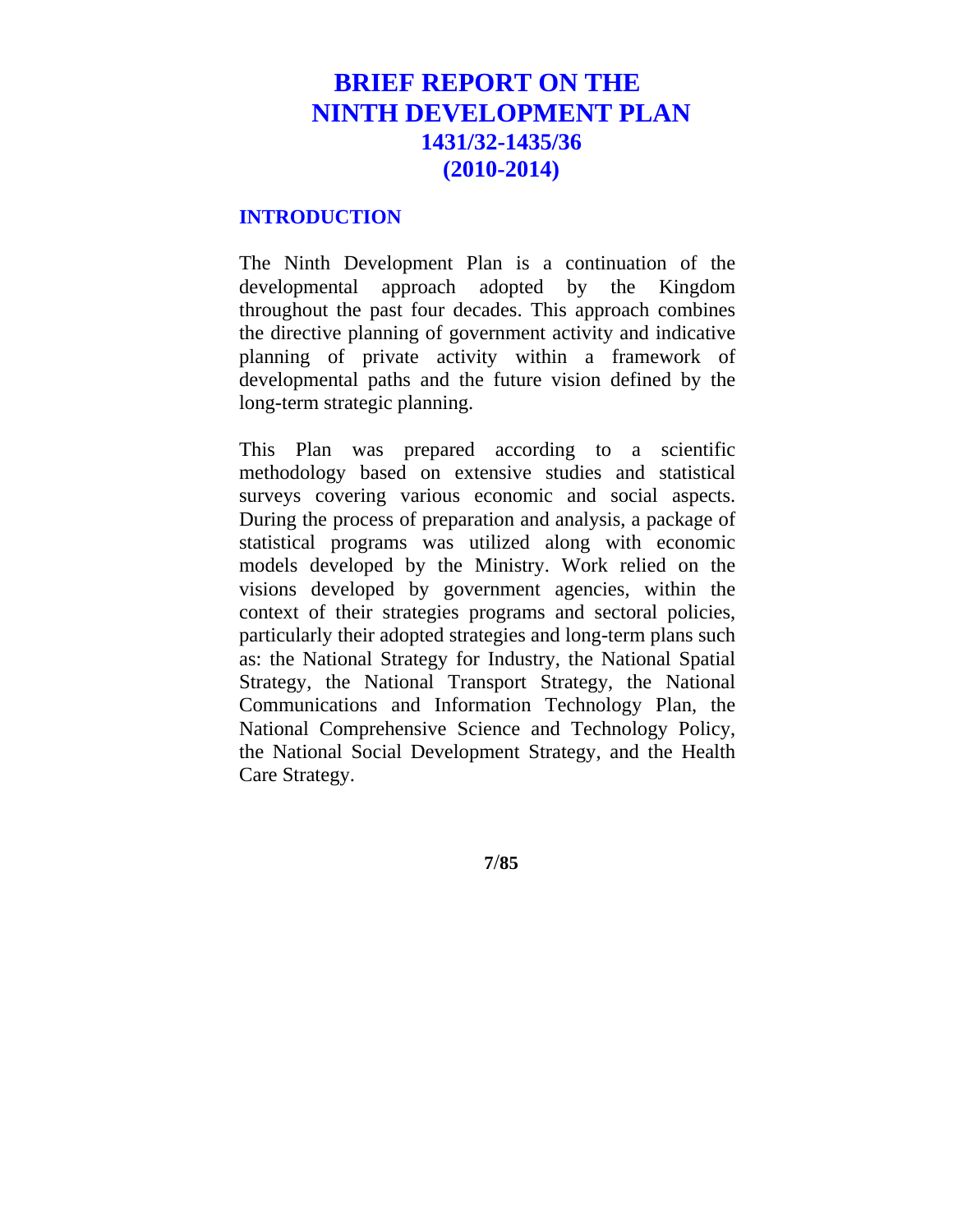# BRIEF REPORT ON THE NINTH DEVELOPMENT PLAN 1431/32-1435/36 (2010-2014)

## INTRODUCTION

The Ninth Development Plan is a continuation of the developmental approach adopted by the Kingdom throughout the past four decades. This approach combines the directive planning of government activity and indicative planning of private activity within a framework of developmental paths and the future vision defined by the long-term strategic planning.

This Plan was prepared according to a scientific methodology based on extensive studies and statistical surveys covering various economic and social aspects. During the process of preparation and analysis, a package of statistical programs was utilized along with economic models developed by the Ministry. Work relied on the visions developed by government agencies, within the context of their strategies programs and sectoral policies, particularly their adopted strategies and long-term plans such as: the National Strategy for Industry, the National Spatial Strategy, the National Transport Strategy, the National Communications and Information Technology Plan, the National Comprehensive Science and Technology Policy, the National Social Development Strategy, and the Health Care Strategy.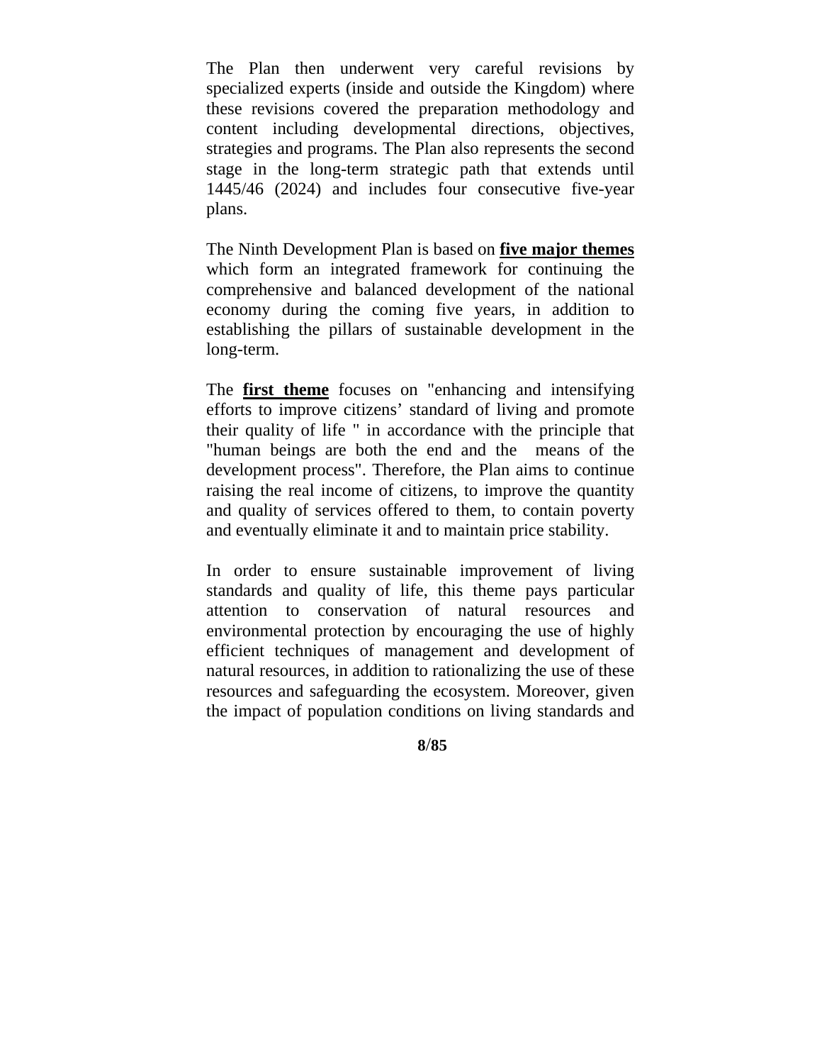The Plan then underwent very careful revisions by specialized experts (inside and outside the Kingdom) where these revisions covered the preparation methodology and content including developmental directions, objectives, strategies and programs. The Plan also represents the second stage in the long-term strategic path that extends until 1445/46 (2024) and includes four consecutive five-year plans.

The Ninth Development Plan is based on **five major themes** which form an integrated framework for continuing the comprehensive and balanced development of the national economy during the coming five years, in addition to establishing the pillars of sustainable development in the long-term.

The **first theme** focuses on "enhancing and intensifying efforts to improve citizens’ standard of living and promote their quality of life " in accordance with the principle that "human beings are both the end and the means of the development process". Therefore, the Plan aims to continue raising the real income of citizens, to improve the quantity and quality of services offered to them, to contain poverty and eventually eliminate it and to maintain price stability.

In order to ensure sustainable improvement of living standards and quality of life, this theme pays particular attention to conservation of natural resources and environmental protection by encouraging the use of highly efficient techniques of management and development of natural resources, in addition to rationalizing the use of these resources and safeguarding the ecosystem. Moreover, given the impact of population conditions on living standards and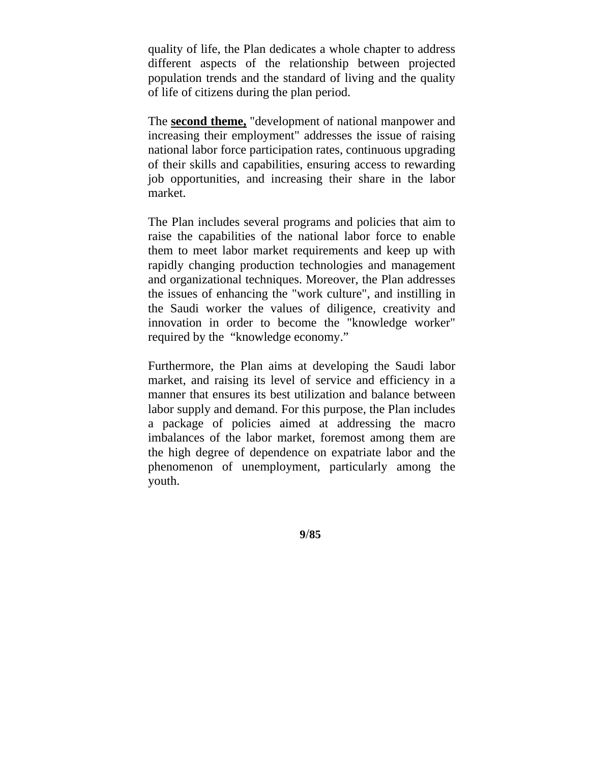quality of life, the Plan dedicates a whole chapter to address different aspects of the relationship between projected population trends and the standard of living and the quality of life of citizens during the plan period.

The **second theme,** "development of national manpower and increasing their employment" addresses the issue of raising national labor force participation rates, continuous upgrading of their skills and capabilities, ensuring access to rewarding job opportunities, and increasing their share in the labor market.

The Plan includes several programs and policies that aim to raise the capabilities of the national labor force to enable them to meet labor market requirements and keep up with rapidly changing production technologies and management and organizational techniques. Moreover, the Plan addresses the issues of enhancing the "work culture", and instilling in the Saudi worker the values of diligence, creativity and innovation in order to become the "knowledge worker" required by the "knowledge economy."

Furthermore, the Plan aims at developing the Saudi labor market, and raising its level of service and efficiency in a manner that ensures its best utilization and balance between labor supply and demand. For this purpose, the Plan includes a package of policies aimed at addressing the macro imbalances of the labor market, foremost among them are the high degree of dependence on expatriate labor and the phenomenon of unemployment, particularly among the youth.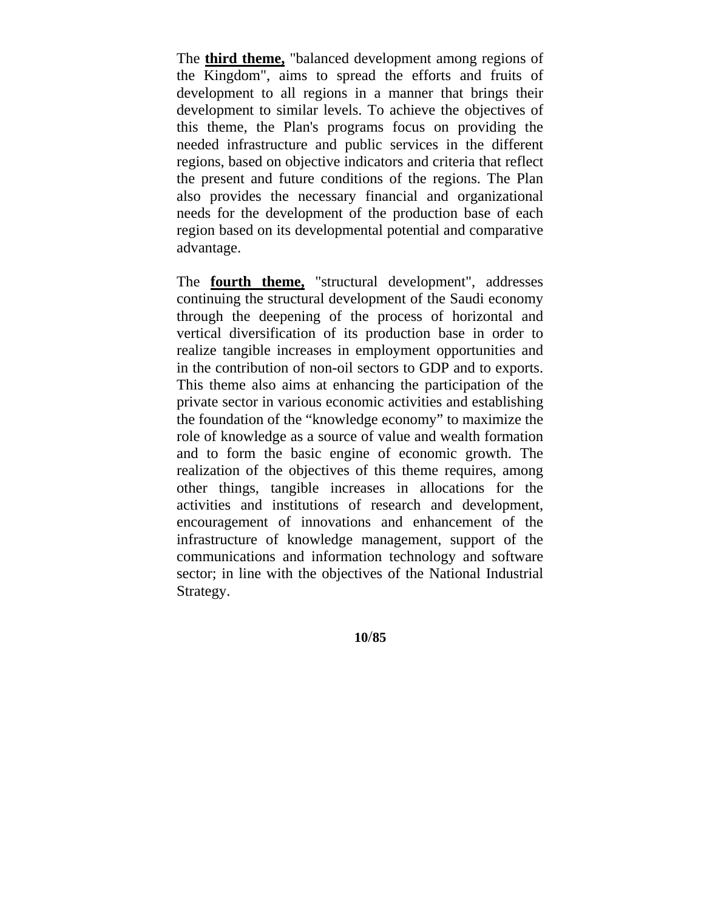The **third theme,** "balanced development among regions of the Kingdom", aims to spread the efforts and fruits of development to all regions in a manner that brings their development to similar levels. To achieve the objectives of this theme, the Plan's programs focus on providing the needed infrastructure and public services in the different regions, based on objective indicators and criteria that reflect the present and future conditions of the regions. The Plan also provides the necessary financial and organizational needs for the development of the production base of each region based on its developmental potential and comparative advantage.

The **fourth theme,** "structural development", addresses continuing the structural development of the Saudi economy through the deepening of the process of horizontal and vertical diversification of its production base in order to realize tangible increases in employment opportunities and in the contribution of non-oil sectors to GDP and to exports. This theme also aims at enhancing the participation of the private sector in various economic activities and establishing the foundation of the "knowledge economy" to maximize the role of knowledge as a source of value and wealth formation and to form the basic engine of economic growth. The realization of the objectives of this theme requires, among other things, tangible increases in allocations for the activities and institutions of research and development, encouragement of innovations and enhancement of the infrastructure of knowledge management, support of the communications and information technology and software sector; in line with the objectives of the National Industrial Strategy.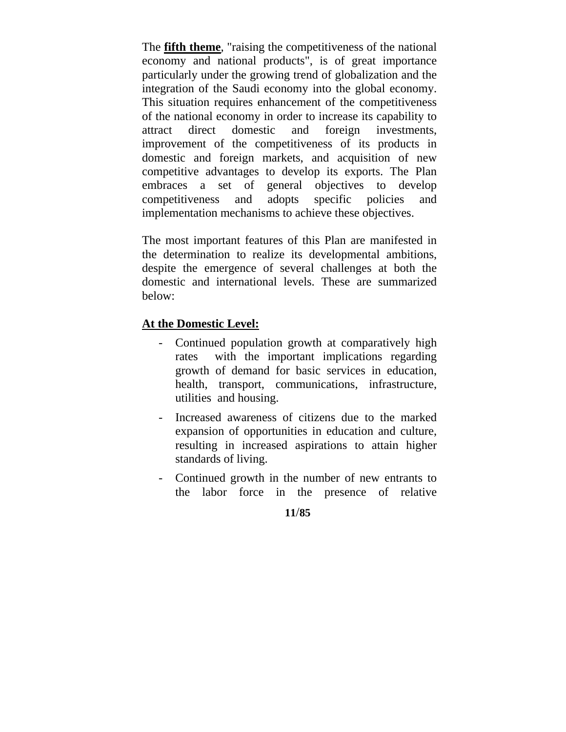The **fifth theme**, "raising the competitiveness of the national economy and national products", is of great importance particularly under the growing trend of globalization and the integration of the Saudi economy into the global economy. This situation requires enhancement of the competitiveness of the national economy in order to increase its capability to attract direct domestic and foreign investments, improvement of the competitiveness of its products in domestic and foreign markets, and acquisition of new competitive advantages to develop its exports. The Plan embraces a set of general objectives to develop competitiveness and adopts specific policies and implementation mechanisms to achieve these objectives.

The most important features of this Plan are manifested in the determination to realize its developmental ambitions, despite the emergence of several challenges at both the domestic and international levels. These are summarized below:

**At the Domestic Level:**

- Continued population growth at comparatively high rates with the important implications regarding growth of demand for basic services in education, health, transport, communications, infrastructure, utilities and housing.
- Increased awareness of citizens due to the marked expansion of opportunities in education and culture, resulting in increased aspirations to attain higher standards of living.
- Continued growth in the number of new entrants to the labor force in the presence of relative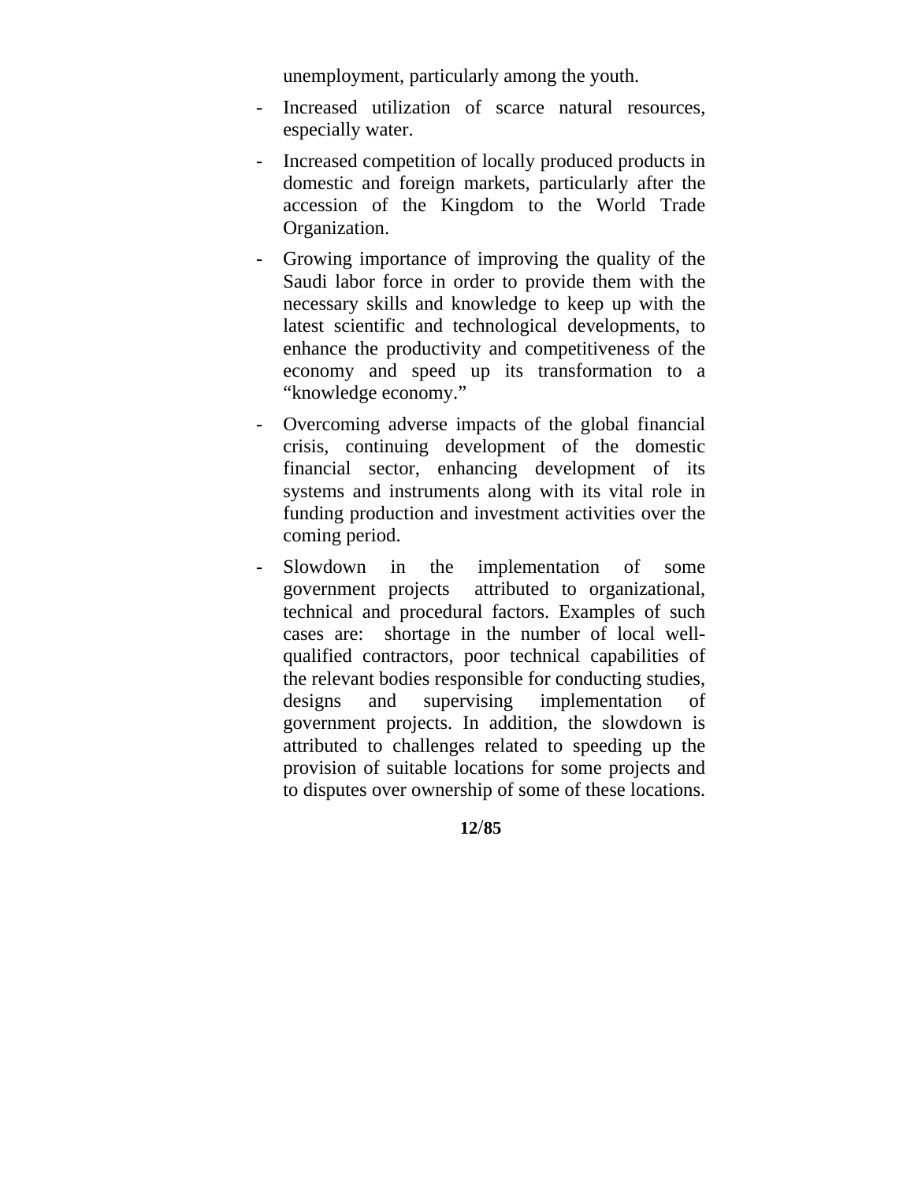unemployment, particularly among the youth.

- Increased utilization of scarce natural resources, especially water.
- Increased competition of locally produced products in domestic and foreign markets, particularly after the accession of the Kingdom to the World Trade Organization.
- Growing importance of improving the quality of the Saudi labor force in order to provide them with the necessary skills and knowledge to keep up with the latest scientific and technological developments, to enhance the productivity and competitiveness of the economy and speed up its transformation to a "knowledge economy."
- Overcoming adverse impacts of the global financial crisis, continuing development of the domestic financial sector, enhancing development of its systems and instruments along with its vital role in funding production and investment activities over the coming period.
- Slowdown in the implementation of some government projects attributed to organizational, technical and procedural factors. Examples of such cases are: shortage in the number of local well-qualified contractors, poor technical capabilities of the relevant bodies responsible for conducting studies, designs and supervising implementation of government projects. In addition, the slowdown is attributed to challenges related to speeding up the provision of suitable locations for some projects and to disputes over ownership of some of these locations.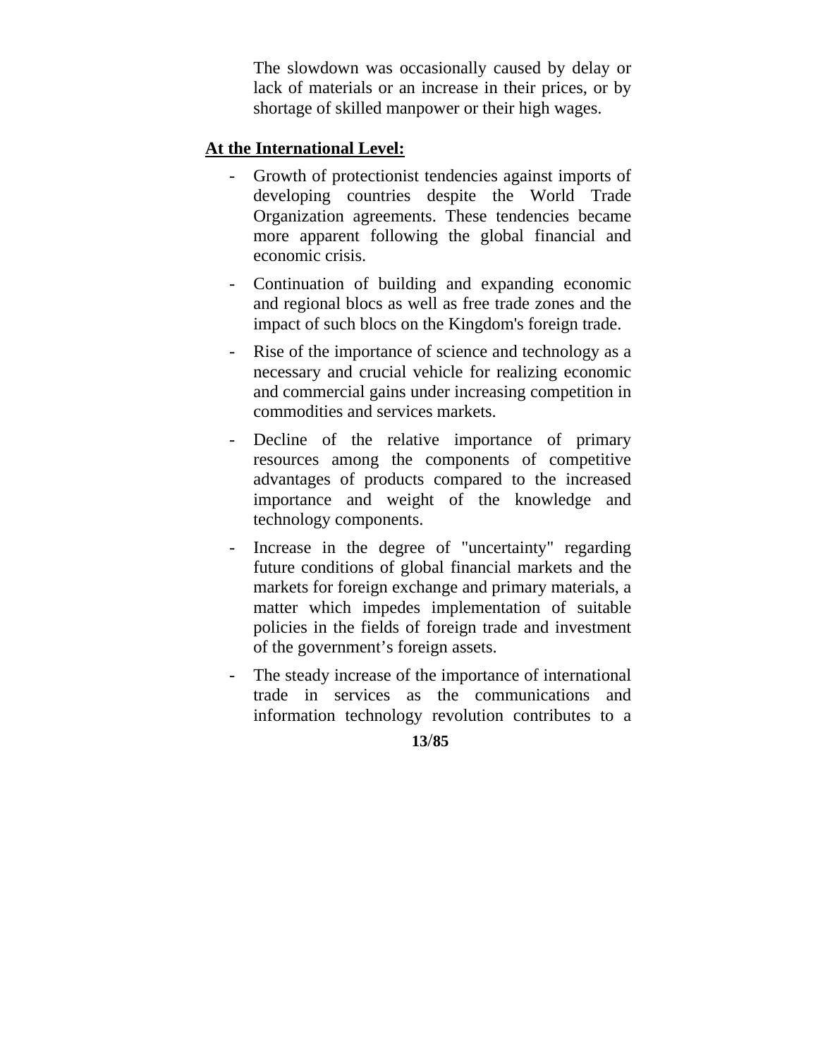The slowdown was occasionally caused by delay or lack of materials or an increase in their prices, or by shortage of skilled manpower or their high wages.

**At the International Level:**

- Growth of protectionist tendencies against imports of developing countries despite the World Trade Organization agreements. These tendencies became more apparent following the global financial and economic crisis.
- Continuation of building and expanding economic and regional blocs as well as free trade zones and the impact of such blocs on the Kingdom's foreign trade.
- Rise of the importance of science and technology as a necessary and crucial vehicle for realizing economic and commercial gains under increasing competition in commodities and services markets.
- Decline of the relative importance of primary resources among the components of competitive advantages of products compared to the increased importance and weight of the knowledge and technology components.
- Increase in the degree of "uncertainty" regarding future conditions of global financial markets and the markets for foreign exchange and primary materials, a matter which impedes implementation of suitable policies in the fields of foreign trade and investment of the government's foreign assets.
- The steady increase of the importance of international trade in services as the communications and information technology revolution contributes to a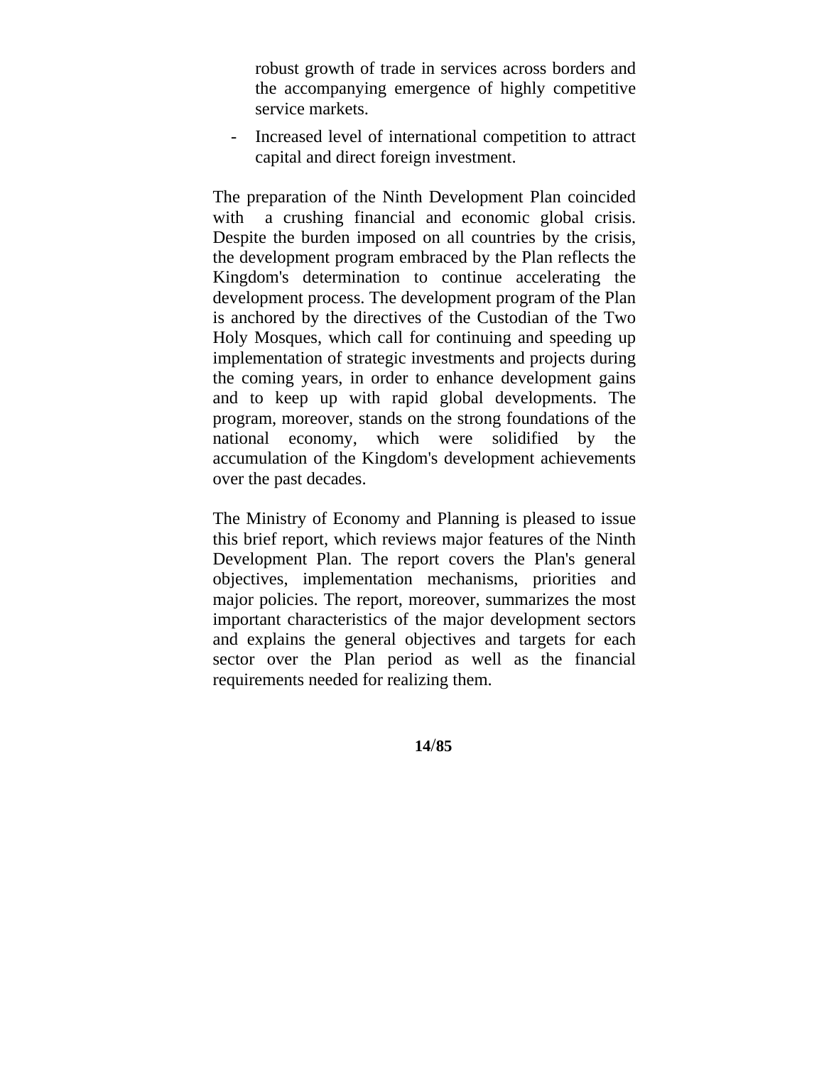robust growth of trade in services across borders and the accompanying emergence of highly competitive service markets.

- Increased level of international competition to attract capital and direct foreign investment.

The preparation of the Ninth Development Plan coincided with a crushing financial and economic global crisis. Despite the burden imposed on all countries by the crisis, the development program embraced by the Plan reflects the Kingdom's determination to continue accelerating the development process. The development program of the Plan is anchored by the directives of the Custodian of the Two Holy Mosques, which call for continuing and speeding up implementation of strategic investments and projects during the coming years, in order to enhance development gains and to keep up with rapid global developments. The program, moreover, stands on the strong foundations of the national economy, which were solidified by the accumulation of the Kingdom's development achievements over the past decades.

The Ministry of Economy and Planning is pleased to issue this brief report, which reviews major features of the Ninth Development Plan. The report covers the Plan's general objectives, implementation mechanisms, priorities and major policies. The report, moreover, summarizes the most important characteristics of the major development sectors and explains the general objectives and targets for each sector over the Plan period as well as the financial requirements needed for realizing them.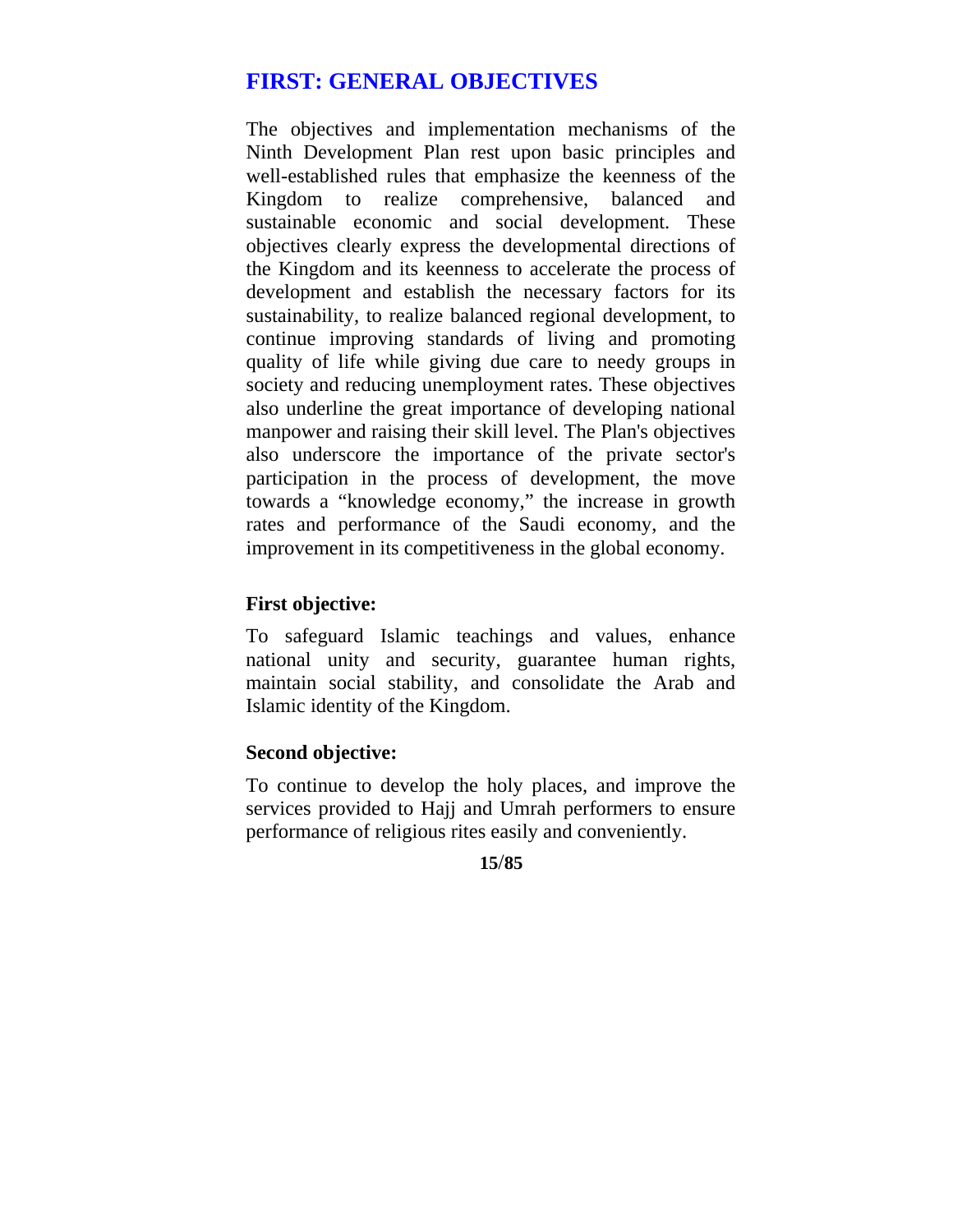## FIRST: GENERAL OBJECTIVES

The objectives and implementation mechanisms of the Ninth Development Plan rest upon basic principles and well-established rules that emphasize the keenness of the Kingdom to realize comprehensive, balanced and sustainable economic and social development. These objectives clearly express the developmental directions of the Kingdom and its keenness to accelerate the process of development and establish the necessary factors for its sustainability, to realize balanced regional development, to continue improving standards of living and promoting quality of life while giving due care to needy groups in society and reducing unemployment rates. These objectives also underline the great importance of developing national manpower and raising their skill level. The Plan's objectives also underscore the importance of the private sector's participation in the process of development, the move towards a "knowledge economy," the increase in growth rates and performance of the Saudi economy, and the improvement in its competitiveness in the global economy.

### First objective:

To safeguard Islamic teachings and values, enhance national unity and security, guarantee human rights, maintain social stability, and consolidate the Arab and Islamic identity of the Kingdom.

### Second objective:

To continue to develop the holy places, and improve the services provided to Hajj and Umrah performers to ensure performance of religious rites easily and conveniently.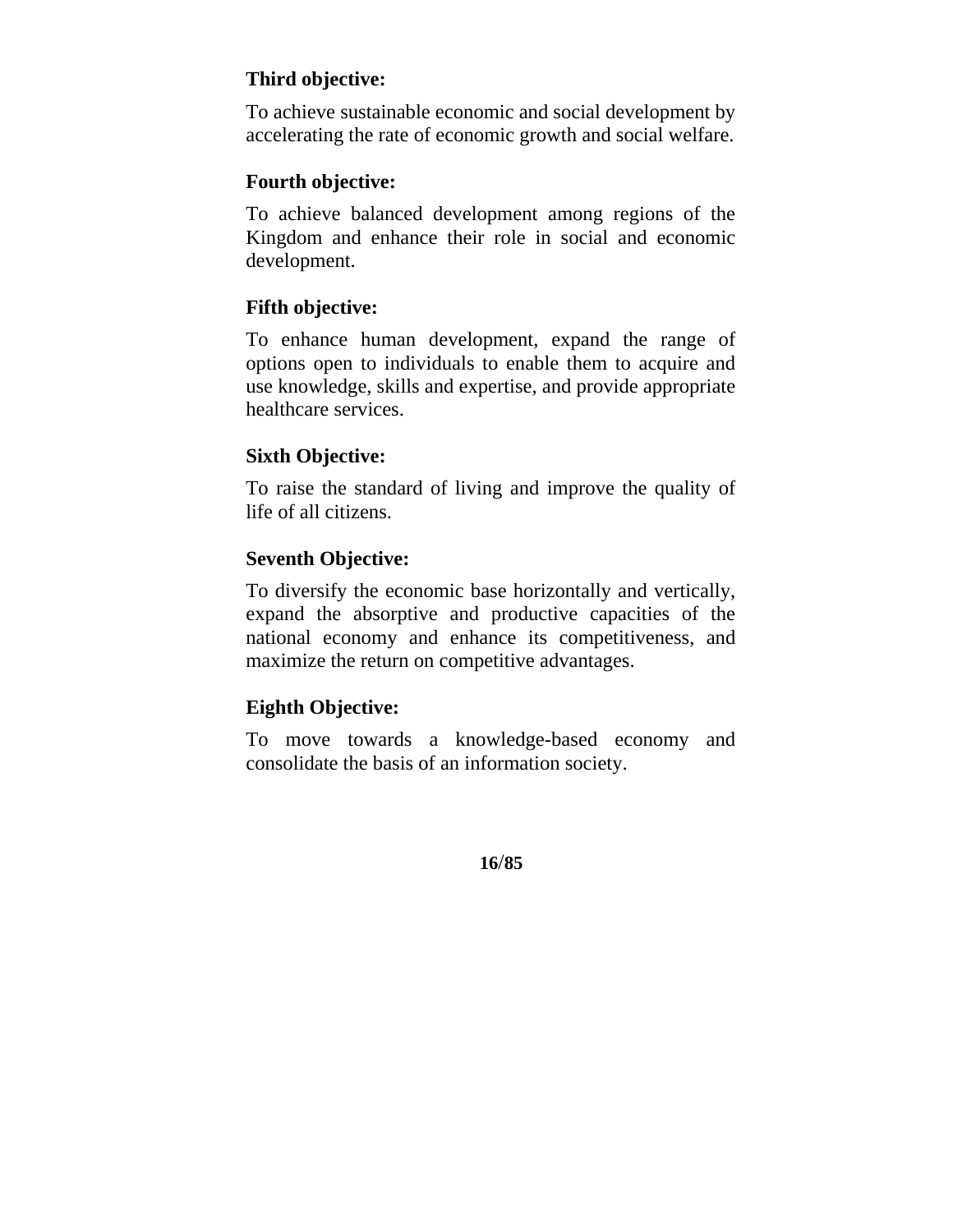**Third objective:**

To achieve sustainable economic and social development by accelerating the rate of economic growth and social welfare.

**Fourth objective:**

To achieve balanced development among regions of the Kingdom and enhance their role in social and economic development.

**Fifth objective:**

To enhance human development, expand the range of options open to individuals to enable them to acquire and use knowledge, skills and expertise, and provide appropriate healthcare services.

**Sixth Objective:**

To raise the standard of living and improve the quality of life of all citizens.

**Seventh Objective:**

To diversify the economic base horizontally and vertically, expand the absorptive and productive capacities of the national economy and enhance its competitiveness, and maximize the return on competitive advantages.

**Eighth Objective:**

To move towards a knowledge-based economy and consolidate the basis of an information society.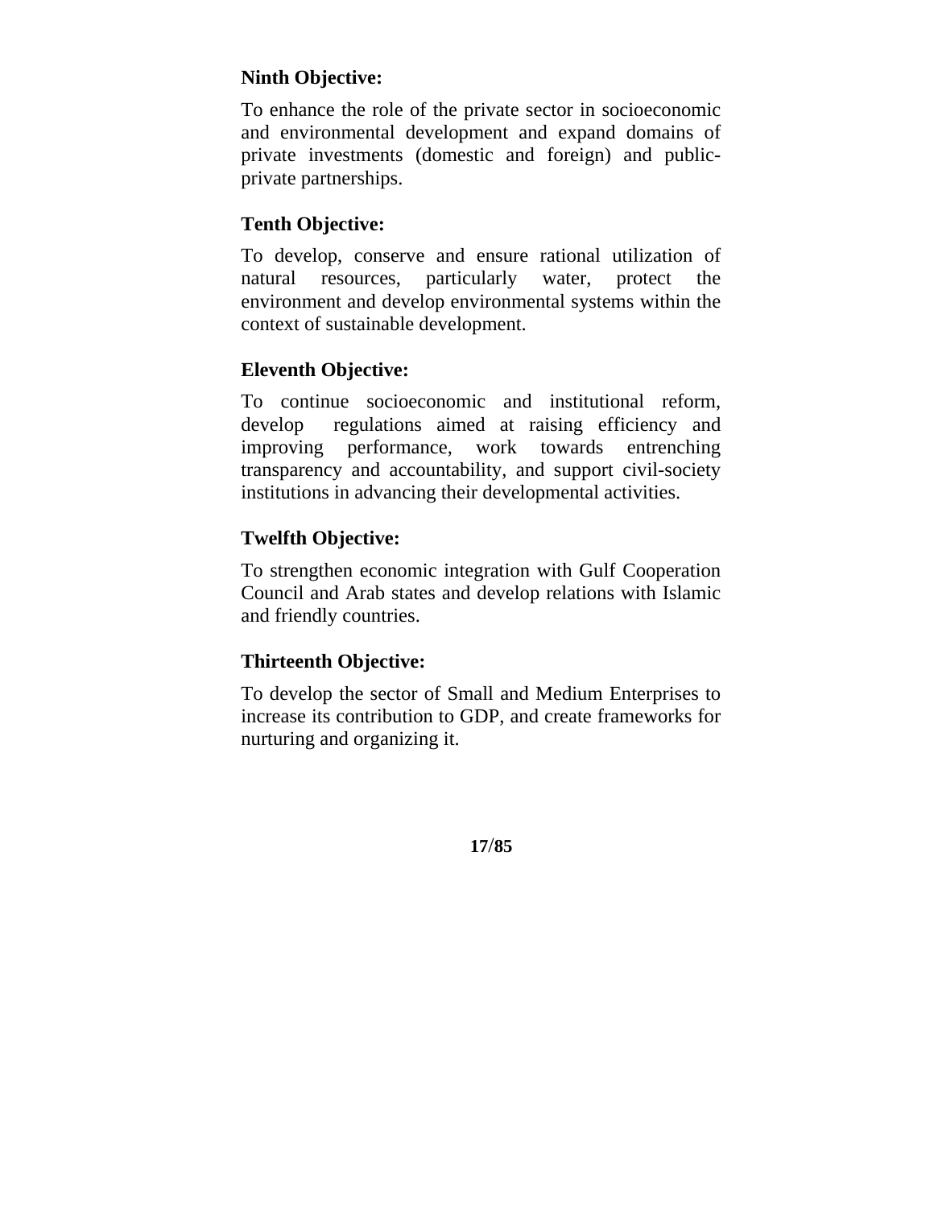**Ninth Objective:**

To enhance the role of the private sector in socioeconomic and environmental development and expand domains of private investments (domestic and foreign) and public-private partnerships.

**Tenth Objective:**

To develop, conserve and ensure rational utilization of natural resources, particularly water, protect the environment and develop environmental systems within the context of sustainable development.

**Eleventh Objective:**

To continue socioeconomic and institutional reform, develop regulations aimed at raising efficiency and improving performance, work towards entrenching transparency and accountability, and support civil-society institutions in advancing their developmental activities.

**Twelfth Objective:**

To strengthen economic integration with Gulf Cooperation Council and Arab states and develop relations with Islamic and friendly countries.

**Thirteenth Objective:**

To develop the sector of Small and Medium Enterprises to increase its contribution to GDP, and create frameworks for nurturing and organizing it.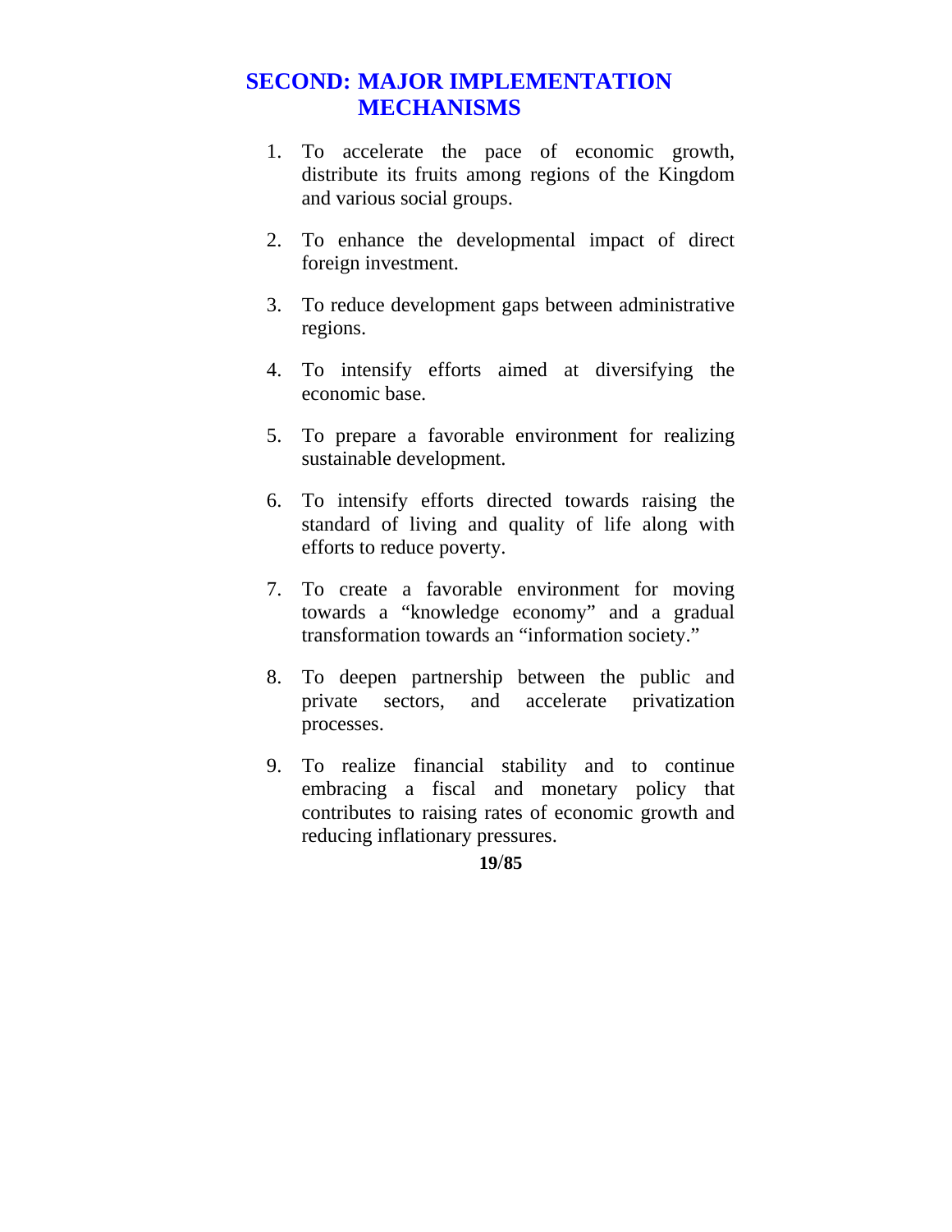## SECOND: MAJOR IMPLEMENTATION MECHANISMS

1. To accelerate the pace of economic growth, distribute its fruits among regions of the Kingdom and various social groups.

2. To enhance the developmental impact of direct foreign investment.

3. To reduce development gaps between administrative regions.

4. To intensify efforts aimed at diversifying the economic base.

5. To prepare a favorable environment for realizing sustainable development.

6. To intensify efforts directed towards raising the standard of living and quality of life along with efforts to reduce poverty.

7. To create a favorable environment for moving towards a "knowledge economy" and a gradual transformation towards an "information society."

8. To deepen partnership between the public and private sectors, and accelerate privatization processes.

9. To realize financial stability and to continue embracing a fiscal and monetary policy that contributes to raising rates of economic growth and reducing inflationary pressures.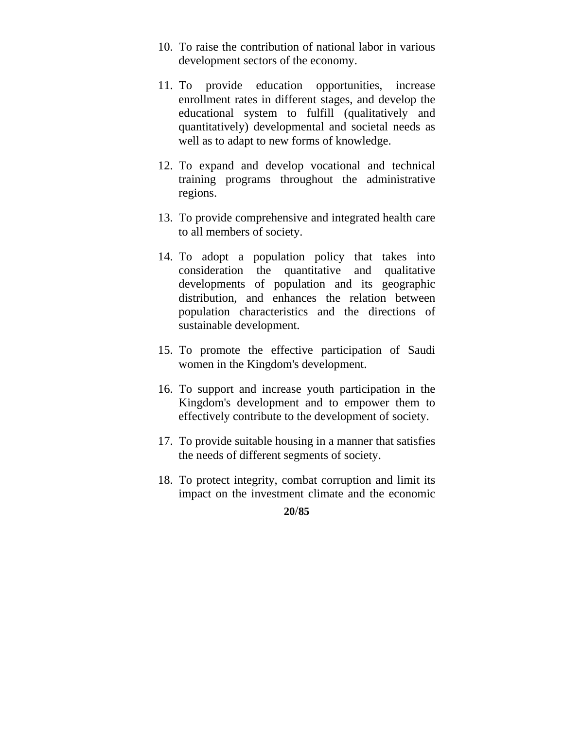10. To raise the contribution of national labor in various development sectors of the economy.

11. To provide education opportunities, increase enrollment rates in different stages, and develop the educational system to fulfill (qualitatively and quantitatively) developmental and societal needs as well as to adapt to new forms of knowledge.

12. To expand and develop vocational and technical training programs throughout the administrative regions.

13. To provide comprehensive and integrated health care to all members of society.

14. To adopt a population policy that takes into consideration the quantitative and qualitative developments of population and its geographic distribution, and enhances the relation between population characteristics and the directions of sustainable development.

15. To promote the effective participation of Saudi women in the Kingdom's development.

16. To support and increase youth participation in the Kingdom's development and to empower them to effectively contribute to the development of society.

17. To provide suitable housing in a manner that satisfies the needs of different segments of society.

18. To protect integrity, combat corruption and limit its impact on the investment climate and the economic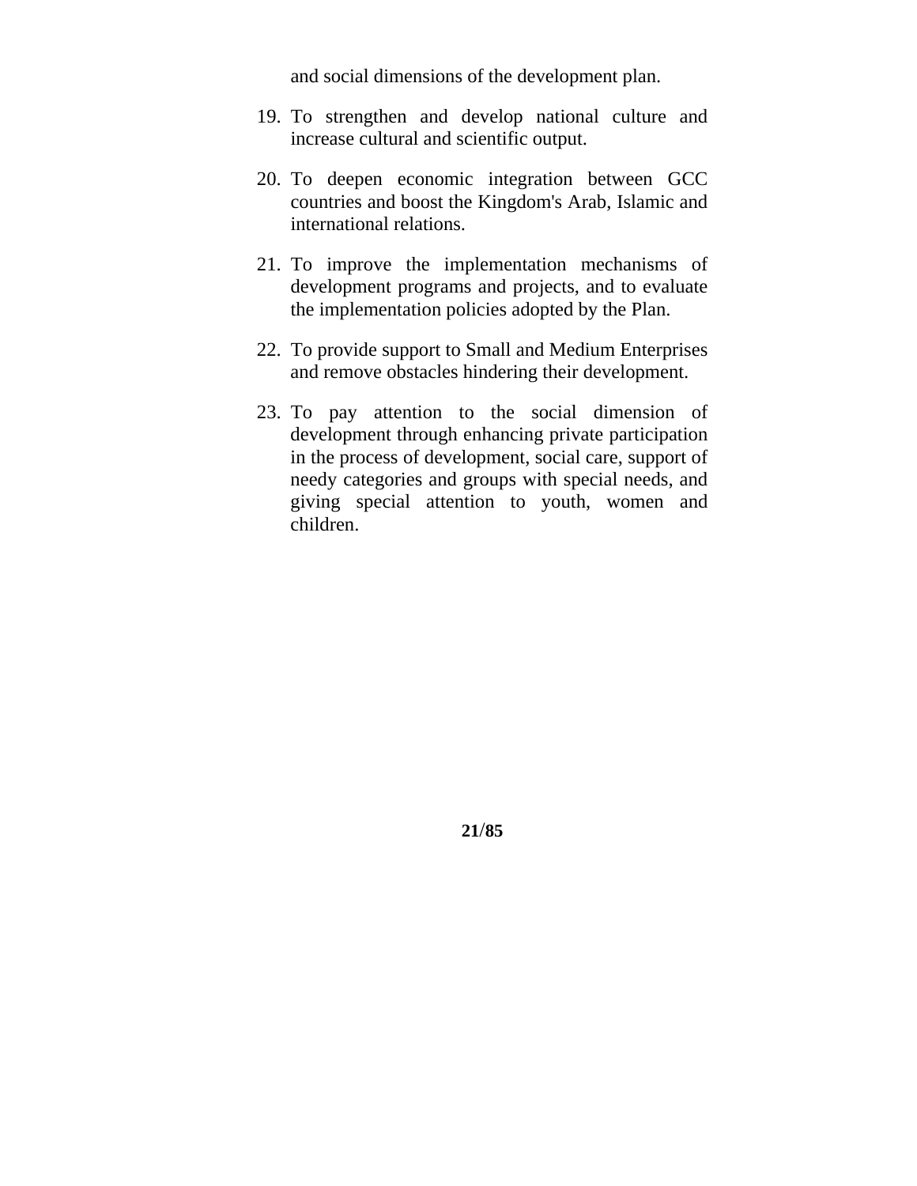and social dimensions of the development plan.

19. To strengthen and develop national culture and increase cultural and scientific output.

20. To deepen economic integration between GCC countries and boost the Kingdom's Arab, Islamic and international relations.

21. To improve the implementation mechanisms of development programs and projects, and to evaluate the implementation policies adopted by the Plan.

22. To provide support to Small and Medium Enterprises and remove obstacles hindering their development.

23. To pay attention to the social dimension of development through enhancing private participation in the process of development, social care, support of needy categories and groups with special needs, and giving special attention to youth, women and children.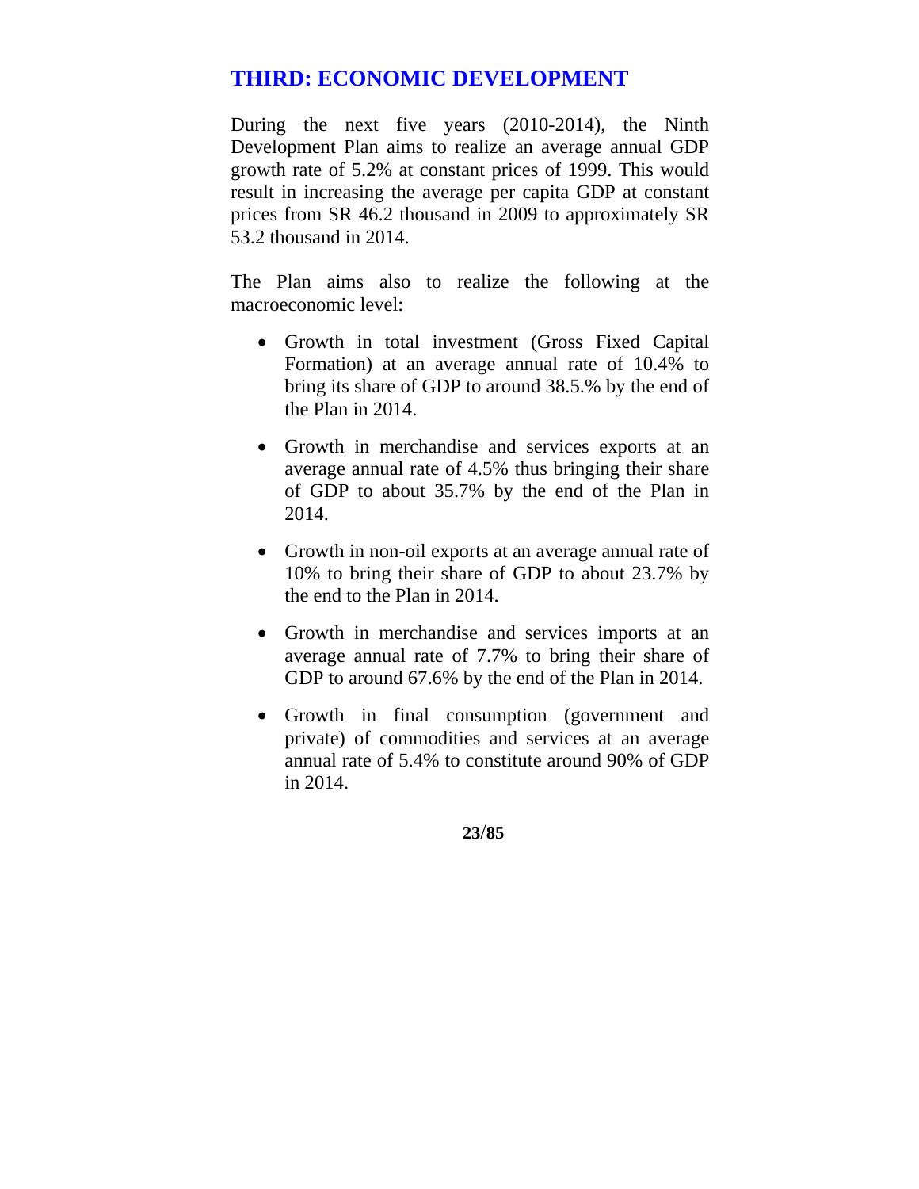## THIRD: ECONOMIC DEVELOPMENT

During the next five years (2010-2014), the Ninth Development Plan aims to realize an average annual GDP growth rate of 5.2% at constant prices of 1999. This would result in increasing the average per capita GDP at constant prices from SR 46.2 thousand in 2009 to approximately SR 53.2 thousand in 2014.

The Plan aims also to realize the following at the macroeconomic level:

- Growth in total investment (Gross Fixed Capital Formation) at an average annual rate of 10.4% to bring its share of GDP to around 38.5.% by the end of the Plan in 2014.

- Growth in merchandise and services exports at an average annual rate of 4.5% thus bringing their share of GDP to about 35.7% by the end of the Plan in 2014.

- Growth in non-oil exports at an average annual rate of 10% to bring their share of GDP to about 23.7% by the end to the Plan in 2014.

- Growth in merchandise and services imports at an average annual rate of 7.7% to bring their share of GDP to around 67.6% by the end of the Plan in 2014.

- Growth in final consumption (government and private) of commodities and services at an average annual rate of 5.4% to constitute around 90% of GDP in 2014.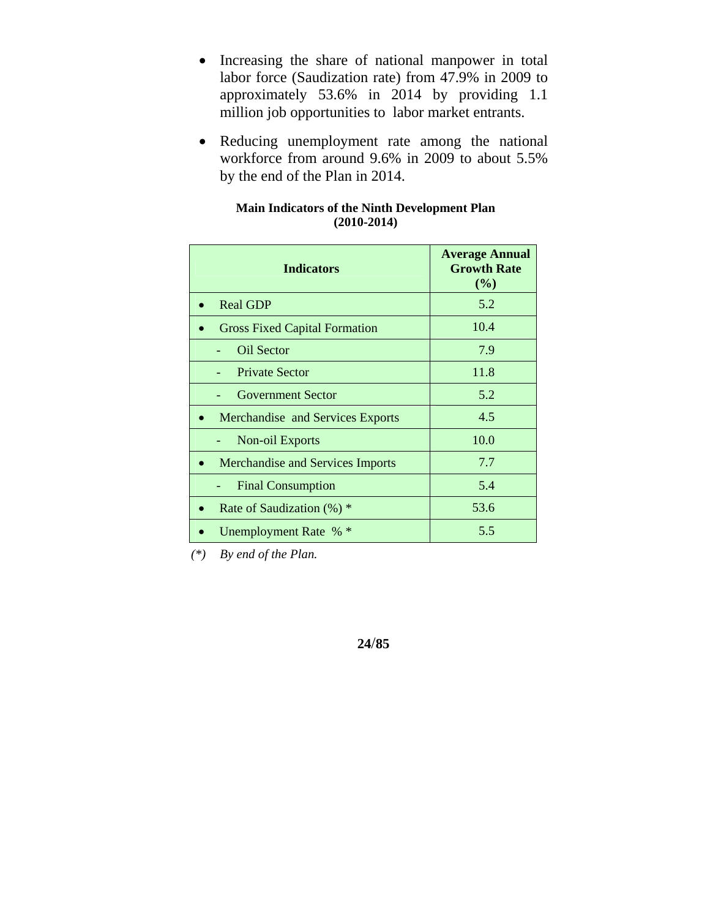- Increasing the share of national manpower in total labor force (Saudization rate) from 47.9% in 2009 to approximately 53.6% in 2014 by providing 1.1 million job opportunities to labor market entrants.

- Reducing unemployment rate among the national workforce from around 9.6% in 2009 to about 5.5% by the end of the Plan in 2014.

**Main Indicators of the Ninth Development Plan (2010-2014)**

| Indicators | Average Annual Growth Rate (%) |
|---|---|
| • Real GDP | 5.2 |
| • Gross Fixed Capital Formation | 10.4 |
| - Oil Sector | 7.9 |
| - Private Sector | 11.8 |
| - Government Sector | 5.2 |
| • Merchandise and Services Exports | 4.5 |
| - Non-oil Exports | 10.0 |
| • Merchandise and Services Imports | 7.7 |
| - Final Consumption | 5.4 |
| • Rate of Saudization (%) * | 53.6 |
| • Unemployment Rate % * | 5.5 |

*(\*) By end of the Plan.*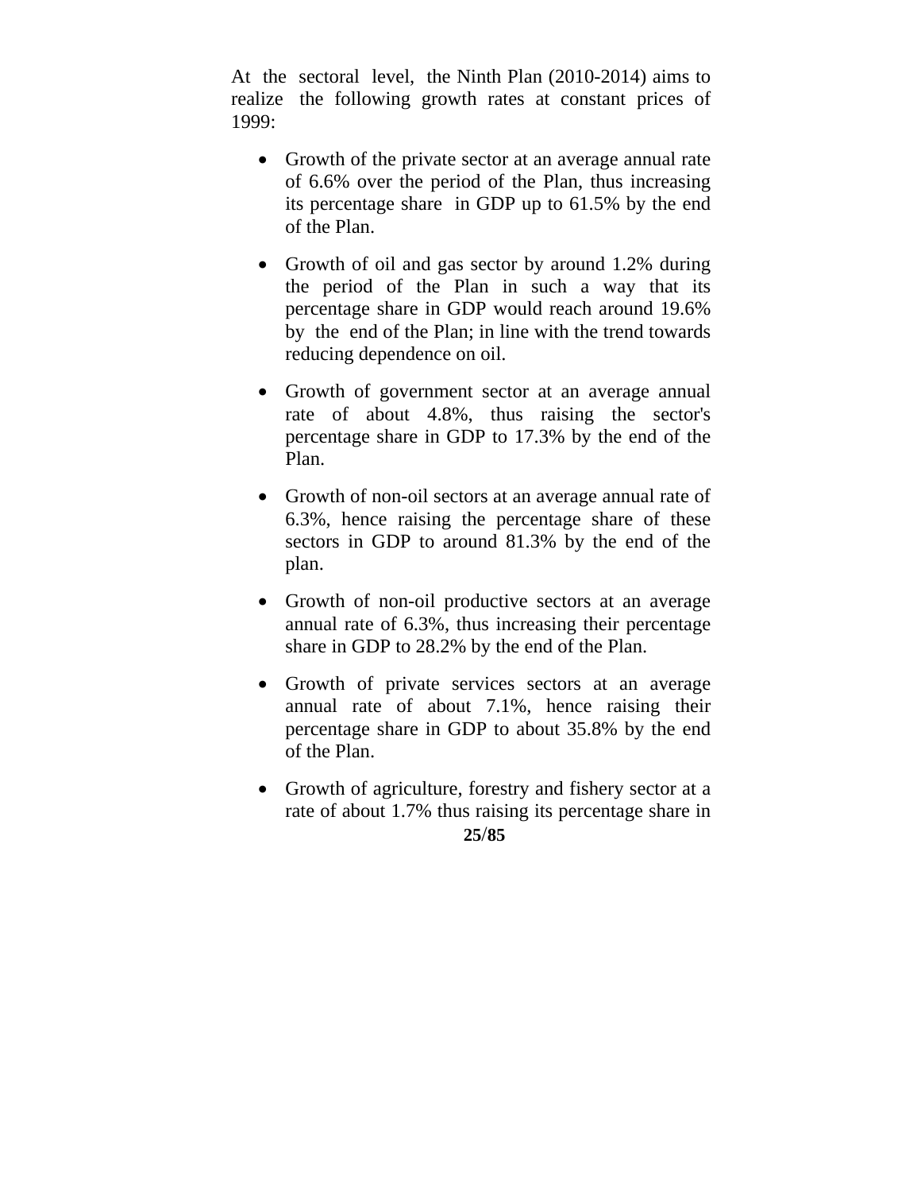At the sectoral level, the Ninth Plan (2010-2014) aims to realize the following growth rates at constant prices of 1999:

- Growth of the private sector at an average annual rate of 6.6% over the period of the Plan, thus increasing its percentage share in GDP up to 61.5% by the end of the Plan.

- Growth of oil and gas sector by around 1.2% during the period of the Plan in such a way that its percentage share in GDP would reach around 19.6% by the end of the Plan; in line with the trend towards reducing dependence on oil.

- Growth of government sector at an average annual rate of about 4.8%, thus raising the sector's percentage share in GDP to 17.3% by the end of the Plan.

- Growth of non-oil sectors at an average annual rate of 6.3%, hence raising the percentage share of these sectors in GDP to around 81.3% by the end of the plan.

- Growth of non-oil productive sectors at an average annual rate of 6.3%, thus increasing their percentage share in GDP to 28.2% by the end of the Plan.

- Growth of private services sectors at an average annual rate of about 7.1%, hence raising their percentage share in GDP to about 35.8% by the end of the Plan.

- Growth of agriculture, forestry and fishery sector at a rate of about 1.7% thus raising its percentage share in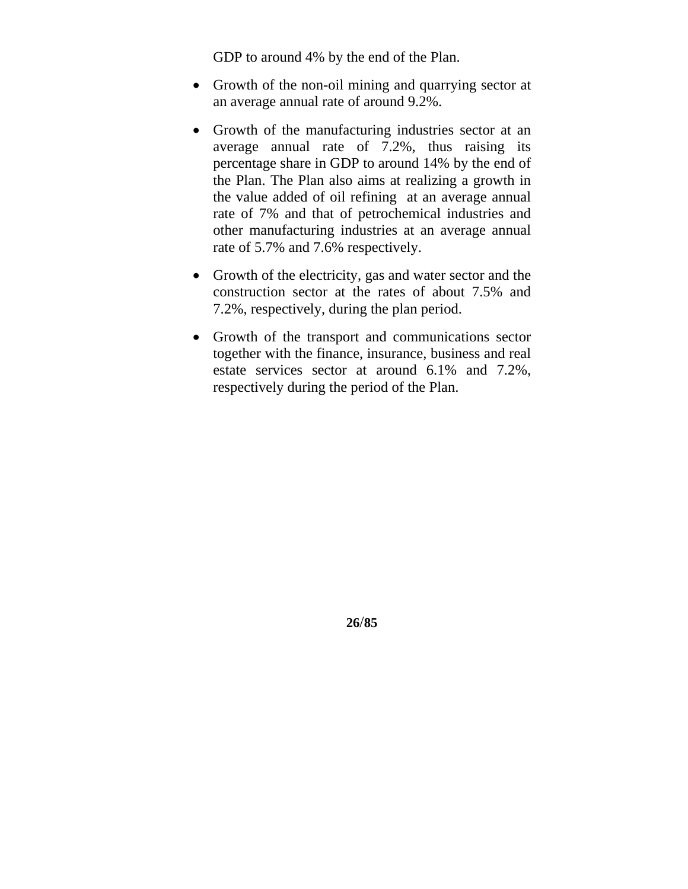GDP to around 4% by the end of the Plan.

- Growth of the non-oil mining and quarrying sector at an average annual rate of around 9.2%.
- Growth of the manufacturing industries sector at an average annual rate of 7.2%, thus raising its percentage share in GDP to around 14% by the end of the Plan. The Plan also aims at realizing a growth in the value added of oil refining at an average annual rate of 7% and that of petrochemical industries and other manufacturing industries at an average annual rate of 5.7% and 7.6% respectively.
- Growth of the electricity, gas and water sector and the construction sector at the rates of about 7.5% and 7.2%, respectively, during the plan period.
- Growth of the transport and communications sector together with the finance, insurance, business and real estate services sector at around 6.1% and 7.2%, respectively during the period of the Plan.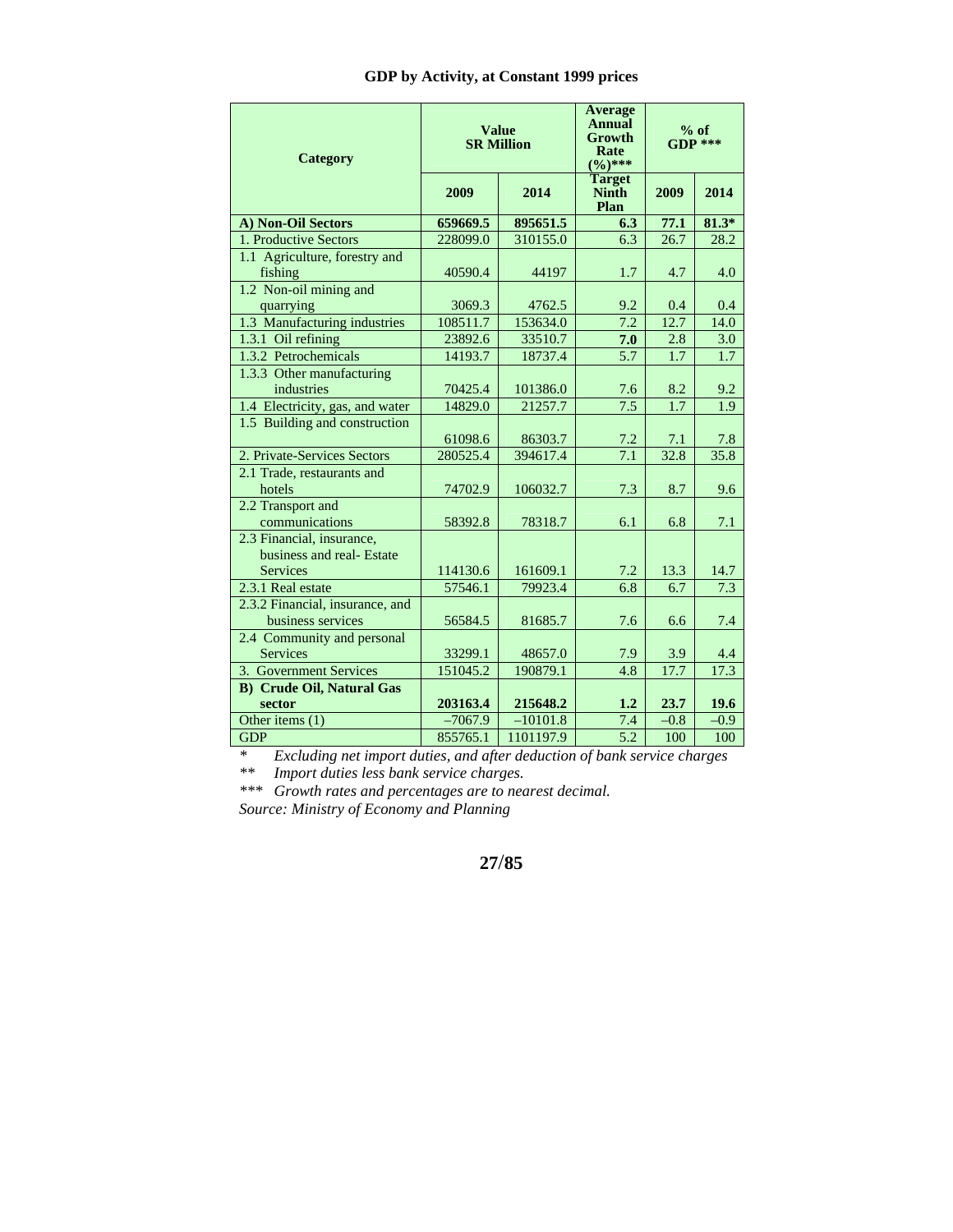**GDP by Activity, at Constant 1999 prices**

| Category | Value SR Million | | Average Annual Growth Rate (%)*** | % of GDP *** | |
|---|---|---|---|---|---|
| | 2009 | 2014 | Target Ninth Plan | 2009 | 2014 |
| **A) Non-Oil Sectors** | **659669.5** | **895651.5** | **6.3** | **77.1** | **81.3*** |
| 1. Productive Sectors | 228099.0 | 310155.0 | 6.3 | 26.7 | 28.2 |
| 1.1 Agriculture, forestry and fishing | 40590.4 | 44197 | 1.7 | 4.7 | 4.0 |
| 1.2 Non-oil mining and quarrying | 3069.3 | 4762.5 | 9.2 | 0.4 | 0.4 |
| 1.3 Manufacturing industries | 108511.7 | 153634.0 | 7.2 | 12.7 | 14.0 |
| 1.3.1 Oil refining | 23892.6 | 33510.7 | **7.0** | 2.8 | 3.0 |
| 1.3.2 Petrochemicals | 14193.7 | 18737.4 | 5.7 | 1.7 | 1.7 |
| 1.3.3 Other manufacturing industries | 70425.4 | 101386.0 | 7.6 | 8.2 | 9.2 |
| 1.4 Electricity, gas, and water | 14829.0 | 21257.7 | 7.5 | 1.7 | 1.9 |
| 1.5 Building and construction | 61098.6 | 86303.7 | 7.2 | 7.1 | 7.8 |
| 2. Private-Services Sectors | 280525.4 | 394617.4 | 7.1 | 32.8 | 35.8 |
| 2.1 Trade, restaurants and hotels | 74702.9 | 106032.7 | 7.3 | 8.7 | 9.6 |
| 2.2 Transport and communications | 58392.8 | 78318.7 | 6.1 | 6.8 | 7.1 |
| 2.3 Financial, insurance, business and real- Estate Services | 114130.6 | 161609.1 | 7.2 | 13.3 | 14.7 |
| 2.3.1 Real estate | 57546.1 | 79923.4 | 6.8 | 6.7 | 7.3 |
| 2.3.2 Financial, insurance, and business services | 56584.5 | 81685.7 | 7.6 | 6.6 | 7.4 |
| 2.4 Community and personal Services | 33299.1 | 48657.0 | 7.9 | 3.9 | 4.4 |
| 3. Government Services | 151045.2 | 190879.1 | 4.8 | 17.7 | 17.3 |
| **B) Crude Oil, Natural Gas sector** | **203163.4** | **215648.2** | **1.2** | **23.7** | **19.6** |
| Other items (1) | –7067.9 | –10101.8 | 7.4 | –0.8 | –0.9 |
| GDP | 855765.1 | 1101197.9 | 5.2 | 100 | 100 |

\* *Excluding net import duties, and after deduction of bank service charges*

\*\* *Import duties less bank service charges.*

\*\*\* *Growth rates and percentages are to nearest decimal.*

*Source: Ministry of Economy and Planning*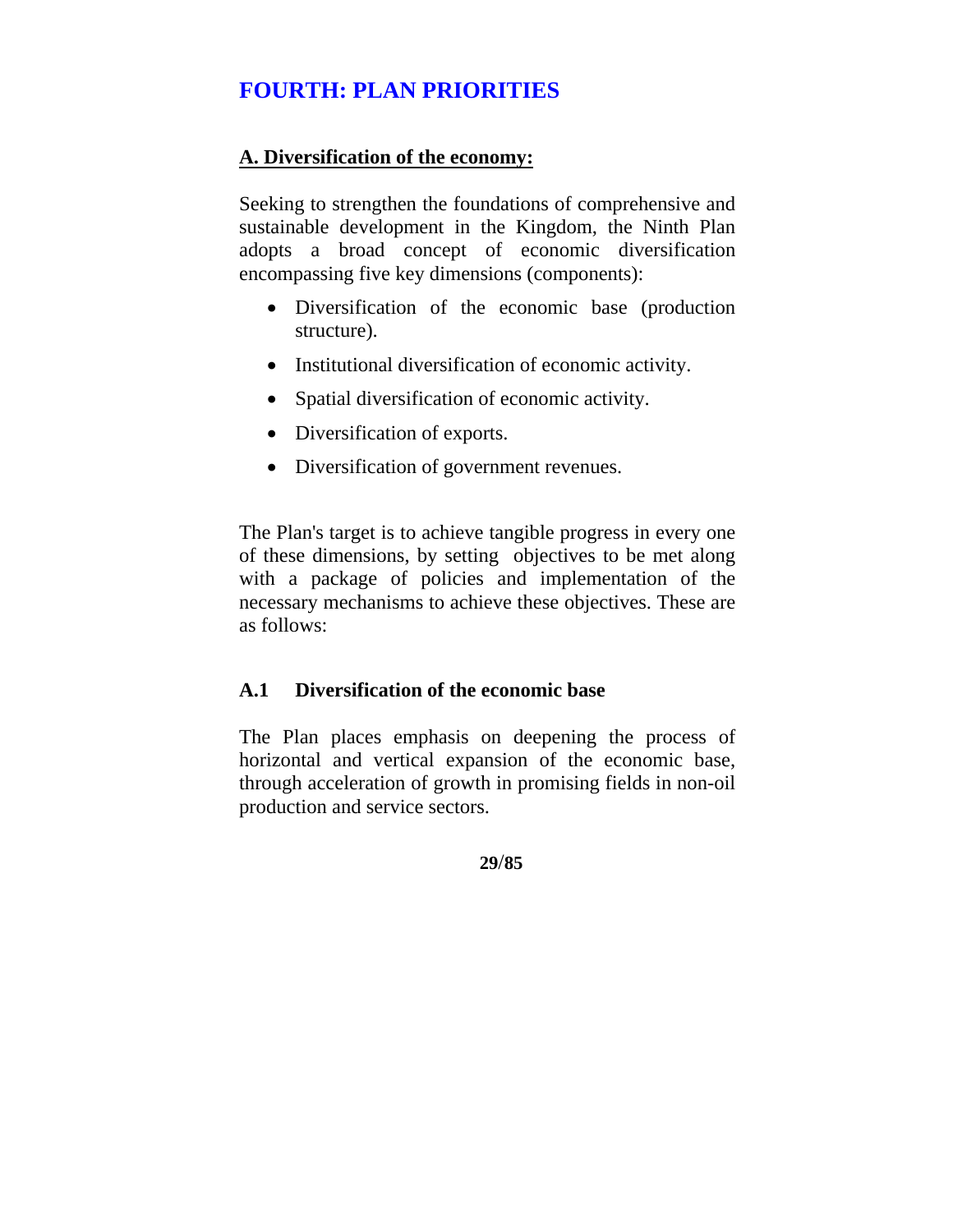# FOURTH: PLAN PRIORITIES

## A. Diversification of the economy:

Seeking to strengthen the foundations of comprehensive and sustainable development in the Kingdom, the Ninth Plan adopts a broad concept of economic diversification encompassing five key dimensions (components):

- Diversification of the economic base (production structure).
- Institutional diversification of economic activity.
- Spatial diversification of economic activity.
- Diversification of exports.
- Diversification of government revenues.

The Plan's target is to achieve tangible progress in every one of these dimensions, by setting objectives to be met along with a package of policies and implementation of the necessary mechanisms to achieve these objectives. These are as follows:

### A.1 Diversification of the economic base

The Plan places emphasis on deepening the process of horizontal and vertical expansion of the economic base, through acceleration of growth in promising fields in non-oil production and service sectors.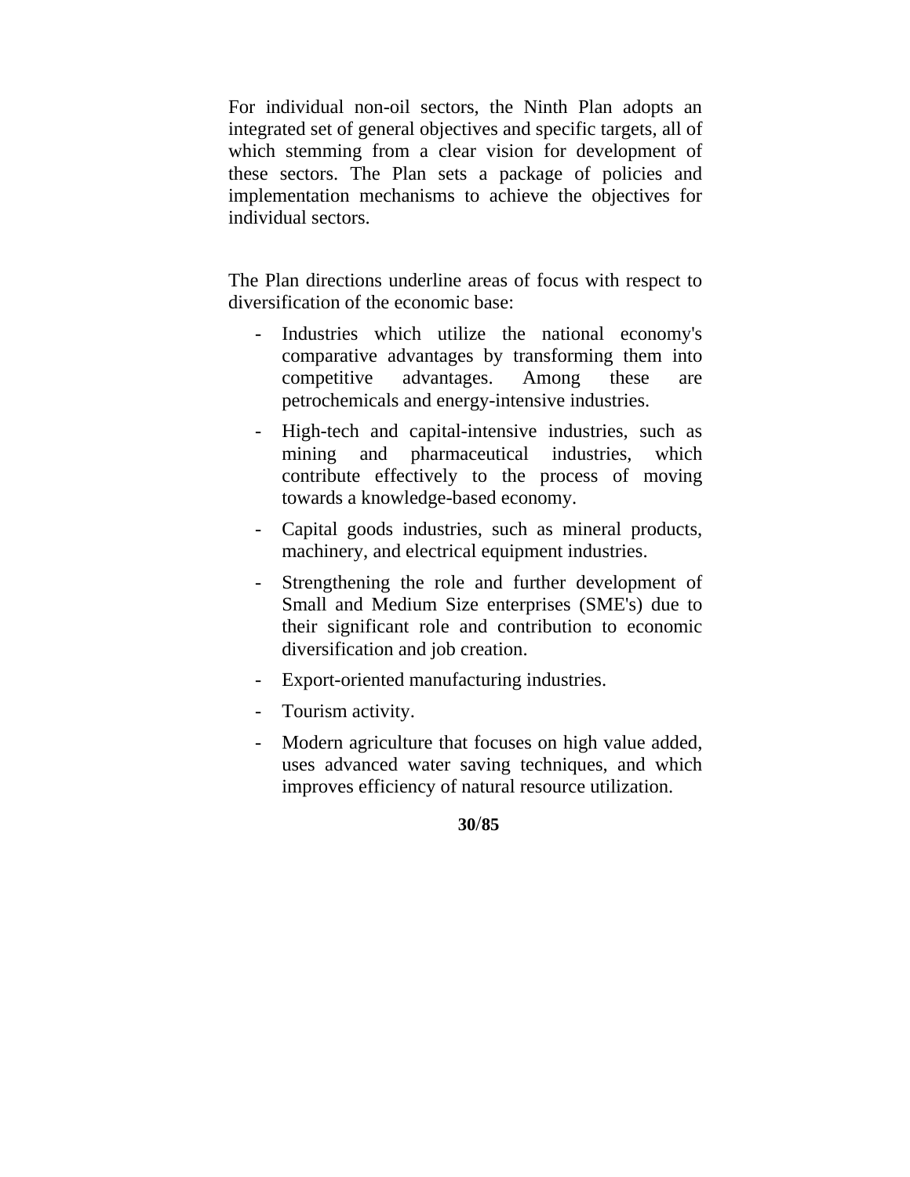For individual non-oil sectors, the Ninth Plan adopts an integrated set of general objectives and specific targets, all of which stemming from a clear vision for development of these sectors. The Plan sets a package of policies and implementation mechanisms to achieve the objectives for individual sectors.

The Plan directions underline areas of focus with respect to diversification of the economic base:

- Industries which utilize the national economy's comparative advantages by transforming them into competitive advantages. Among these are petrochemicals and energy-intensive industries.
- High-tech and capital-intensive industries, such as mining and pharmaceutical industries, which contribute effectively to the process of moving towards a knowledge-based economy.
- Capital goods industries, such as mineral products, machinery, and electrical equipment industries.
- Strengthening the role and further development of Small and Medium Size enterprises (SME's) due to their significant role and contribution to economic diversification and job creation.
- Export-oriented manufacturing industries.
- Tourism activity.
- Modern agriculture that focuses on high value added, uses advanced water saving techniques, and which improves efficiency of natural resource utilization.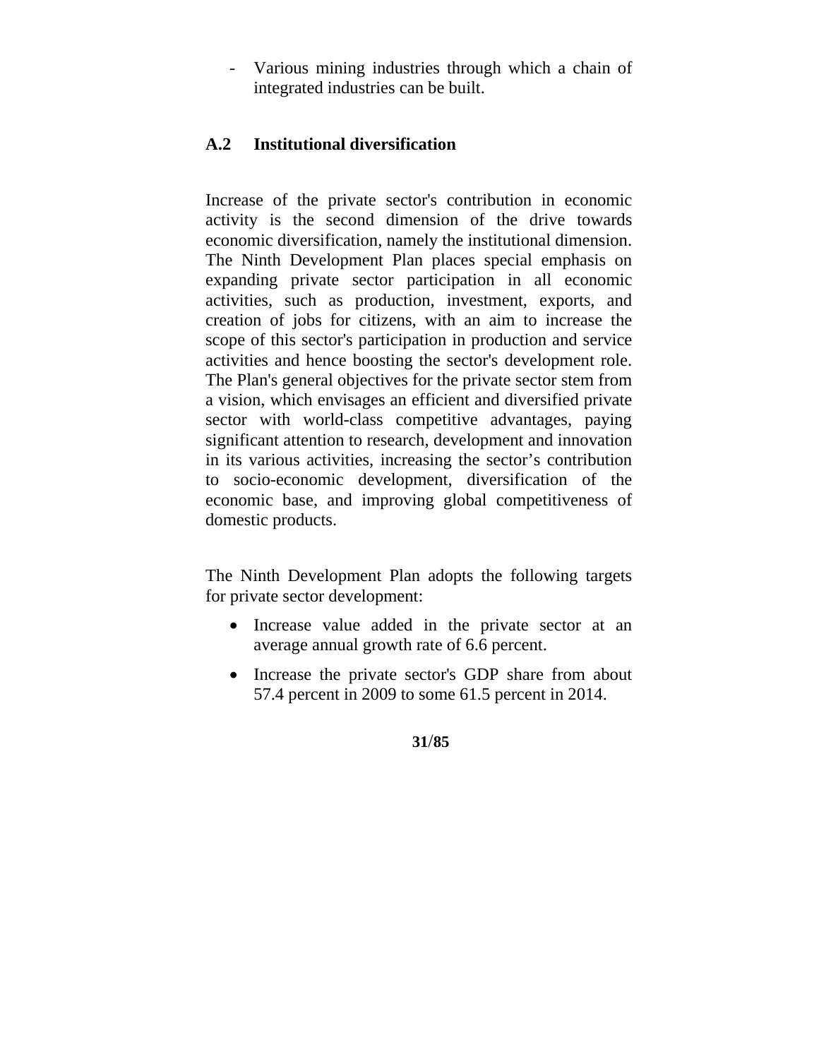- Various mining industries through which a chain of integrated industries can be built.

### A.2 Institutional diversification

Increase of the private sector's contribution in economic activity is the second dimension of the drive towards economic diversification, namely the institutional dimension. The Ninth Development Plan places special emphasis on expanding private sector participation in all economic activities, such as production, investment, exports, and creation of jobs for citizens, with an aim to increase the scope of this sector's participation in production and service activities and hence boosting the sector's development role. The Plan's general objectives for the private sector stem from a vision, which envisages an efficient and diversified private sector with world-class competitive advantages, paying significant attention to research, development and innovation in its various activities, increasing the sector’s contribution to socio-economic development, diversification of the economic base, and improving global competitiveness of domestic products.

The Ninth Development Plan adopts the following targets for private sector development:

- Increase value added in the private sector at an average annual growth rate of 6.6 percent.
- Increase the private sector's GDP share from about 57.4 percent in 2009 to some 61.5 percent in 2014.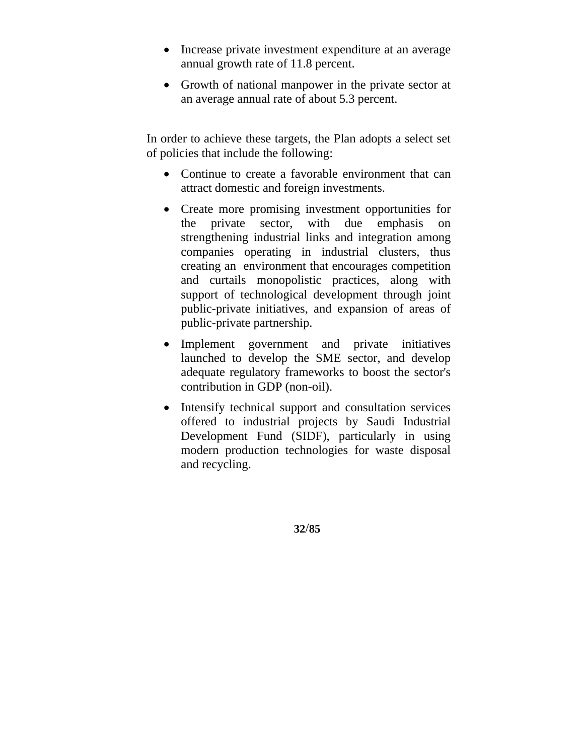- Increase private investment expenditure at an average annual growth rate of 11.8 percent.
- Growth of national manpower in the private sector at an average annual rate of about 5.3 percent.

In order to achieve these targets, the Plan adopts a select set of policies that include the following:

- Continue to create a favorable environment that can attract domestic and foreign investments.
- Create more promising investment opportunities for the private sector, with due emphasis on strengthening industrial links and integration among companies operating in industrial clusters, thus creating an environment that encourages competition and curtails monopolistic practices, along with support of technological development through joint public-private initiatives, and expansion of areas of public-private partnership.
- Implement government and private initiatives launched to develop the SME sector, and develop adequate regulatory frameworks to boost the sector's contribution in GDP (non-oil).
- Intensify technical support and consultation services offered to industrial projects by Saudi Industrial Development Fund (SIDF), particularly in using modern production technologies for waste disposal and recycling.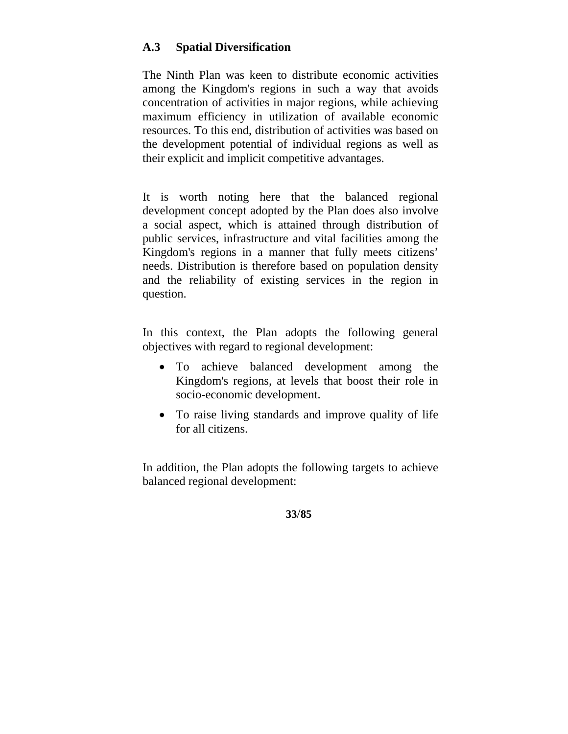## A.3 Spatial Diversification

The Ninth Plan was keen to distribute economic activities among the Kingdom's regions in such a way that avoids concentration of activities in major regions, while achieving maximum efficiency in utilization of available economic resources. To this end, distribution of activities was based on the development potential of individual regions as well as their explicit and implicit competitive advantages.

It is worth noting here that the balanced regional development concept adopted by the Plan does also involve a social aspect, which is attained through distribution of public services, infrastructure and vital facilities among the Kingdom's regions in a manner that fully meets citizens' needs. Distribution is therefore based on population density and the reliability of existing services in the region in question.

In this context, the Plan adopts the following general objectives with regard to regional development:

- To achieve balanced development among the Kingdom's regions, at levels that boost their role in socio-economic development.
- To raise living standards and improve quality of life for all citizens.

In addition, the Plan adopts the following targets to achieve balanced regional development: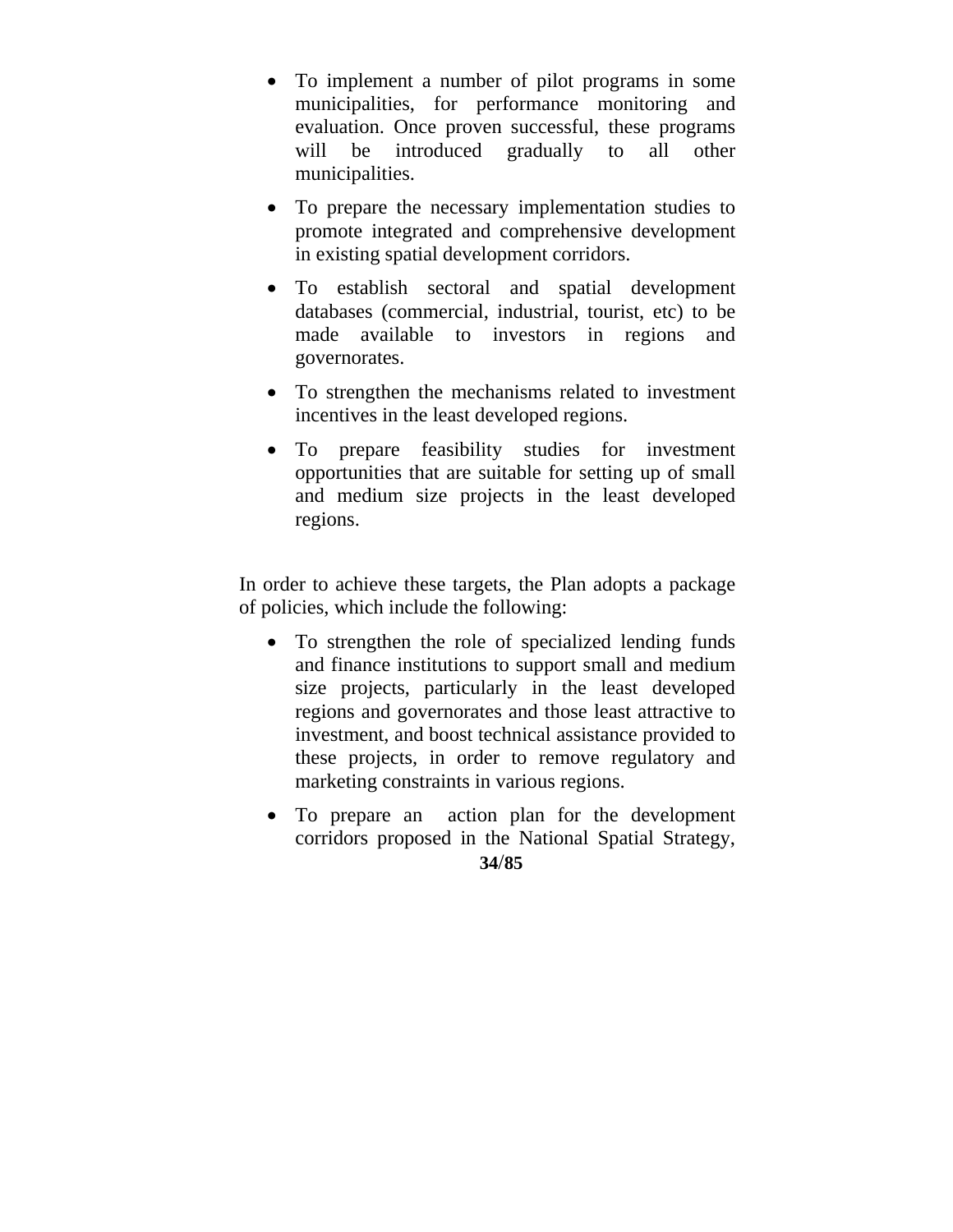- To implement a number of pilot programs in some municipalities, for performance monitoring and evaluation. Once proven successful, these programs will be introduced gradually to all other municipalities.
- To prepare the necessary implementation studies to promote integrated and comprehensive development in existing spatial development corridors.
- To establish sectoral and spatial development databases (commercial, industrial, tourist, etc) to be made available to investors in regions and governorates.
- To strengthen the mechanisms related to investment incentives in the least developed regions.
- To prepare feasibility studies for investment opportunities that are suitable for setting up of small and medium size projects in the least developed regions.

In order to achieve these targets, the Plan adopts a package of policies, which include the following:

- To strengthen the role of specialized lending funds and finance institutions to support small and medium size projects, particularly in the least developed regions and governorates and those least attractive to investment, and boost technical assistance provided to these projects, in order to remove regulatory and marketing constraints in various regions.
- To prepare an action plan for the development corridors proposed in the National Spatial Strategy,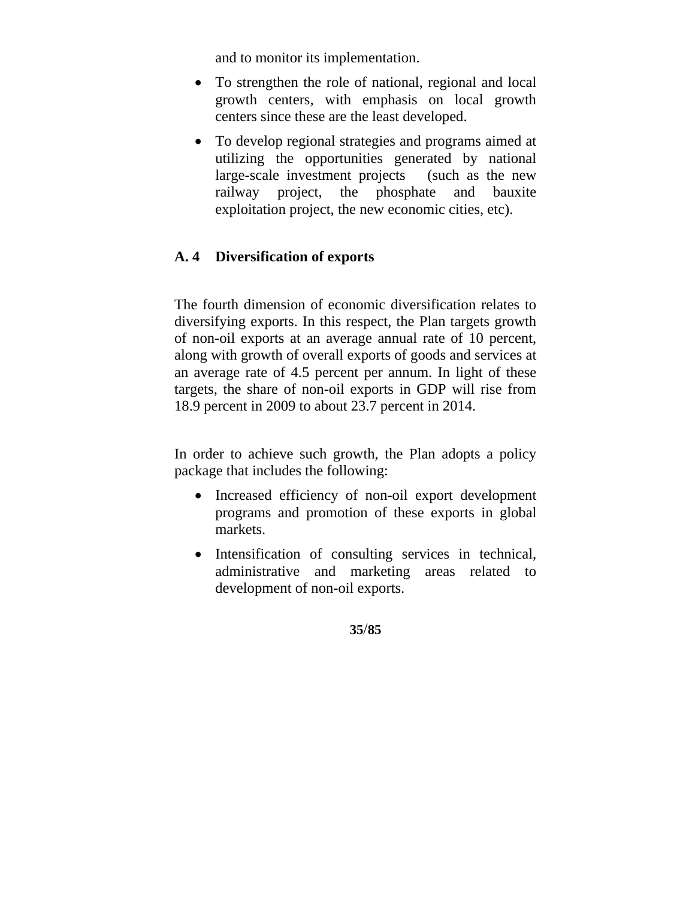and to monitor its implementation.

- To strengthen the role of national, regional and local growth centers, with emphasis on local growth centers since these are the least developed.
- To develop regional strategies and programs aimed at utilizing the opportunities generated by national large-scale investment projects (such as the new railway project, the phosphate and bauxite exploitation project, the new economic cities, etc).

### A. 4 Diversification of exports

The fourth dimension of economic diversification relates to diversifying exports. In this respect, the Plan targets growth of non-oil exports at an average annual rate of 10 percent, along with growth of overall exports of goods and services at an average rate of 4.5 percent per annum. In light of these targets, the share of non-oil exports in GDP will rise from 18.9 percent in 2009 to about 23.7 percent in 2014.

In order to achieve such growth, the Plan adopts a policy package that includes the following:

- Increased efficiency of non-oil export development programs and promotion of these exports in global markets.
- Intensification of consulting services in technical, administrative and marketing areas related to development of non-oil exports.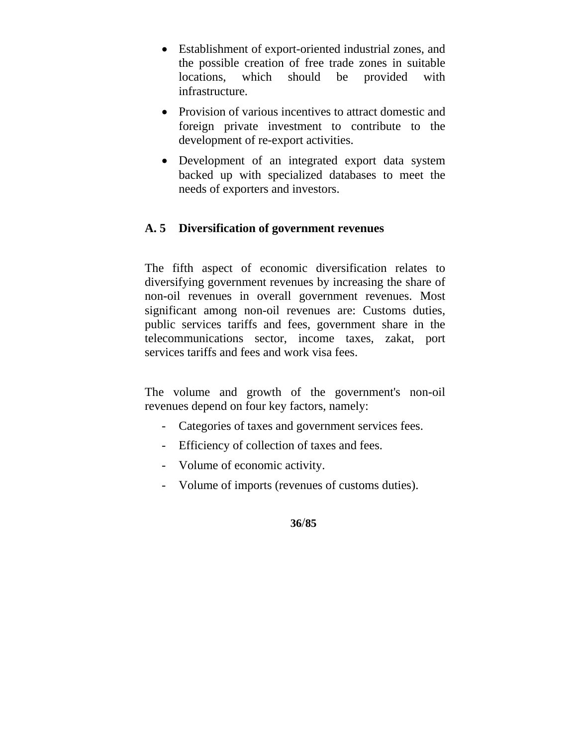- Establishment of export-oriented industrial zones, and the possible creation of free trade zones in suitable locations, which should be provided with infrastructure.
- Provision of various incentives to attract domestic and foreign private investment to contribute to the development of re-export activities.
- Development of an integrated export data system backed up with specialized databases to meet the needs of exporters and investors.

## A. 5 Diversification of government revenues

The fifth aspect of economic diversification relates to diversifying government revenues by increasing the share of non-oil revenues in overall government revenues. Most significant among non-oil revenues are: Customs duties, public services tariffs and fees, government share in the telecommunications sector, income taxes, zakat, port services tariffs and fees and work visa fees.

The volume and growth of the government's non-oil revenues depend on four key factors, namely:

- Categories of taxes and government services fees.
- Efficiency of collection of taxes and fees.
- Volume of economic activity.
- Volume of imports (revenues of customs duties).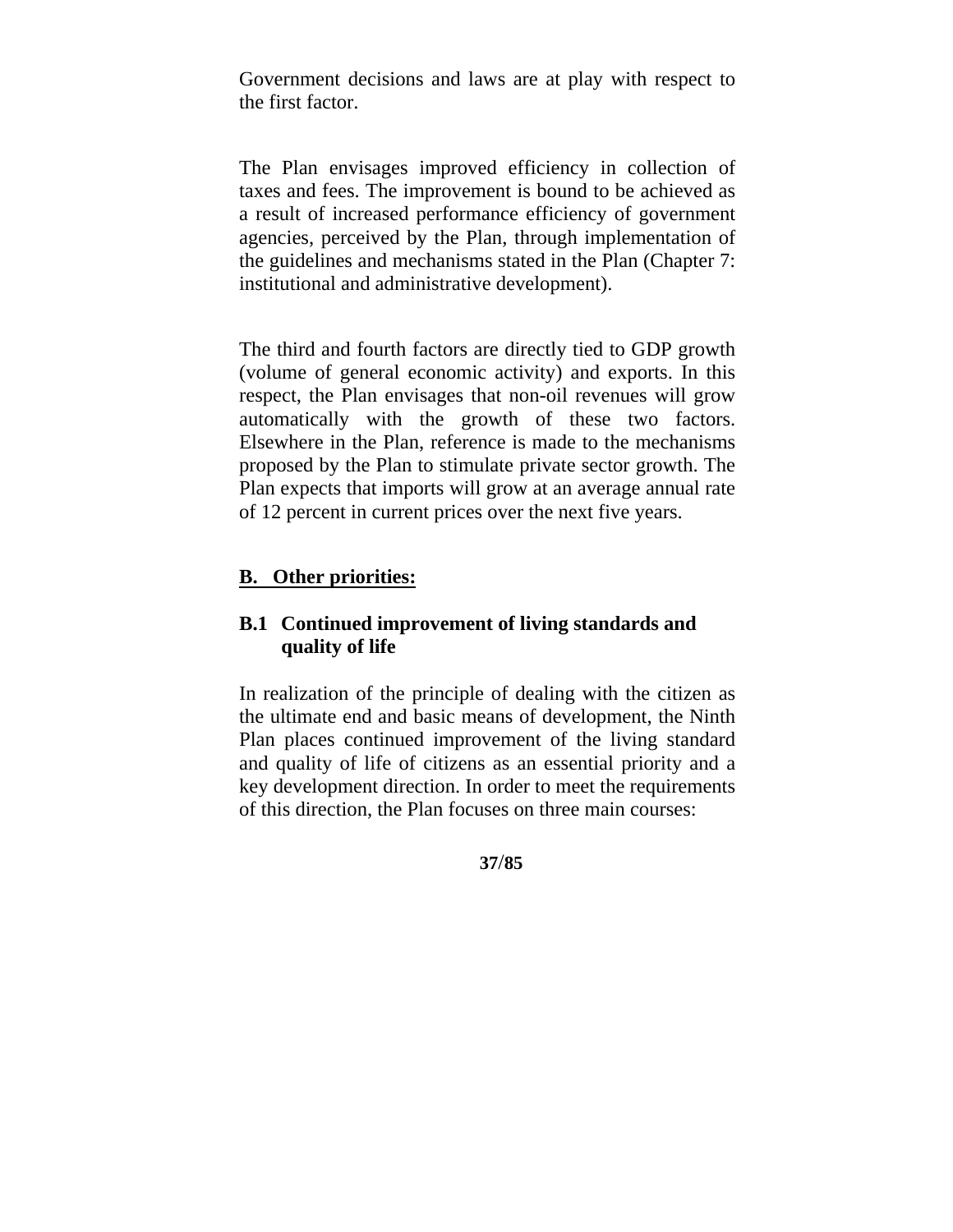Government decisions and laws are at play with respect to the first factor.

The Plan envisages improved efficiency in collection of taxes and fees. The improvement is bound to be achieved as a result of increased performance efficiency of government agencies, perceived by the Plan, through implementation of the guidelines and mechanisms stated in the Plan (Chapter 7: institutional and administrative development).

The third and fourth factors are directly tied to GDP growth (volume of general economic activity) and exports. In this respect, the Plan envisages that non-oil revenues will grow automatically with the growth of these two factors. Elsewhere in the Plan, reference is made to the mechanisms proposed by the Plan to stimulate private sector growth. The Plan expects that imports will grow at an average annual rate of 12 percent in current prices over the next five years.

## B. Other priorities:

### B.1 Continued improvement of living standards and quality of life

In realization of the principle of dealing with the citizen as the ultimate end and basic means of development, the Ninth Plan places continued improvement of the living standard and quality of life of citizens as an essential priority and a key development direction. In order to meet the requirements of this direction, the Plan focuses on three main courses: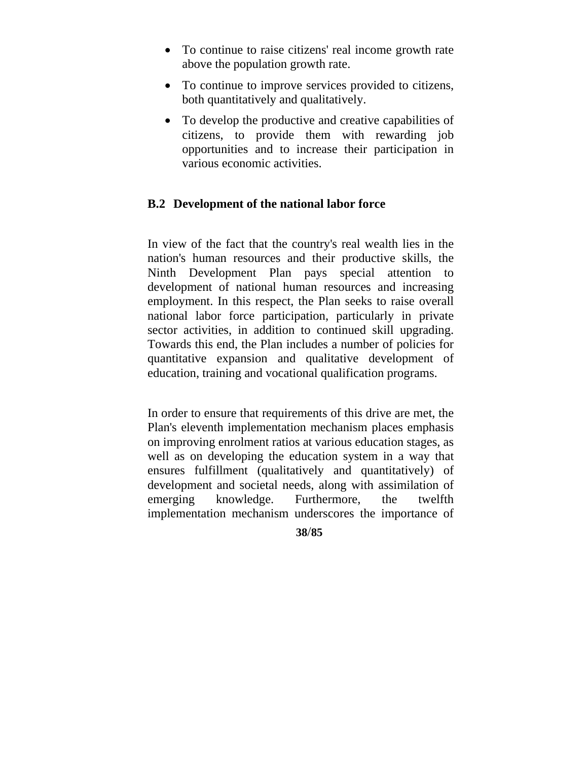- To continue to raise citizens' real income growth rate above the population growth rate.
- To continue to improve services provided to citizens, both quantitatively and qualitatively.
- To develop the productive and creative capabilities of citizens, to provide them with rewarding job opportunities and to increase their participation in various economic activities.

### B.2 Development of the national labor force

In view of the fact that the country's real wealth lies in the nation's human resources and their productive skills, the Ninth Development Plan pays special attention to development of national human resources and increasing employment. In this respect, the Plan seeks to raise overall national labor force participation, particularly in private sector activities, in addition to continued skill upgrading. Towards this end, the Plan includes a number of policies for quantitative expansion and qualitative development of education, training and vocational qualification programs.

In order to ensure that requirements of this drive are met, the Plan's eleventh implementation mechanism places emphasis on improving enrolment ratios at various education stages, as well as on developing the education system in a way that ensures fulfillment (qualitatively and quantitatively) of development and societal needs, along with assimilation of emerging knowledge. Furthermore, the twelfth implementation mechanism underscores the importance of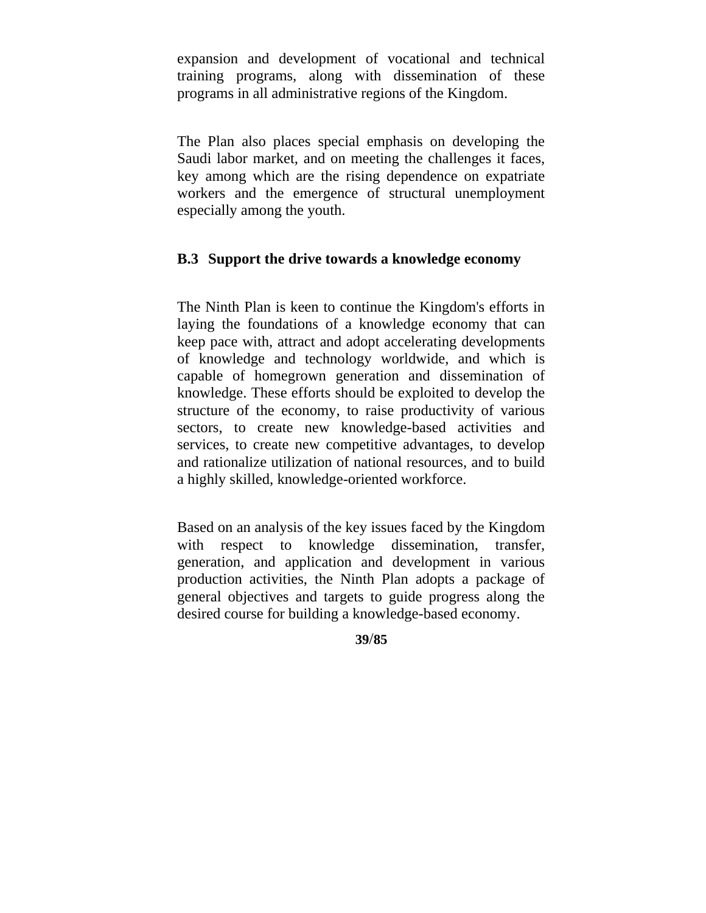expansion and development of vocational and technical training programs, along with dissemination of these programs in all administrative regions of the Kingdom.

The Plan also places special emphasis on developing the Saudi labor market, and on meeting the challenges it faces, key among which are the rising dependence on expatriate workers and the emergence of structural unemployment especially among the youth.

### B.3 Support the drive towards a knowledge economy

The Ninth Plan is keen to continue the Kingdom's efforts in laying the foundations of a knowledge economy that can keep pace with, attract and adopt accelerating developments of knowledge and technology worldwide, and which is capable of homegrown generation and dissemination of knowledge. These efforts should be exploited to develop the structure of the economy, to raise productivity of various sectors, to create new knowledge-based activities and services, to create new competitive advantages, to develop and rationalize utilization of national resources, and to build a highly skilled, knowledge-oriented workforce.

Based on an analysis of the key issues faced by the Kingdom with respect to knowledge dissemination, transfer, generation, and application and development in various production activities, the Ninth Plan adopts a package of general objectives and targets to guide progress along the desired course for building a knowledge-based economy.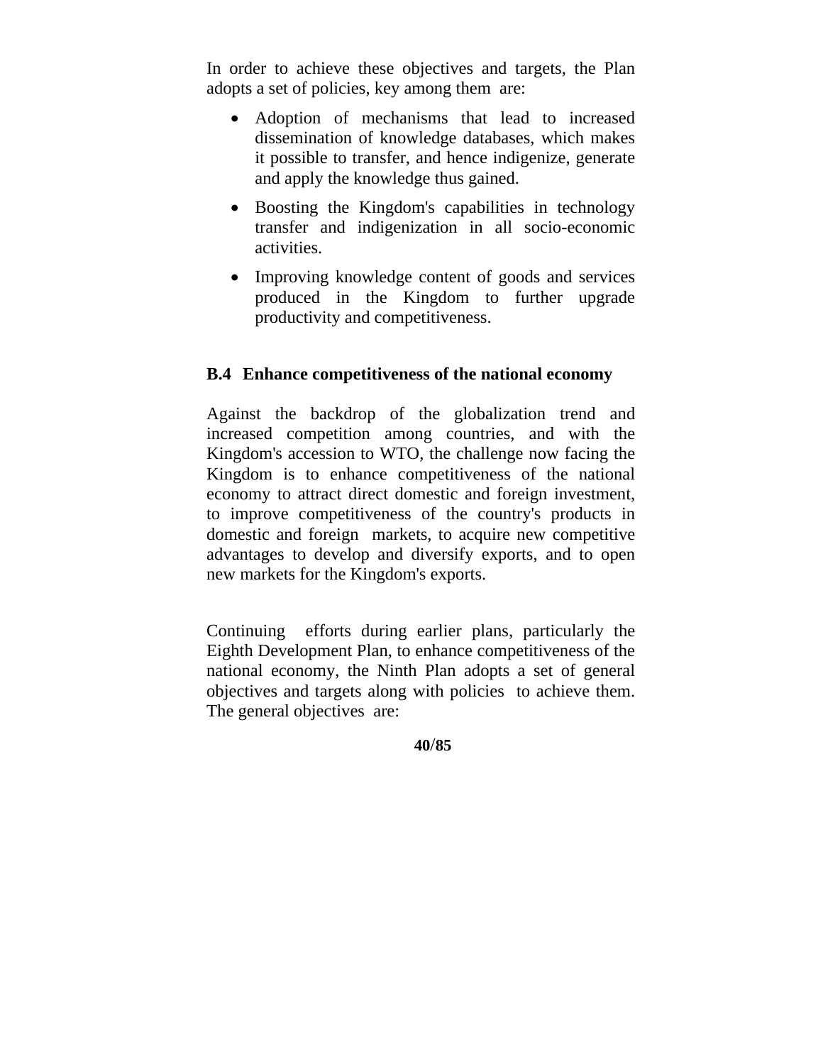In order to achieve these objectives and targets, the Plan adopts a set of policies, key among them are:

- Adoption of mechanisms that lead to increased dissemination of knowledge databases, which makes it possible to transfer, and hence indigenize, generate and apply the knowledge thus gained.
- Boosting the Kingdom's capabilities in technology transfer and indigenization in all socio-economic activities.
- Improving knowledge content of goods and services produced in the Kingdom to further upgrade productivity and competitiveness.

### B.4 Enhance competitiveness of the national economy

Against the backdrop of the globalization trend and increased competition among countries, and with the Kingdom's accession to WTO, the challenge now facing the Kingdom is to enhance competitiveness of the national economy to attract direct domestic and foreign investment, to improve competitiveness of the country's products in domestic and foreign markets, to acquire new competitive advantages to develop and diversify exports, and to open new markets for the Kingdom's exports.

Continuing efforts during earlier plans, particularly the Eighth Development Plan, to enhance competitiveness of the national economy, the Ninth Plan adopts a set of general objectives and targets along with policies to achieve them. The general objectives are: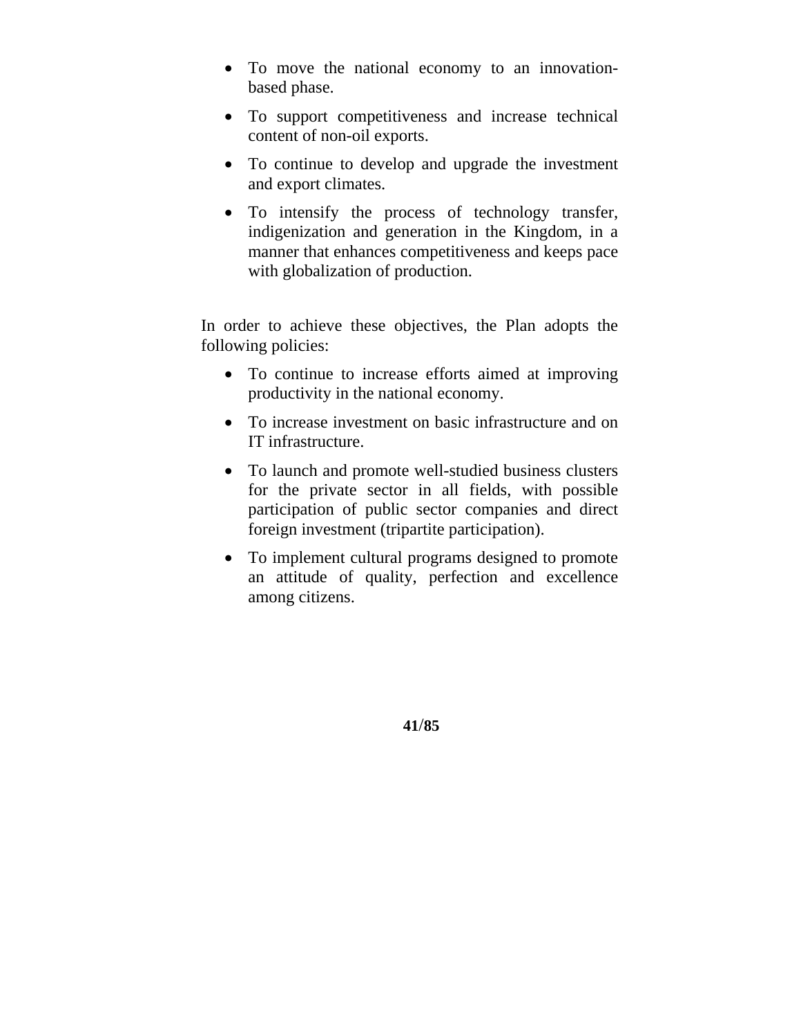- To move the national economy to an innovation-based phase.
- To support competitiveness and increase technical content of non-oil exports.
- To continue to develop and upgrade the investment and export climates.
- To intensify the process of technology transfer, indigenization and generation in the Kingdom, in a manner that enhances competitiveness and keeps pace with globalization of production.

In order to achieve these objectives, the Plan adopts the following policies:

- To continue to increase efforts aimed at improving productivity in the national economy.
- To increase investment on basic infrastructure and on IT infrastructure.
- To launch and promote well-studied business clusters for the private sector in all fields, with possible participation of public sector companies and direct foreign investment (tripartite participation).
- To implement cultural programs designed to promote an attitude of quality, perfection and excellence among citizens.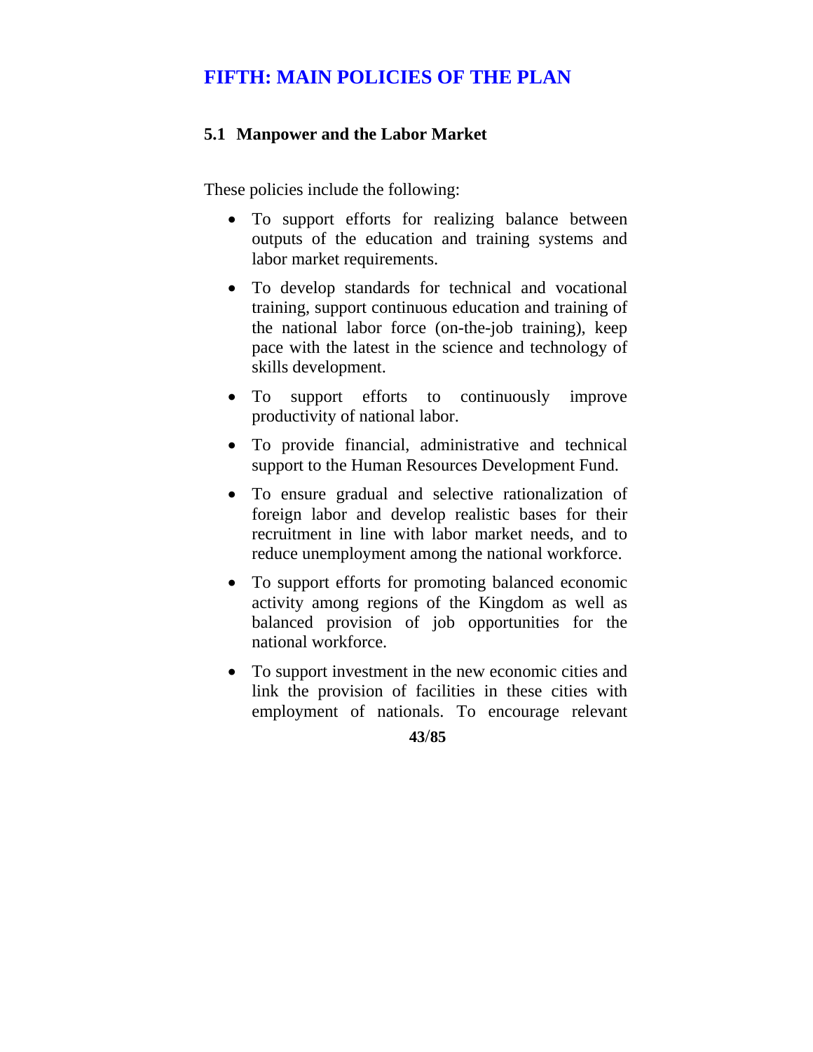# FIFTH: MAIN POLICIES OF THE PLAN

## 5.1 Manpower and the Labor Market

These policies include the following:

- To support efforts for realizing balance between outputs of the education and training systems and labor market requirements.
- To develop standards for technical and vocational training, support continuous education and training of the national labor force (on-the-job training), keep pace with the latest in the science and technology of skills development.
- To support efforts to continuously improve productivity of national labor.
- To provide financial, administrative and technical support to the Human Resources Development Fund.
- To ensure gradual and selective rationalization of foreign labor and develop realistic bases for their recruitment in line with labor market needs, and to reduce unemployment among the national workforce.
- To support efforts for promoting balanced economic activity among regions of the Kingdom as well as balanced provision of job opportunities for the national workforce.
- To support investment in the new economic cities and link the provision of facilities in these cities with employment of nationals. To encourage relevant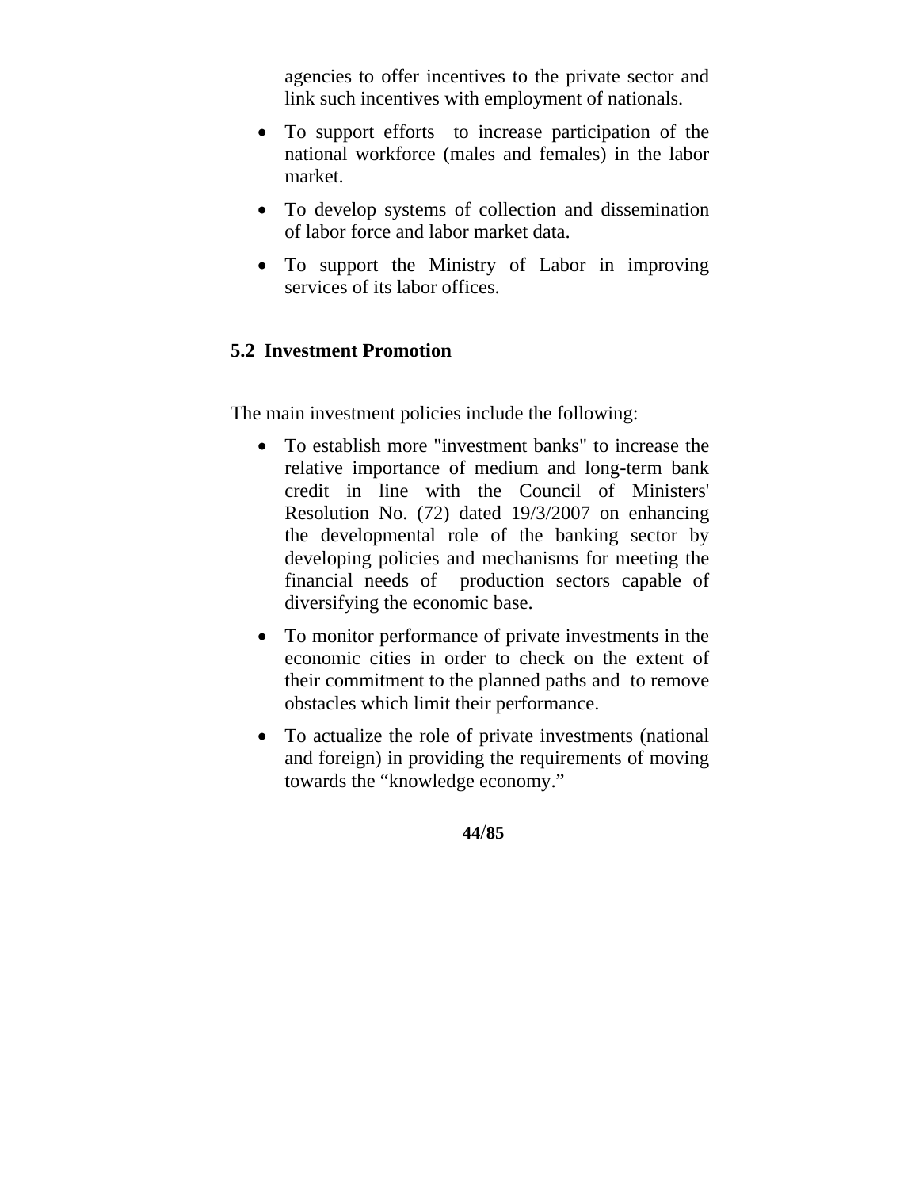agencies to offer incentives to the private sector and link such incentives with employment of nationals.

- To support efforts to increase participation of the national workforce (males and females) in the labor market.
- To develop systems of collection and dissemination of labor force and labor market data.
- To support the Ministry of Labor in improving services of its labor offices.

## 5.2 Investment Promotion

The main investment policies include the following:

- To establish more "investment banks" to increase the relative importance of medium and long-term bank credit in line with the Council of Ministers' Resolution No. (72) dated 19/3/2007 on enhancing the developmental role of the banking sector by developing policies and mechanisms for meeting the financial needs of production sectors capable of diversifying the economic base.
- To monitor performance of private investments in the economic cities in order to check on the extent of their commitment to the planned paths and to remove obstacles which limit their performance.
- To actualize the role of private investments (national and foreign) in providing the requirements of moving towards the "knowledge economy."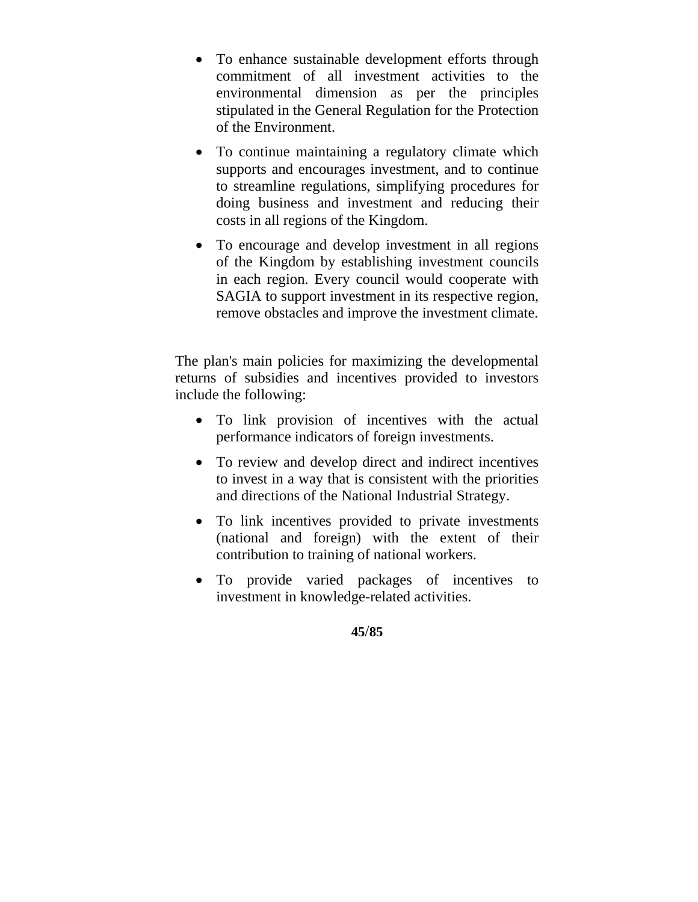- To enhance sustainable development efforts through commitment of all investment activities to the environmental dimension as per the principles stipulated in the General Regulation for the Protection of the Environment.
- To continue maintaining a regulatory climate which supports and encourages investment, and to continue to streamline regulations, simplifying procedures for doing business and investment and reducing their costs in all regions of the Kingdom.
- To encourage and develop investment in all regions of the Kingdom by establishing investment councils in each region. Every council would cooperate with SAGIA to support investment in its respective region, remove obstacles and improve the investment climate.

The plan's main policies for maximizing the developmental returns of subsidies and incentives provided to investors include the following:

- To link provision of incentives with the actual performance indicators of foreign investments.
- To review and develop direct and indirect incentives to invest in a way that is consistent with the priorities and directions of the National Industrial Strategy.
- To link incentives provided to private investments (national and foreign) with the extent of their contribution to training of national workers.
- To provide varied packages of incentives to investment in knowledge-related activities.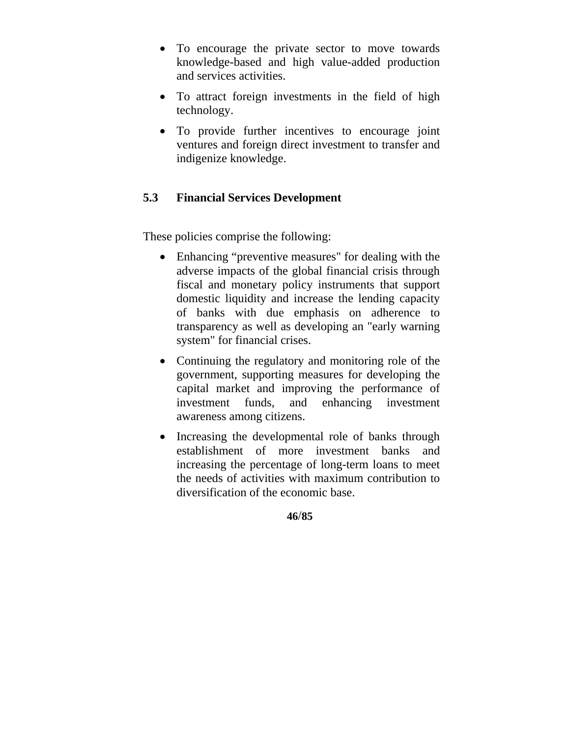- To encourage the private sector to move towards knowledge-based and high value-added production and services activities.
- To attract foreign investments in the field of high technology.
- To provide further incentives to encourage joint ventures and foreign direct investment to transfer and indigenize knowledge.

## 5.3 Financial Services Development

These policies comprise the following:

- Enhancing "preventive measures" for dealing with the adverse impacts of the global financial crisis through fiscal and monetary policy instruments that support domestic liquidity and increase the lending capacity of banks with due emphasis on adherence to transparency as well as developing an "early warning system" for financial crises.
- Continuing the regulatory and monitoring role of the government, supporting measures for developing the capital market and improving the performance of investment funds, and enhancing investment awareness among citizens.
- Increasing the developmental role of banks through establishment of more investment banks and increasing the percentage of long-term loans to meet the needs of activities with maximum contribution to diversification of the economic base.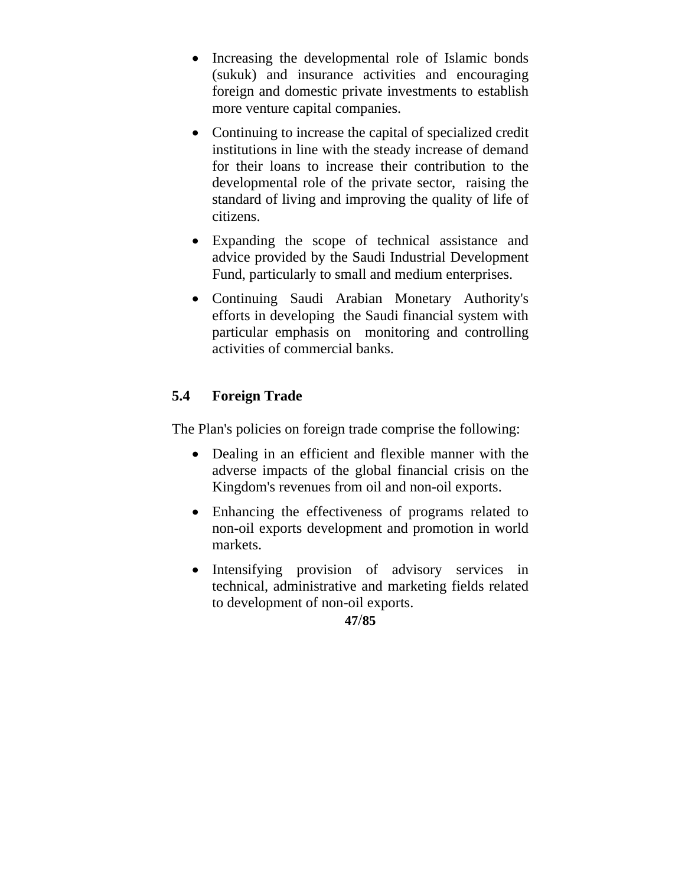- Increasing the developmental role of Islamic bonds (sukuk) and insurance activities and encouraging foreign and domestic private investments to establish more venture capital companies.
- Continuing to increase the capital of specialized credit institutions in line with the steady increase of demand for their loans to increase their contribution to the developmental role of the private sector, raising the standard of living and improving the quality of life of citizens.
- Expanding the scope of technical assistance and advice provided by the Saudi Industrial Development Fund, particularly to small and medium enterprises.
- Continuing Saudi Arabian Monetary Authority's efforts in developing the Saudi financial system with particular emphasis on monitoring and controlling activities of commercial banks.

## 5.4 Foreign Trade

The Plan's policies on foreign trade comprise the following:

- Dealing in an efficient and flexible manner with the adverse impacts of the global financial crisis on the Kingdom's revenues from oil and non-oil exports.
- Enhancing the effectiveness of programs related to non-oil exports development and promotion in world markets.
- Intensifying provision of advisory services in technical, administrative and marketing fields related to development of non-oil exports.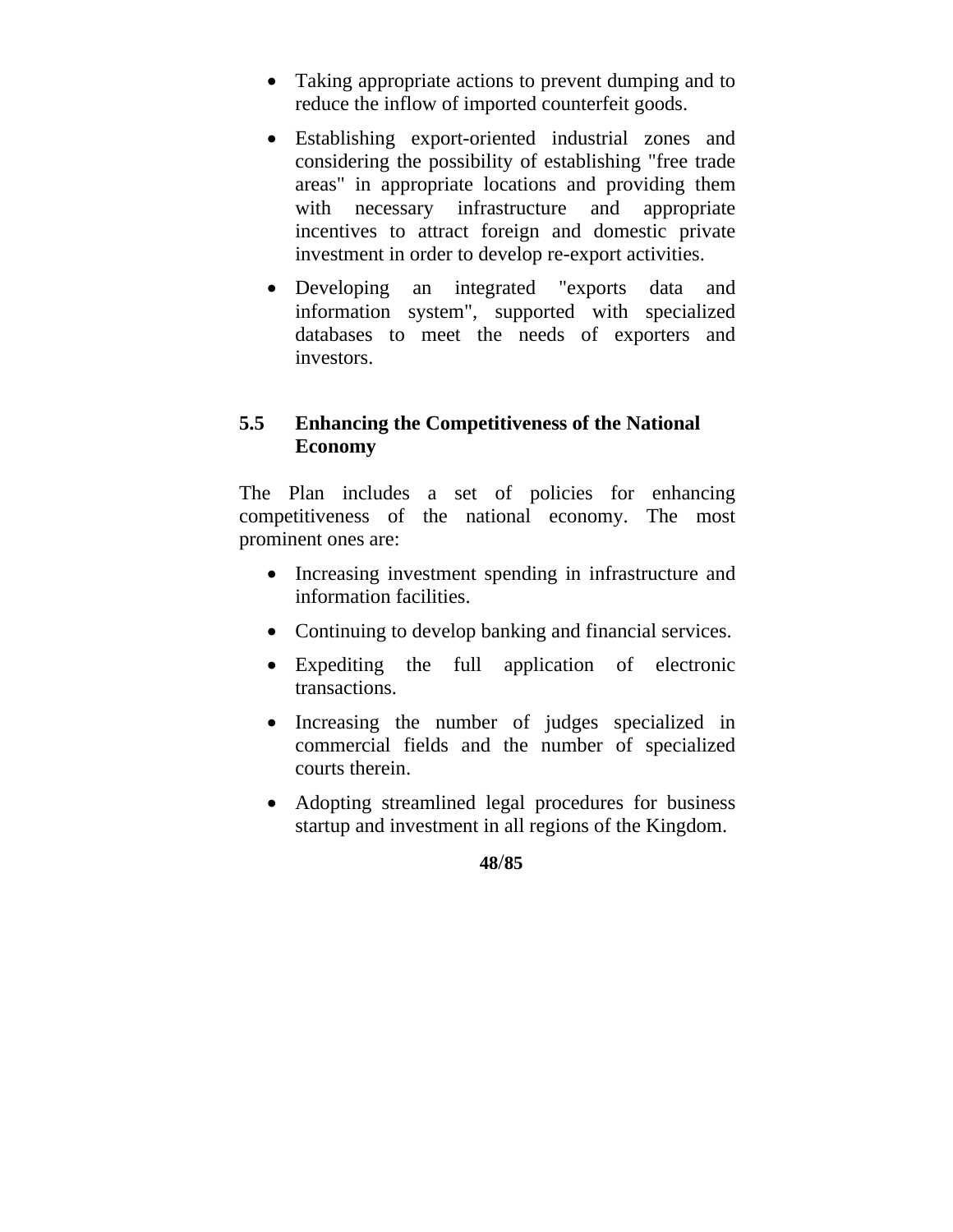- Taking appropriate actions to prevent dumping and to reduce the inflow of imported counterfeit goods.
- Establishing export-oriented industrial zones and considering the possibility of establishing "free trade areas" in appropriate locations and providing them with necessary infrastructure and appropriate incentives to attract foreign and domestic private investment in order to develop re-export activities.
- Developing an integrated "exports data and information system", supported with specialized databases to meet the needs of exporters and investors.

## 5.5 Enhancing the Competitiveness of the National Economy

The Plan includes a set of policies for enhancing competitiveness of the national economy. The most prominent ones are:

- Increasing investment spending in infrastructure and information facilities.
- Continuing to develop banking and financial services.
- Expediting the full application of electronic transactions.
- Increasing the number of judges specialized in commercial fields and the number of specialized courts therein.
- Adopting streamlined legal procedures for business startup and investment in all regions of the Kingdom.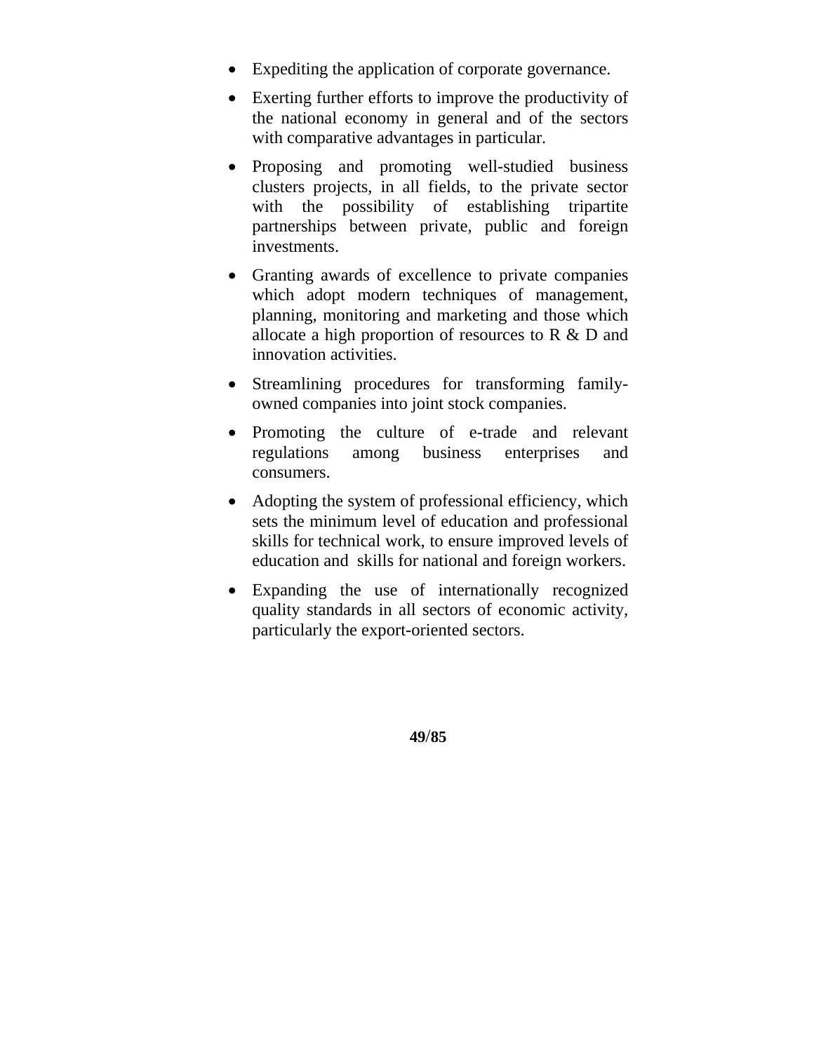- Expediting the application of corporate governance.
- Exerting further efforts to improve the productivity of the national economy in general and of the sectors with comparative advantages in particular.
- Proposing and promoting well-studied business clusters projects, in all fields, to the private sector with the possibility of establishing tripartite partnerships between private, public and foreign investments.
- Granting awards of excellence to private companies which adopt modern techniques of management, planning, monitoring and marketing and those which allocate a high proportion of resources to R & D and innovation activities.
- Streamlining procedures for transforming family-owned companies into joint stock companies.
- Promoting the culture of e-trade and relevant regulations among business enterprises and consumers.
- Adopting the system of professional efficiency, which sets the minimum level of education and professional skills for technical work, to ensure improved levels of education and skills for national and foreign workers.
- Expanding the use of internationally recognized quality standards in all sectors of economic activity, particularly the export-oriented sectors.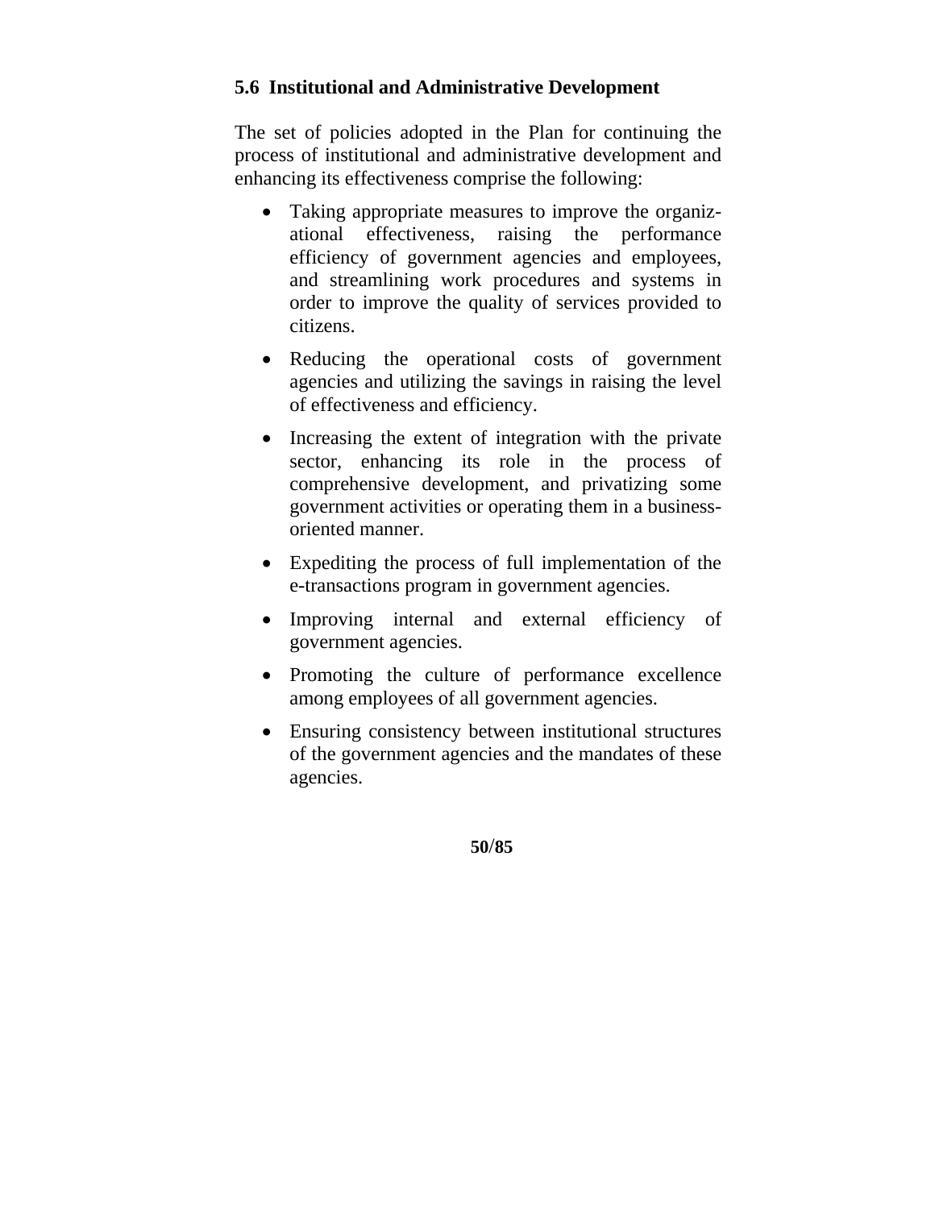## 5.6 Institutional and Administrative Development

The set of policies adopted in the Plan for continuing the process of institutional and administrative development and enhancing its effectiveness comprise the following:

- Taking appropriate measures to improve the organizational effectiveness, raising the performance efficiency of government agencies and employees, and streamlining work procedures and systems in order to improve the quality of services provided to citizens.
- Reducing the operational costs of government agencies and utilizing the savings in raising the level of effectiveness and efficiency.
- Increasing the extent of integration with the private sector, enhancing its role in the process of comprehensive development, and privatizing some government activities or operating them in a business-oriented manner.
- Expediting the process of full implementation of the e-transactions program in government agencies.
- Improving internal and external efficiency of government agencies.
- Promoting the culture of performance excellence among employees of all government agencies.
- Ensuring consistency between institutional structures of the government agencies and the mandates of these agencies.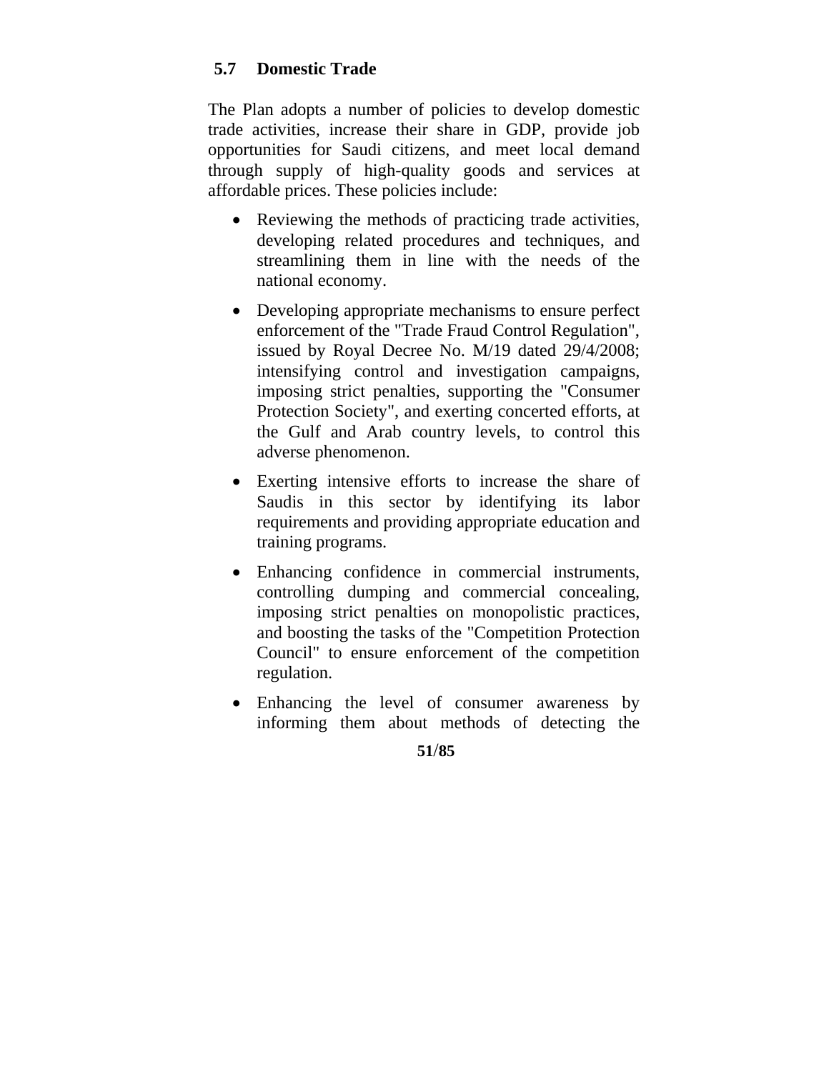## 5.7 Domestic Trade

The Plan adopts a number of policies to develop domestic trade activities, increase their share in GDP, provide job opportunities for Saudi citizens, and meet local demand through supply of high-quality goods and services at affordable prices. These policies include:

- Reviewing the methods of practicing trade activities, developing related procedures and techniques, and streamlining them in line with the needs of the national economy.
- Developing appropriate mechanisms to ensure perfect enforcement of the "Trade Fraud Control Regulation", issued by Royal Decree No. M/19 dated 29/4/2008; intensifying control and investigation campaigns, imposing strict penalties, supporting the "Consumer Protection Society", and exerting concerted efforts, at the Gulf and Arab country levels, to control this adverse phenomenon.
- Exerting intensive efforts to increase the share of Saudis in this sector by identifying its labor requirements and providing appropriate education and training programs.
- Enhancing confidence in commercial instruments, controlling dumping and commercial concealing, imposing strict penalties on monopolistic practices, and boosting the tasks of the "Competition Protection Council" to ensure enforcement of the competition regulation.
- Enhancing the level of consumer awareness by informing them about methods of detecting the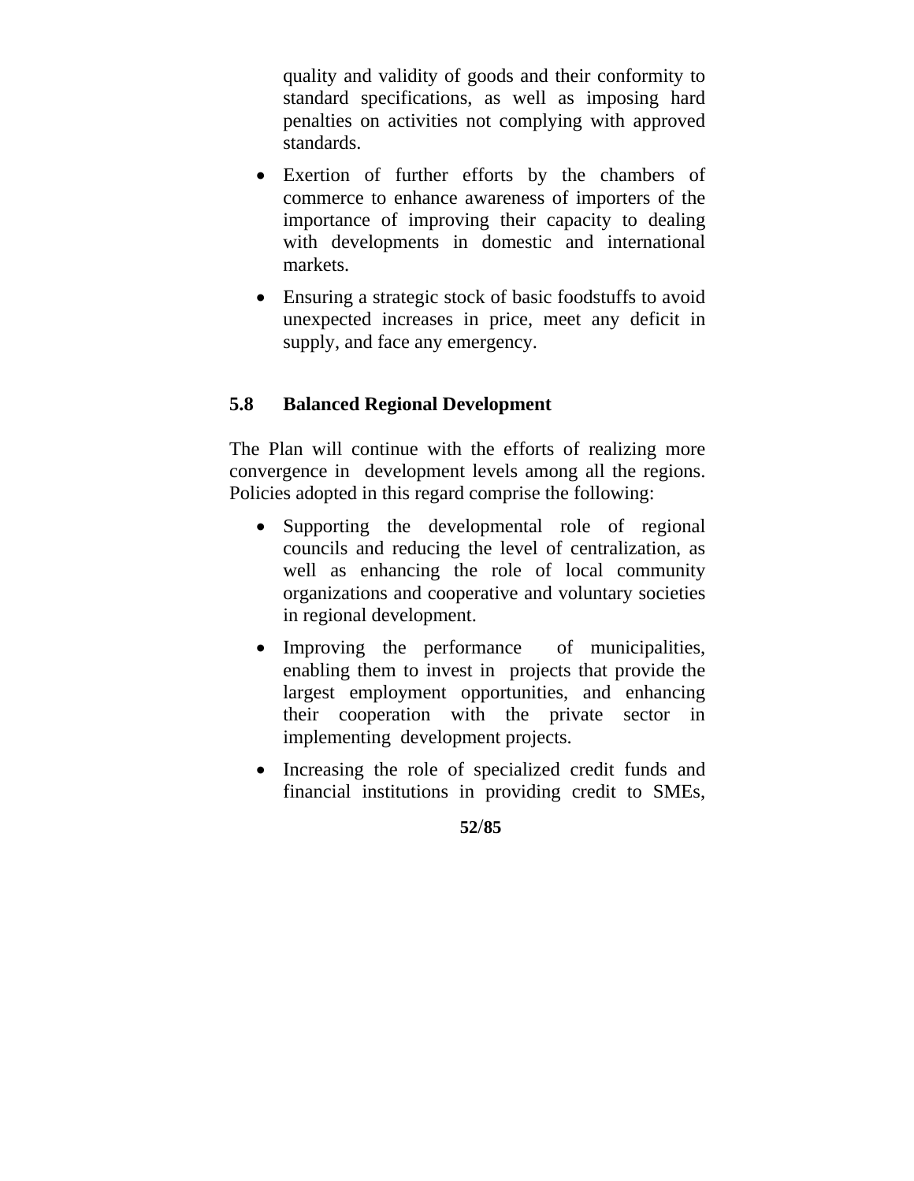quality and validity of goods and their conformity to standard specifications, as well as imposing hard penalties on activities not complying with approved standards.

- Exertion of further efforts by the chambers of commerce to enhance awareness of importers of the importance of improving their capacity to dealing with developments in domestic and international markets.
- Ensuring a strategic stock of basic foodstuffs to avoid unexpected increases in price, meet any deficit in supply, and face any emergency.

## 5.8 Balanced Regional Development

The Plan will continue with the efforts of realizing more convergence in development levels among all the regions. Policies adopted in this regard comprise the following:

- Supporting the developmental role of regional councils and reducing the level of centralization, as well as enhancing the role of local community organizations and cooperative and voluntary societies in regional development.
- Improving the performance of municipalities, enabling them to invest in projects that provide the largest employment opportunities, and enhancing their cooperation with the private sector in implementing development projects.
- Increasing the role of specialized credit funds and financial institutions in providing credit to SMEs,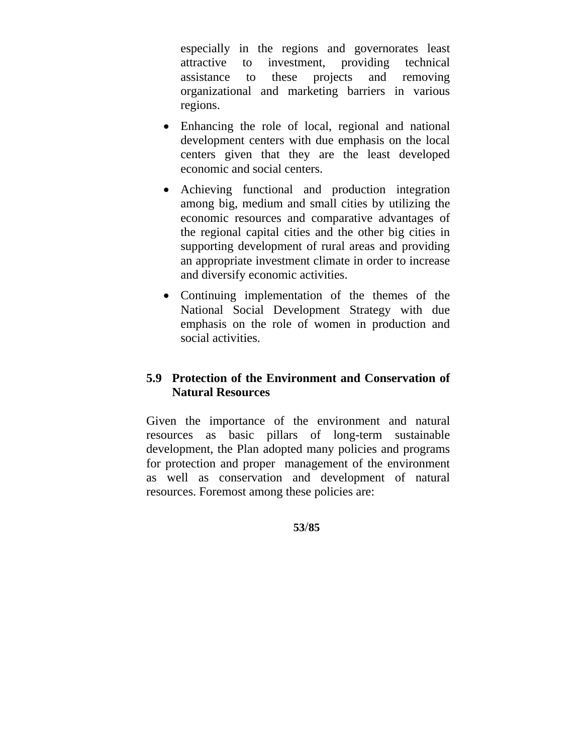especially in the regions and governorates least attractive to investment, providing technical assistance to these projects and removing organizational and marketing barriers in various regions.

- Enhancing the role of local, regional and national development centers with due emphasis on the local centers given that they are the least developed economic and social centers.
- Achieving functional and production integration among big, medium and small cities by utilizing the economic resources and comparative advantages of the regional capital cities and the other big cities in supporting development of rural areas and providing an appropriate investment climate in order to increase and diversify economic activities.
- Continuing implementation of the themes of the National Social Development Strategy with due emphasis on the role of women in production and social activities.

### 5.9 Protection of the Environment and Conservation of Natural Resources

Given the importance of the environment and natural resources as basic pillars of long-term sustainable development, the Plan adopted many policies and programs for protection and proper management of the environment as well as conservation and development of natural resources. Foremost among these policies are: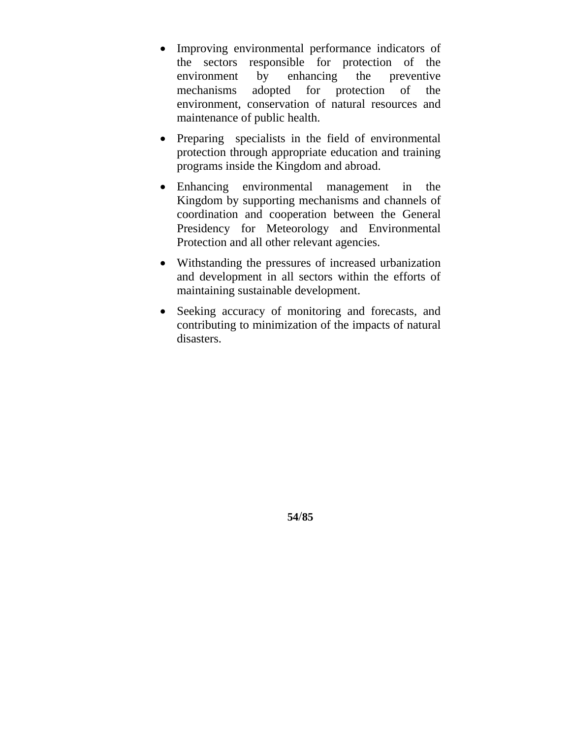- Improving environmental performance indicators of the sectors responsible for protection of the environment by enhancing the preventive mechanisms adopted for protection of the environment, conservation of natural resources and maintenance of public health.

- Preparing specialists in the field of environmental protection through appropriate education and training programs inside the Kingdom and abroad.

- Enhancing environmental management in the Kingdom by supporting mechanisms and channels of coordination and cooperation between the General Presidency for Meteorology and Environmental Protection and all other relevant agencies.

- Withstanding the pressures of increased urbanization and development in all sectors within the efforts of maintaining sustainable development.

- Seeking accuracy of monitoring and forecasts, and contributing to minimization of the impacts of natural disasters.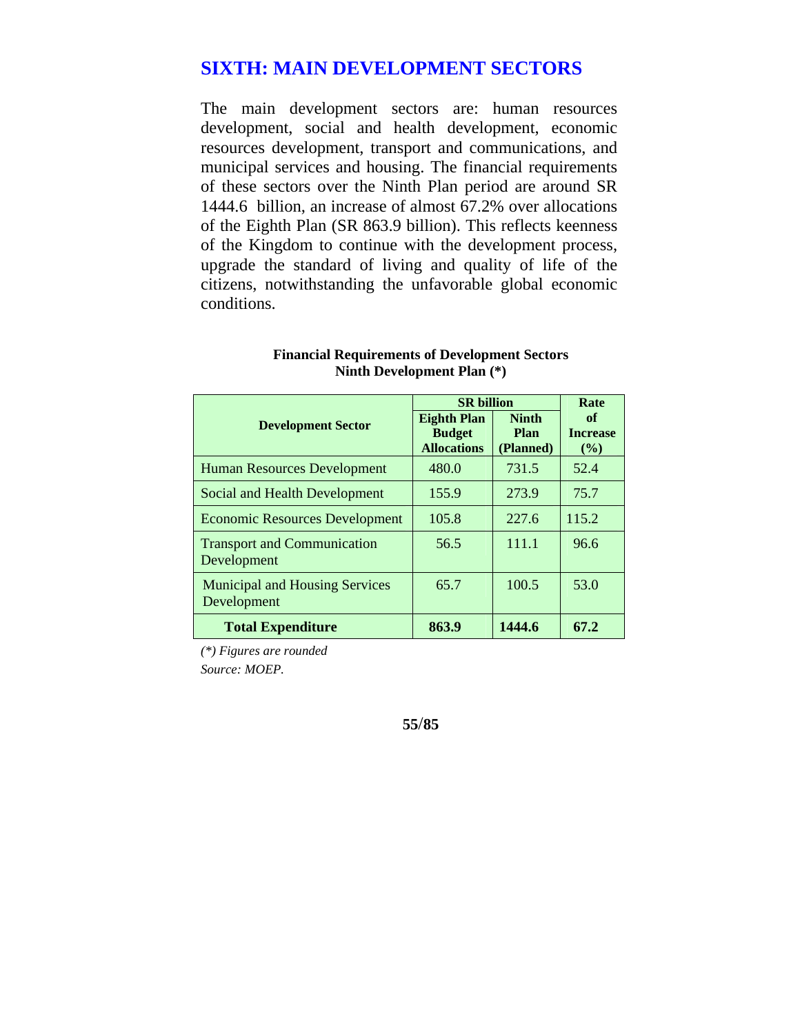## SIXTH: MAIN DEVELOPMENT SECTORS

The main development sectors are: human resources development, social and health development, economic resources development, transport and communications, and municipal services and housing. The financial requirements of these sectors over the Ninth Plan period are around SR 1444.6 billion, an increase of almost 67.2% over allocations of the Eighth Plan (SR 863.9 billion). This reflects keenness of the Kingdom to continue with the development process, upgrade the standard of living and quality of life of the citizens, notwithstanding the unfavorable global economic conditions.

**Financial Requirements of Development Sectors**
**Ninth Development Plan (*)**

| Development Sector | SR billion | | Rate of Increase (%) |
|---|---|---|---|
| | Eighth Plan Budget Allocations | Ninth Plan (Planned) | |
| Human Resources Development | 480.0 | 731.5 | 52.4 |
| Social and Health Development | 155.9 | 273.9 | 75.7 |
| Economic Resources Development | 105.8 | 227.6 | 115.2 |
| Transport and Communication Development | 56.5 | 111.1 | 96.6 |
| Municipal and Housing Services Development | 65.7 | 100.5 | 53.0 |
| **Total Expenditure** | **863.9** | **1444.6** | **67.2** |

*(*) Figures are rounded*

*Source: MOEP.*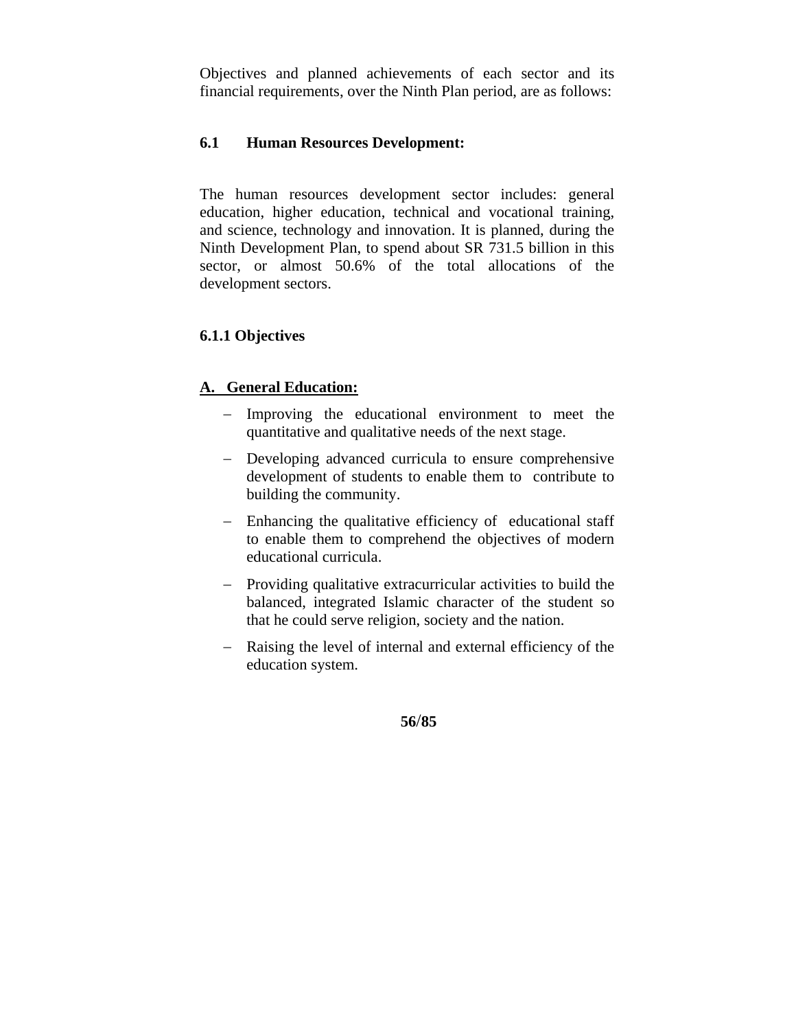Objectives and planned achievements of each sector and its financial requirements, over the Ninth Plan period, are as follows:

## 6.1 Human Resources Development:

The human resources development sector includes: general education, higher education, technical and vocational training, and science, technology and innovation. It is planned, during the Ninth Development Plan, to spend about SR 731.5 billion in this sector, or almost 50.6% of the total allocations of the development sectors.

### 6.1.1 Objectives

#### A. General Education:

- Improving the educational environment to meet the quantitative and qualitative needs of the next stage.
- Developing advanced curricula to ensure comprehensive development of students to enable them to contribute to building the community.
- Enhancing the qualitative efficiency of educational staff to enable them to comprehend the objectives of modern educational curricula.
- Providing qualitative extracurricular activities to build the balanced, integrated Islamic character of the student so that he could serve religion, society and the nation.
- Raising the level of internal and external efficiency of the education system.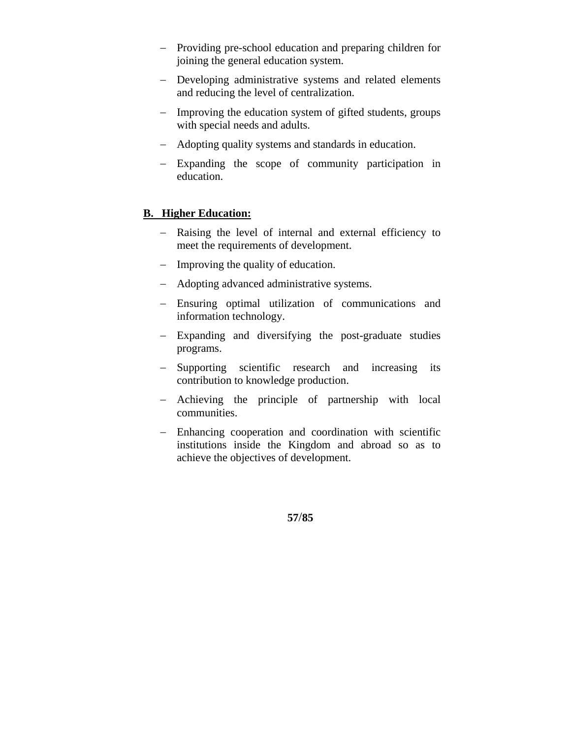- Providing pre-school education and preparing children for joining the general education system.
- Developing administrative systems and related elements and reducing the level of centralization.
- Improving the education system of gifted students, groups with special needs and adults.
- Adopting quality systems and standards in education.
- Expanding the scope of community participation in education.

**B. Higher Education:**

- Raising the level of internal and external efficiency to meet the requirements of development.
- Improving the quality of education.
- Adopting advanced administrative systems.
- Ensuring optimal utilization of communications and information technology.
- Expanding and diversifying the post-graduate studies programs.
- Supporting scientific research and increasing its contribution to knowledge production.
- Achieving the principle of partnership with local communities.
- Enhancing cooperation and coordination with scientific institutions inside the Kingdom and abroad so as to achieve the objectives of development.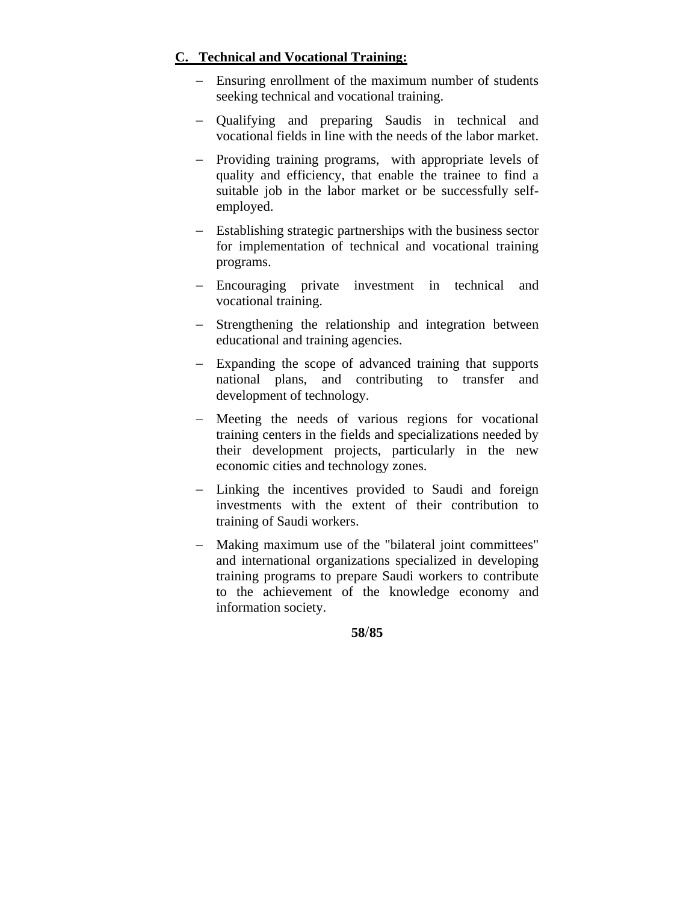**C. Technical and Vocational Training:**

- Ensuring enrollment of the maximum number of students seeking technical and vocational training.
- Qualifying and preparing Saudis in technical and vocational fields in line with the needs of the labor market.
- Providing training programs, with appropriate levels of quality and efficiency, that enable the trainee to find a suitable job in the labor market or be successfully self-employed.
- Establishing strategic partnerships with the business sector for implementation of technical and vocational training programs.
- Encouraging private investment in technical and vocational training.
- Strengthening the relationship and integration between educational and training agencies.
- Expanding the scope of advanced training that supports national plans, and contributing to transfer and development of technology.
- Meeting the needs of various regions for vocational training centers in the fields and specializations needed by their development projects, particularly in the new economic cities and technology zones.
- Linking the incentives provided to Saudi and foreign investments with the extent of their contribution to training of Saudi workers.
- Making maximum use of the "bilateral joint committees" and international organizations specialized in developing training programs to prepare Saudi workers to contribute to the achievement of the knowledge economy and information society.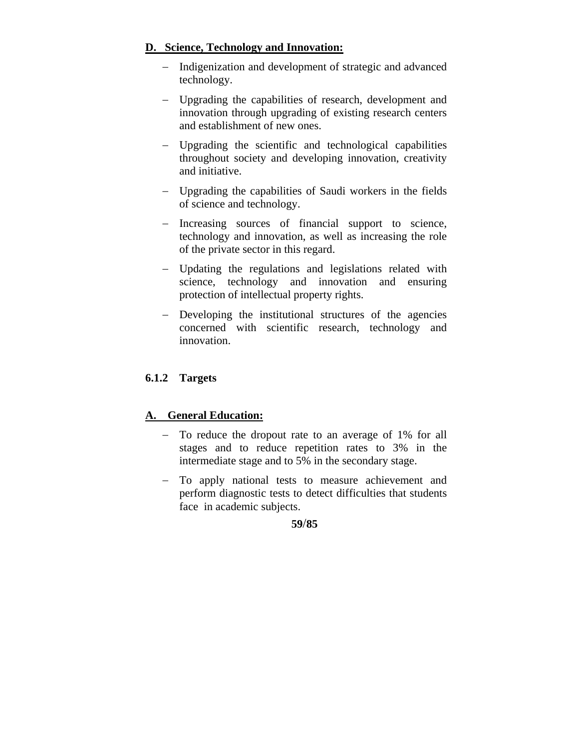**D. Science, Technology and Innovation:**

- Indigenization and development of strategic and advanced technology.
- Upgrading the capabilities of research, development and innovation through upgrading of existing research centers and establishment of new ones.
- Upgrading the scientific and technological capabilities throughout society and developing innovation, creativity and initiative.
- Upgrading the capabilities of Saudi workers in the fields of science and technology.
- Increasing sources of financial support to science, technology and innovation, as well as increasing the role of the private sector in this regard.
- Updating the regulations and legislations related with science, technology and innovation and ensuring protection of intellectual property rights.
- Developing the institutional structures of the agencies concerned with scientific research, technology and innovation.

### 6.1.2 Targets

**A. General Education:**

- To reduce the dropout rate to an average of 1% for all stages and to reduce repetition rates to 3% in the intermediate stage and to 5% in the secondary stage.
- To apply national tests to measure achievement and perform diagnostic tests to detect difficulties that students face in academic subjects.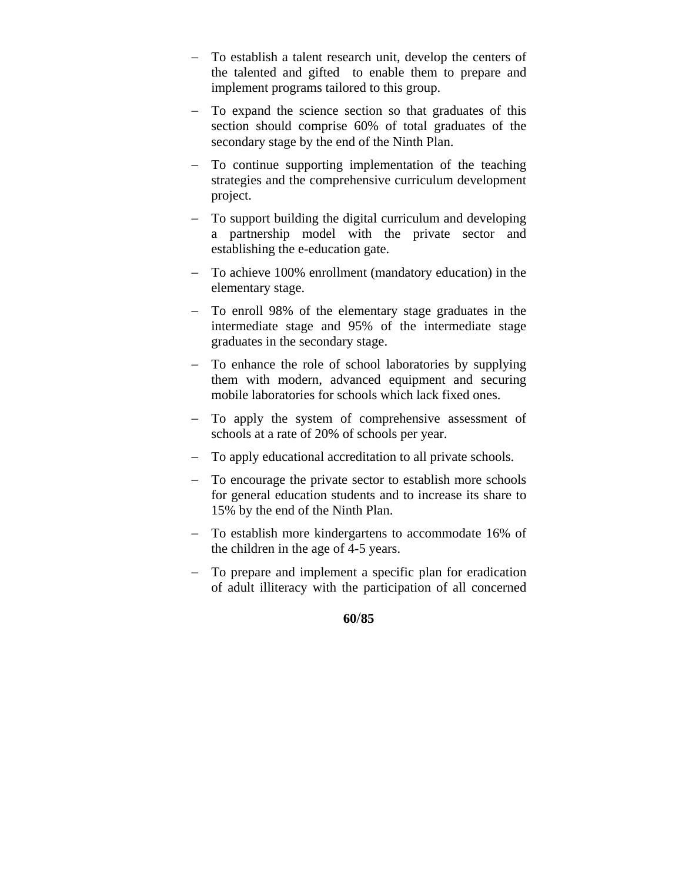- To establish a talent research unit, develop the centers of the talented and gifted to enable them to prepare and implement programs tailored to this group.
- To expand the science section so that graduates of this section should comprise 60% of total graduates of the secondary stage by the end of the Ninth Plan.
- To continue supporting implementation of the teaching strategies and the comprehensive curriculum development project.
- To support building the digital curriculum and developing a partnership model with the private sector and establishing the e-education gate.
- To achieve 100% enrollment (mandatory education) in the elementary stage.
- To enroll 98% of the elementary stage graduates in the intermediate stage and 95% of the intermediate stage graduates in the secondary stage.
- To enhance the role of school laboratories by supplying them with modern, advanced equipment and securing mobile laboratories for schools which lack fixed ones.
- To apply the system of comprehensive assessment of schools at a rate of 20% of schools per year.
- To apply educational accreditation to all private schools.
- To encourage the private sector to establish more schools for general education students and to increase its share to 15% by the end of the Ninth Plan.
- To establish more kindergartens to accommodate 16% of the children in the age of 4-5 years.
- To prepare and implement a specific plan for eradication of adult illiteracy with the participation of all concerned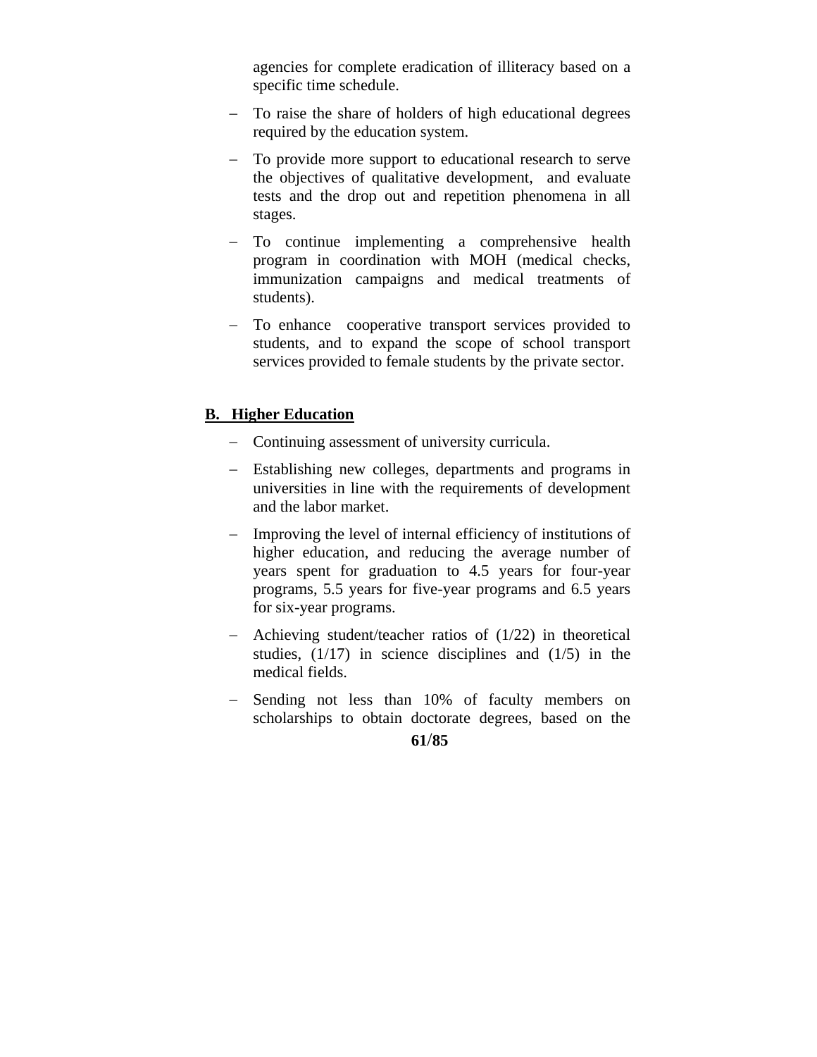agencies for complete eradication of illiteracy based on a specific time schedule.

- To raise the share of holders of high educational degrees required by the education system.
- To provide more support to educational research to serve the objectives of qualitative development, and evaluate tests and the drop out and repetition phenomena in all stages.
- To continue implementing a comprehensive health program in coordination with MOH (medical checks, immunization campaigns and medical treatments of students).
- To enhance cooperative transport services provided to students, and to expand the scope of school transport services provided to female students by the private sector.

### B. Higher Education

- Continuing assessment of university curricula.
- Establishing new colleges, departments and programs in universities in line with the requirements of development and the labor market.
- Improving the level of internal efficiency of institutions of higher education, and reducing the average number of years spent for graduation to 4.5 years for four-year programs, 5.5 years for five-year programs and 6.5 years for six-year programs.
- Achieving student/teacher ratios of (1/22) in theoretical studies, (1/17) in science disciplines and (1/5) in the medical fields.
- Sending not less than 10% of faculty members on scholarships to obtain doctorate degrees, based on the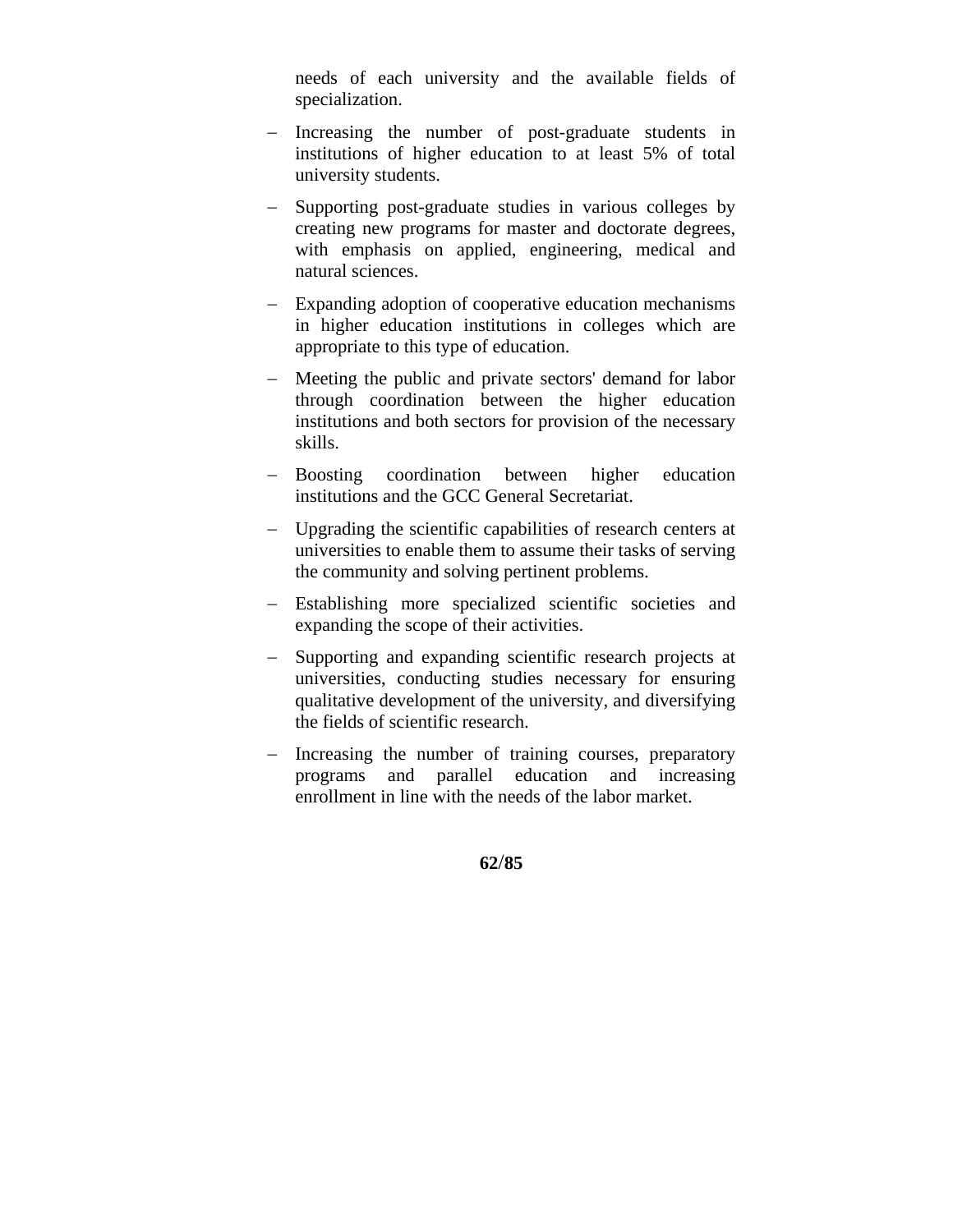needs of each university and the available fields of specialization.

- Increasing the number of post-graduate students in institutions of higher education to at least 5% of total university students.
- Supporting post-graduate studies in various colleges by creating new programs for master and doctorate degrees, with emphasis on applied, engineering, medical and natural sciences.
- Expanding adoption of cooperative education mechanisms in higher education institutions in colleges which are appropriate to this type of education.
- Meeting the public and private sectors' demand for labor through coordination between the higher education institutions and both sectors for provision of the necessary skills.
- Boosting coordination between higher education institutions and the GCC General Secretariat.
- Upgrading the scientific capabilities of research centers at universities to enable them to assume their tasks of serving the community and solving pertinent problems.
- Establishing more specialized scientific societies and expanding the scope of their activities.
- Supporting and expanding scientific research projects at universities, conducting studies necessary for ensuring qualitative development of the university, and diversifying the fields of scientific research.
- Increasing the number of training courses, preparatory programs and parallel education and increasing enrollment in line with the needs of the labor market.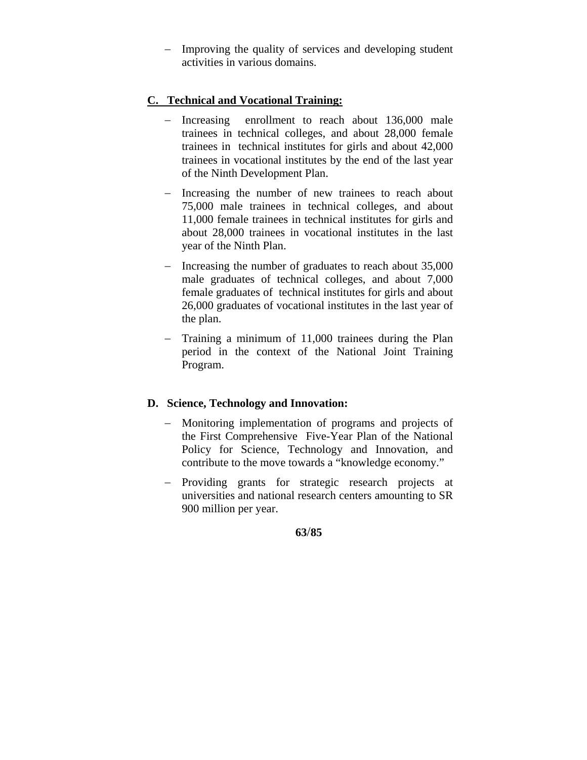- Improving the quality of services and developing student activities in various domains.

## C. Technical and Vocational Training:

- Increasing enrollment to reach about 136,000 male trainees in technical colleges, and about 28,000 female trainees in technical institutes for girls and about 42,000 trainees in vocational institutes by the end of the last year of the Ninth Development Plan.
- Increasing the number of new trainees to reach about 75,000 male trainees in technical colleges, and about 11,000 female trainees in technical institutes for girls and about 28,000 trainees in vocational institutes in the last year of the Ninth Plan.
- Increasing the number of graduates to reach about 35,000 male graduates of technical colleges, and about 7,000 female graduates of technical institutes for girls and about 26,000 graduates of vocational institutes in the last year of the plan.
- Training a minimum of 11,000 trainees during the Plan period in the context of the National Joint Training Program.

## D. Science, Technology and Innovation:

- Monitoring implementation of programs and projects of the First Comprehensive Five-Year Plan of the National Policy for Science, Technology and Innovation, and contribute to the move towards a "knowledge economy."
- Providing grants for strategic research projects at universities and national research centers amounting to SR 900 million per year.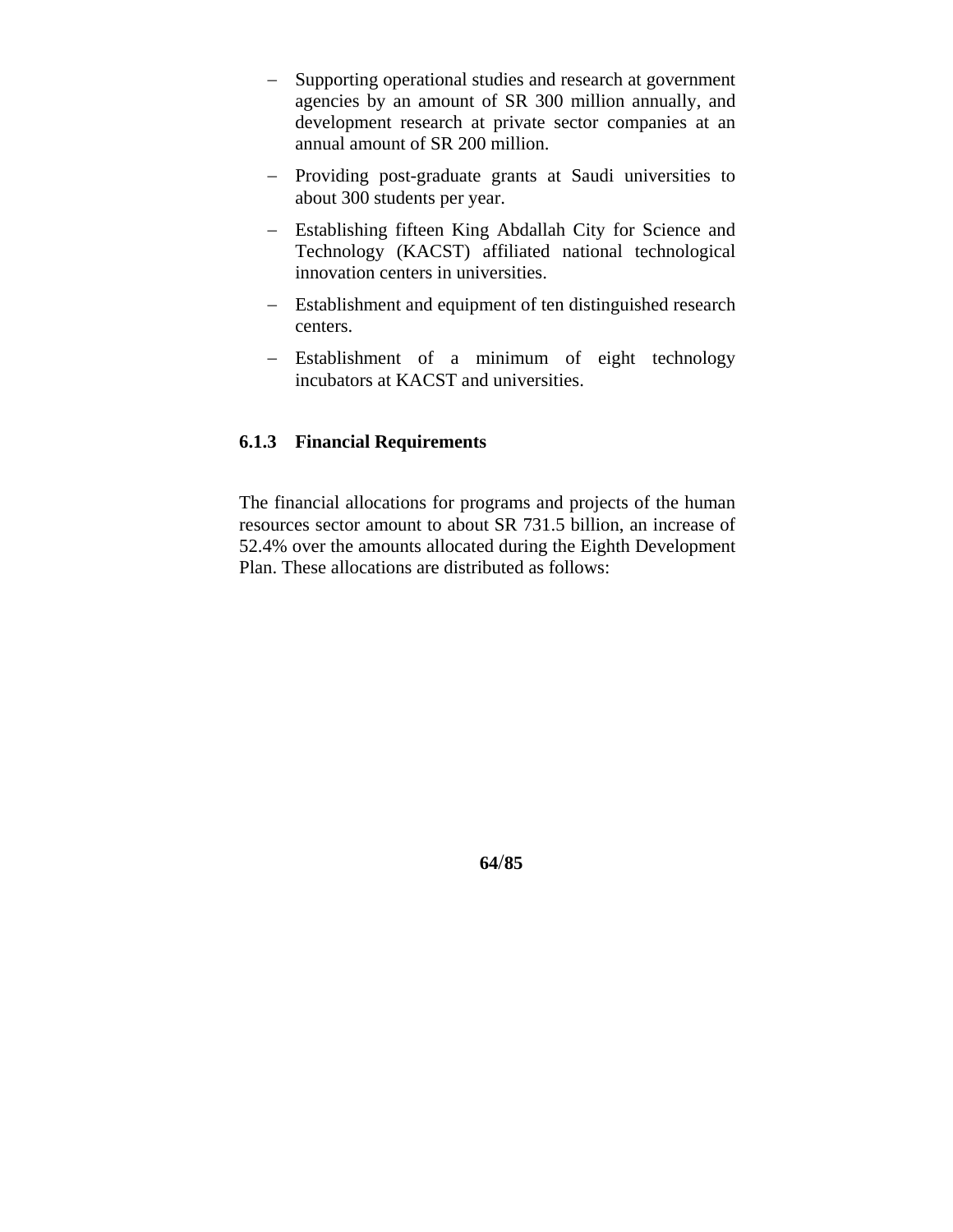- Supporting operational studies and research at government agencies by an amount of SR 300 million annually, and development research at private sector companies at an annual amount of SR 200 million.
- Providing post-graduate grants at Saudi universities to about 300 students per year.
- Establishing fifteen King Abdallah City for Science and Technology (KACST) affiliated national technological innovation centers in universities.
- Establishment and equipment of ten distinguished research centers.
- Establishment of a minimum of eight technology incubators at KACST and universities.

### 6.1.3 Financial Requirements

The financial allocations for programs and projects of the human resources sector amount to about SR 731.5 billion, an increase of 52.4% over the amounts allocated during the Eighth Development Plan. These allocations are distributed as follows: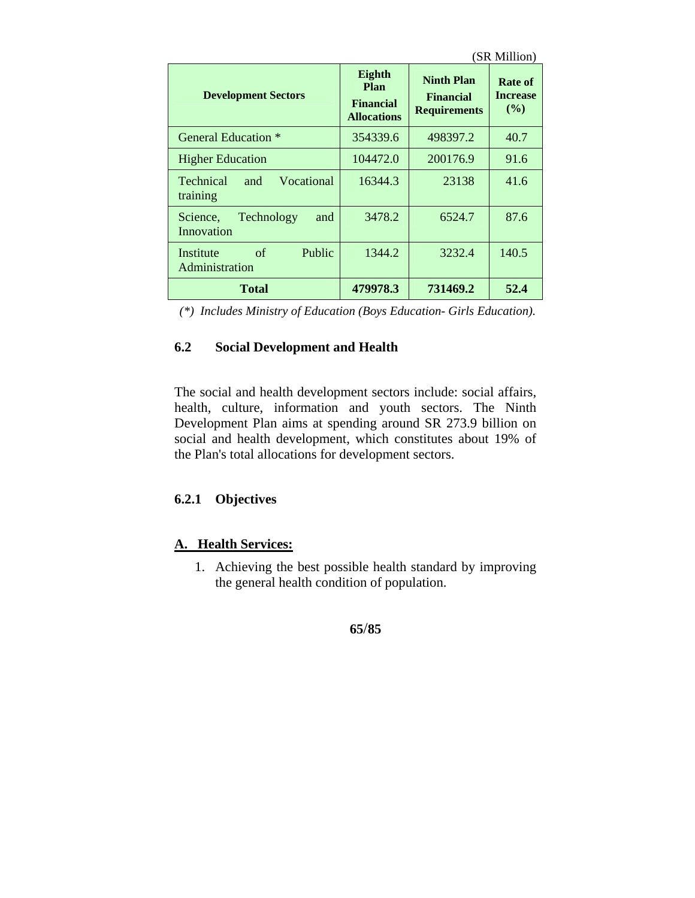(SR Million)

| Development Sectors | Eighth Plan Financial Allocations | Ninth Plan Financial Requirements | Rate of Increase (%) |
|---|---|---|---|
| General Education * | 354339.6 | 498397.2 | 40.7 |
| Higher Education | 104472.0 | 200176.9 | 91.6 |
| Technical and Vocational training | 16344.3 | 23138 | 41.6 |
| Science, Technology and Innovation | 3478.2 | 6524.7 | 87.6 |
| Institute of Public Administration | 1344.2 | 3232.4 | 140.5 |
| **Total** | **479978.3** | **731469.2** | **52.4** |

*(\*) Includes Ministry of Education (Boys Education- Girls Education).*

## 6.2 Social Development and Health

The social and health development sectors include: social affairs, health, culture, information and youth sectors. The Ninth Development Plan aims at spending around SR 273.9 billion on social and health development, which constitutes about 19% of the Plan's total allocations for development sectors.

### 6.2.1 Objectives

**A. Health Services:**

1. Achieving the best possible health standard by improving the general health condition of population.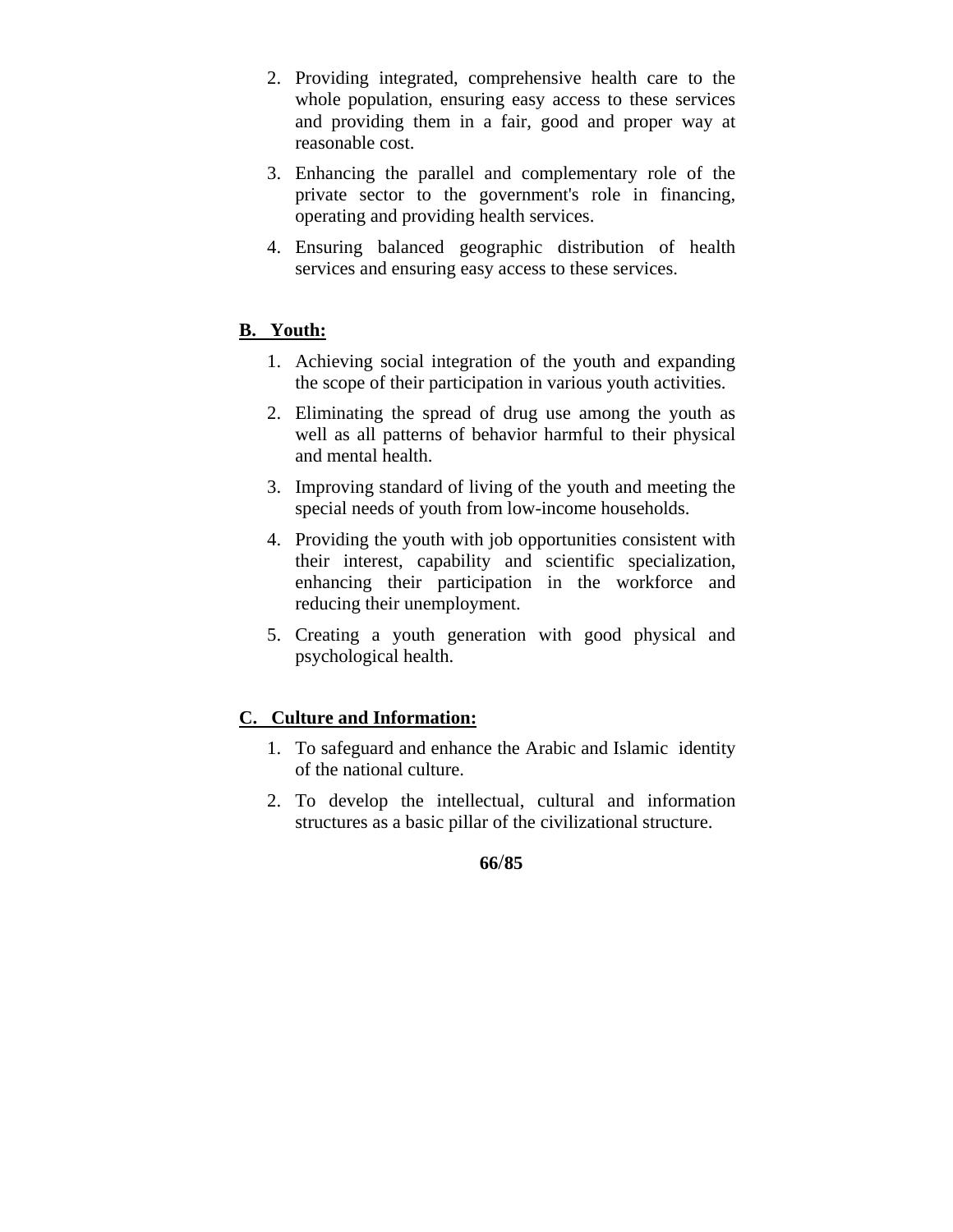2. Providing integrated, comprehensive health care to the whole population, ensuring easy access to these services and providing them in a fair, good and proper way at reasonable cost.
3. Enhancing the parallel and complementary role of the private sector to the government's role in financing, operating and providing health services.
4. Ensuring balanced geographic distribution of health services and ensuring easy access to these services.

**B. Youth:**

1. Achieving social integration of the youth and expanding the scope of their participation in various youth activities.
2. Eliminating the spread of drug use among the youth as well as all patterns of behavior harmful to their physical and mental health.
3. Improving standard of living of the youth and meeting the special needs of youth from low-income households.
4. Providing the youth with job opportunities consistent with their interest, capability and scientific specialization, enhancing their participation in the workforce and reducing their unemployment.
5. Creating a youth generation with good physical and psychological health.

**C. Culture and Information:**

1. To safeguard and enhance the Arabic and Islamic identity of the national culture.
2. To develop the intellectual, cultural and information structures as a basic pillar of the civilizational structure.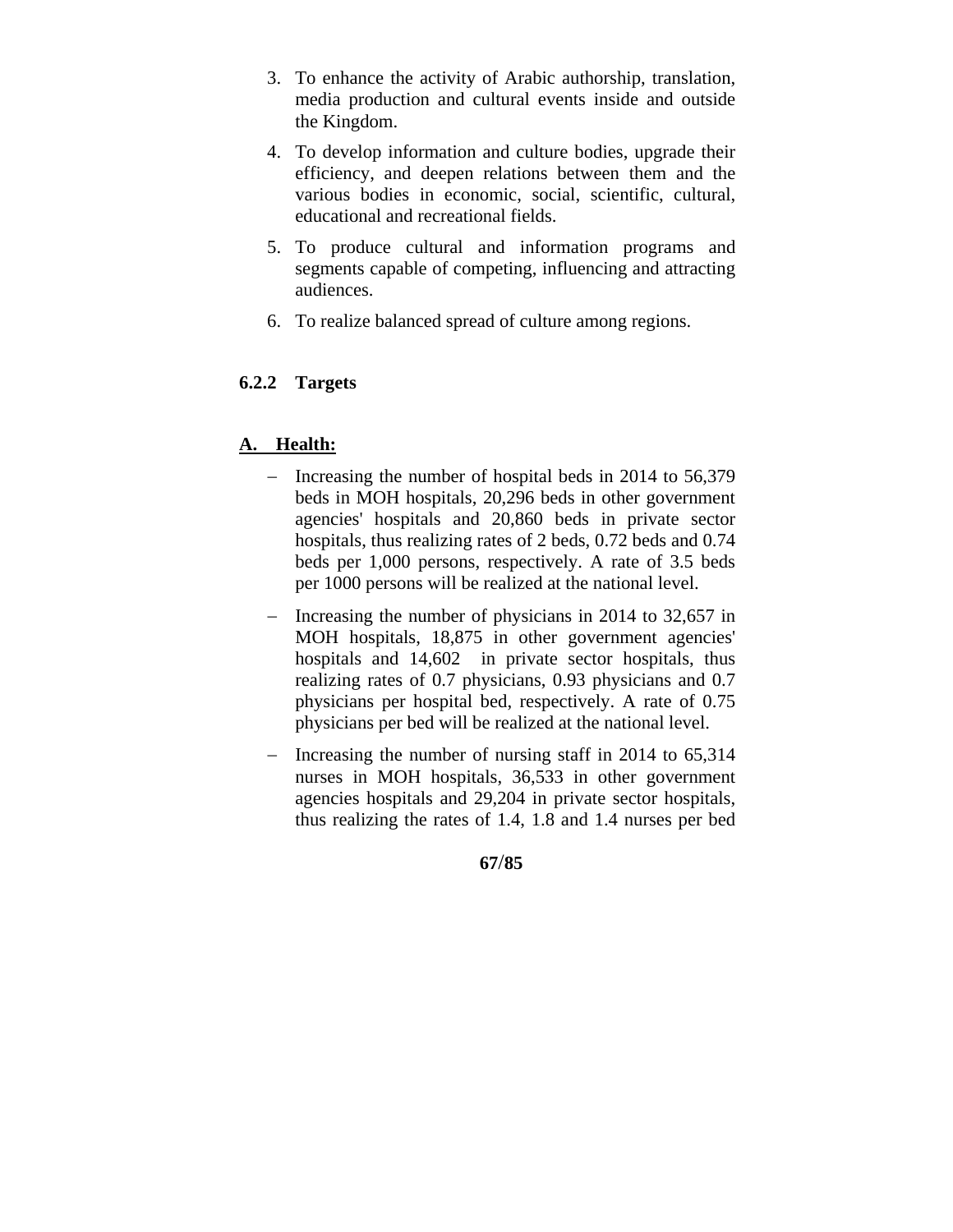3. To enhance the activity of Arabic authorship, translation, media production and cultural events inside and outside the Kingdom.
4. To develop information and culture bodies, upgrade their efficiency, and deepen relations between them and the various bodies in economic, social, scientific, cultural, educational and recreational fields.
5. To produce cultural and information programs and segments capable of competing, influencing and attracting audiences.
6. To realize balanced spread of culture among regions.

### 6.2.2 Targets

**A. Health:**

- Increasing the number of hospital beds in 2014 to 56,379 beds in MOH hospitals, 20,296 beds in other government agencies' hospitals and 20,860 beds in private sector hospitals, thus realizing rates of 2 beds, 0.72 beds and 0.74 beds per 1,000 persons, respectively. A rate of 3.5 beds per 1000 persons will be realized at the national level.
- Increasing the number of physicians in 2014 to 32,657 in MOH hospitals, 18,875 in other government agencies' hospitals and 14,602 in private sector hospitals, thus realizing rates of 0.7 physicians, 0.93 physicians and 0.7 physicians per hospital bed, respectively. A rate of 0.75 physicians per bed will be realized at the national level.
- Increasing the number of nursing staff in 2014 to 65,314 nurses in MOH hospitals, 36,533 in other government agencies hospitals and 29,204 in private sector hospitals, thus realizing the rates of 1.4, 1.8 and 1.4 nurses per bed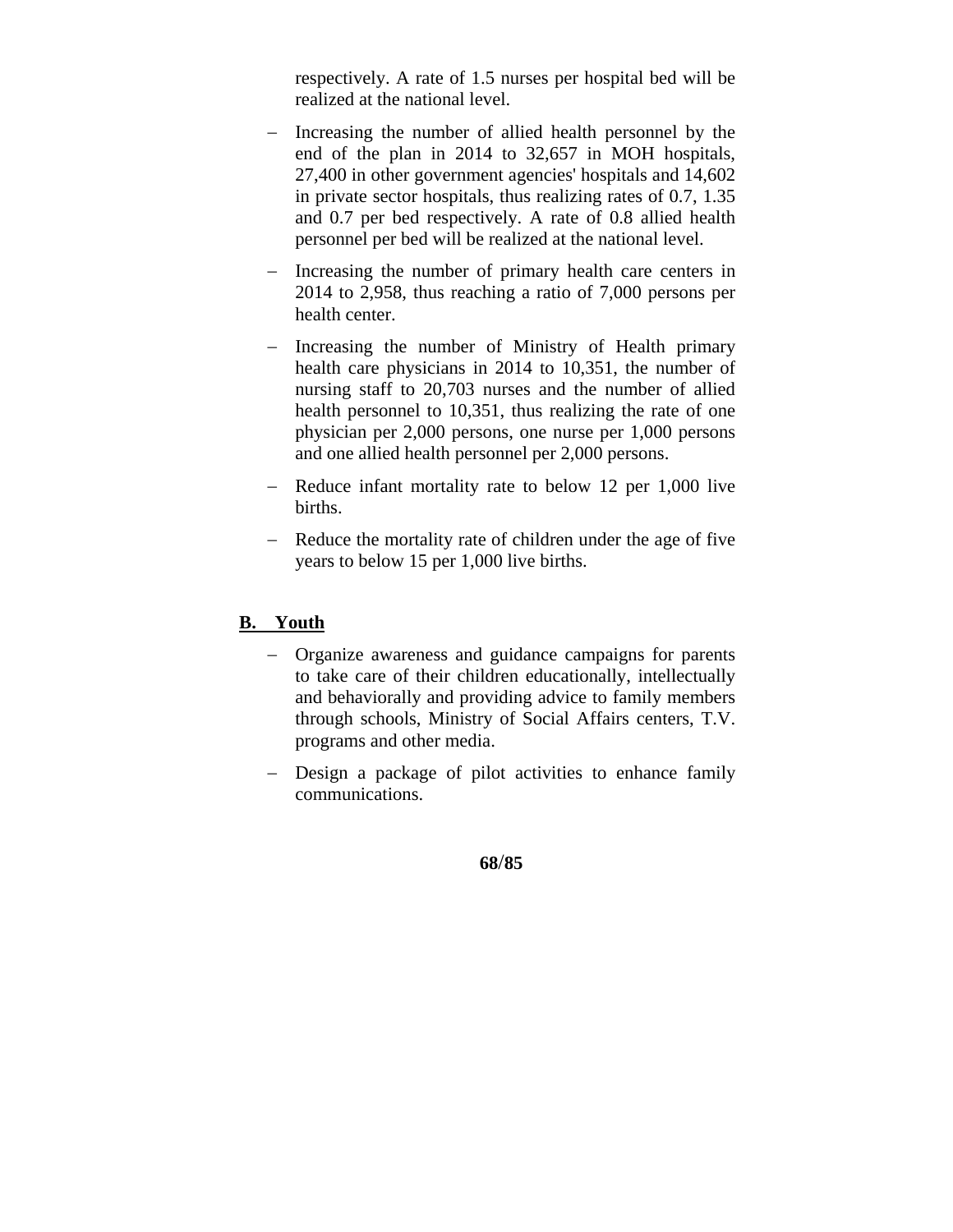respectively. A rate of 1.5 nurses per hospital bed will be realized at the national level.

- Increasing the number of allied health personnel by the end of the plan in 2014 to 32,657 in MOH hospitals, 27,400 in other government agencies' hospitals and 14,602 in private sector hospitals, thus realizing rates of 0.7, 1.35 and 0.7 per bed respectively. A rate of 0.8 allied health personnel per bed will be realized at the national level.
- Increasing the number of primary health care centers in 2014 to 2,958, thus reaching a ratio of 7,000 persons per health center.
- Increasing the number of Ministry of Health primary health care physicians in 2014 to 10,351, the number of nursing staff to 20,703 nurses and the number of allied health personnel to 10,351, thus realizing the rate of one physician per 2,000 persons, one nurse per 1,000 persons and one allied health personnel per 2,000 persons.
- Reduce infant mortality rate to below 12 per 1,000 live births.
- Reduce the mortality rate of children under the age of five years to below 15 per 1,000 live births.

## B. Youth

- Organize awareness and guidance campaigns for parents to take care of their children educationally, intellectually and behaviorally and providing advice to family members through schools, Ministry of Social Affairs centers, T.V. programs and other media.
- Design a package of pilot activities to enhance family communications.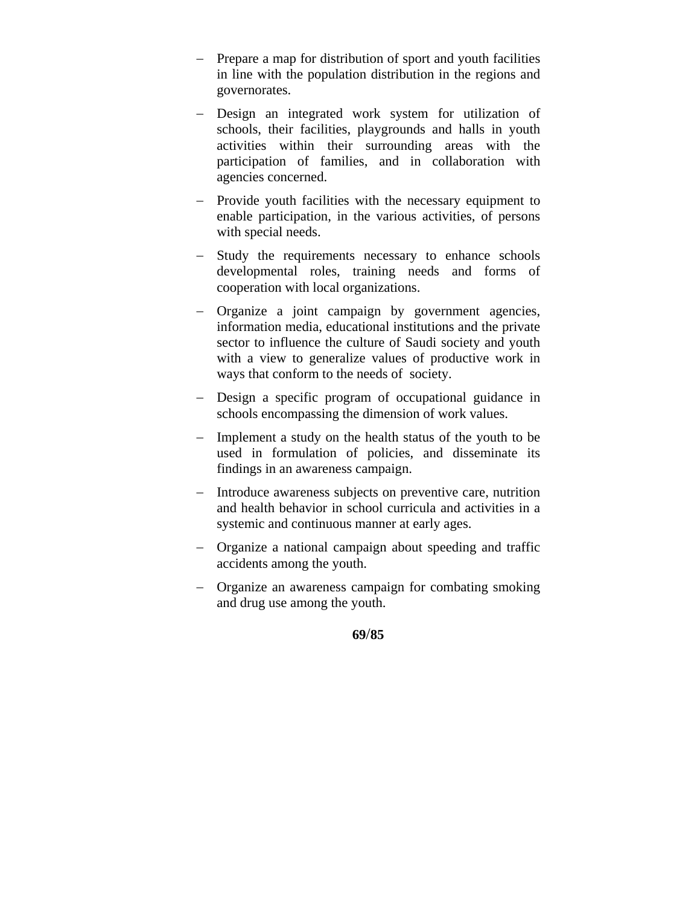- Prepare a map for distribution of sport and youth facilities in line with the population distribution in the regions and governorates.
- Design an integrated work system for utilization of schools, their facilities, playgrounds and halls in youth activities within their surrounding areas with the participation of families, and in collaboration with agencies concerned.
- Provide youth facilities with the necessary equipment to enable participation, in the various activities, of persons with special needs.
- Study the requirements necessary to enhance schools developmental roles, training needs and forms of cooperation with local organizations.
- Organize a joint campaign by government agencies, information media, educational institutions and the private sector to influence the culture of Saudi society and youth with a view to generalize values of productive work in ways that conform to the needs of society.
- Design a specific program of occupational guidance in schools encompassing the dimension of work values.
- Implement a study on the health status of the youth to be used in formulation of policies, and disseminate its findings in an awareness campaign.
- Introduce awareness subjects on preventive care, nutrition and health behavior in school curricula and activities in a systemic and continuous manner at early ages.
- Organize a national campaign about speeding and traffic accidents among the youth.
- Organize an awareness campaign for combating smoking and drug use among the youth.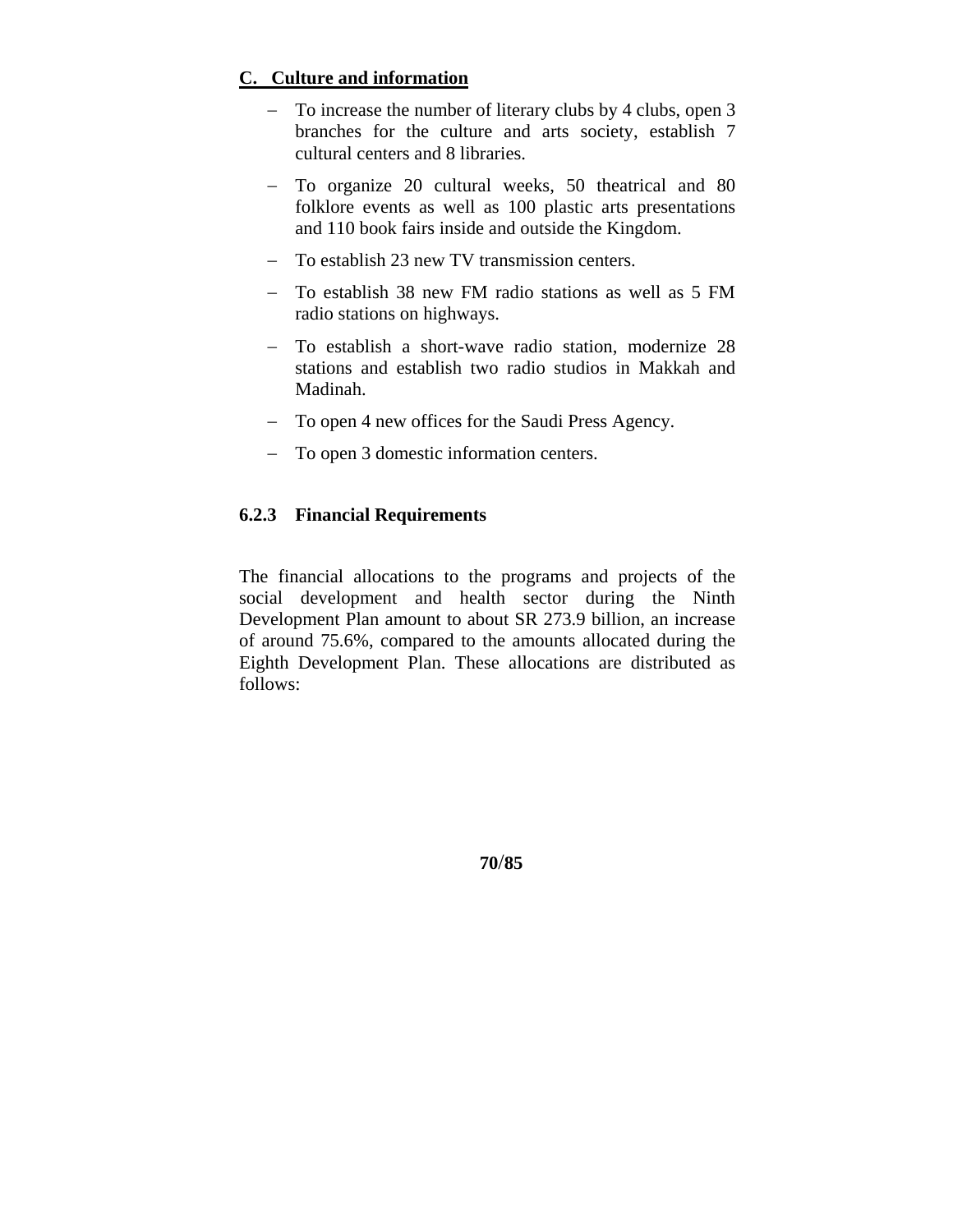**C. Culture and information**

- To increase the number of literary clubs by 4 clubs, open 3 branches for the culture and arts society, establish 7 cultural centers and 8 libraries.
- To organize 20 cultural weeks, 50 theatrical and 80 folklore events as well as 100 plastic arts presentations and 110 book fairs inside and outside the Kingdom.
- To establish 23 new TV transmission centers.
- To establish 38 new FM radio stations as well as 5 FM radio stations on highways.
- To establish a short-wave radio station, modernize 28 stations and establish two radio studios in Makkah and Madinah.
- To open 4 new offices for the Saudi Press Agency.
- To open 3 domestic information centers.

### 6.2.3 Financial Requirements

The financial allocations to the programs and projects of the social development and health sector during the Ninth Development Plan amount to about SR 273.9 billion, an increase of around 75.6%, compared to the amounts allocated during the Eighth Development Plan. These allocations are distributed as follows: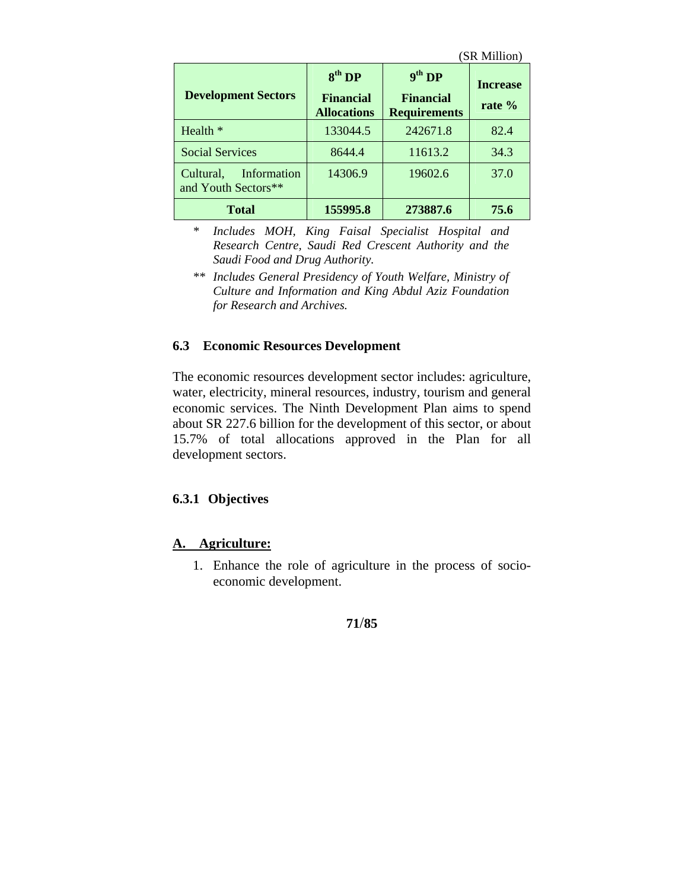(SR Million)

| Development Sectors | 8th DP Financial Allocations | 9th DP Financial Requirements | Increase rate % |
|---|---|---|---|
| Health * | 133044.5 | 242671.8 | 82.4 |
| Social Services | 8644.4 | 11613.2 | 34.3 |
| Cultural, Information and Youth Sectors** | 14306.9 | 19602.6 | 37.0 |
| **Total** | **155995.8** | **273887.6** | **75.6** |

\* *Includes MOH, King Faisal Specialist Hospital and Research Centre, Saudi Red Crescent Authority and the Saudi Food and Drug Authority.*

\*\* *Includes General Presidency of Youth Welfare, Ministry of Culture and Information and King Abdul Aziz Foundation for Research and Archives.*

### 6.3 Economic Resources Development

The economic resources development sector includes: agriculture, water, electricity, mineral resources, industry, tourism and general economic services. The Ninth Development Plan aims to spend about SR 227.6 billion for the development of this sector, or about 15.7% of total allocations approved in the Plan for all development sectors.

#### 6.3.1 Objectives

**A. Agriculture:**

1. Enhance the role of agriculture in the process of socio-economic development.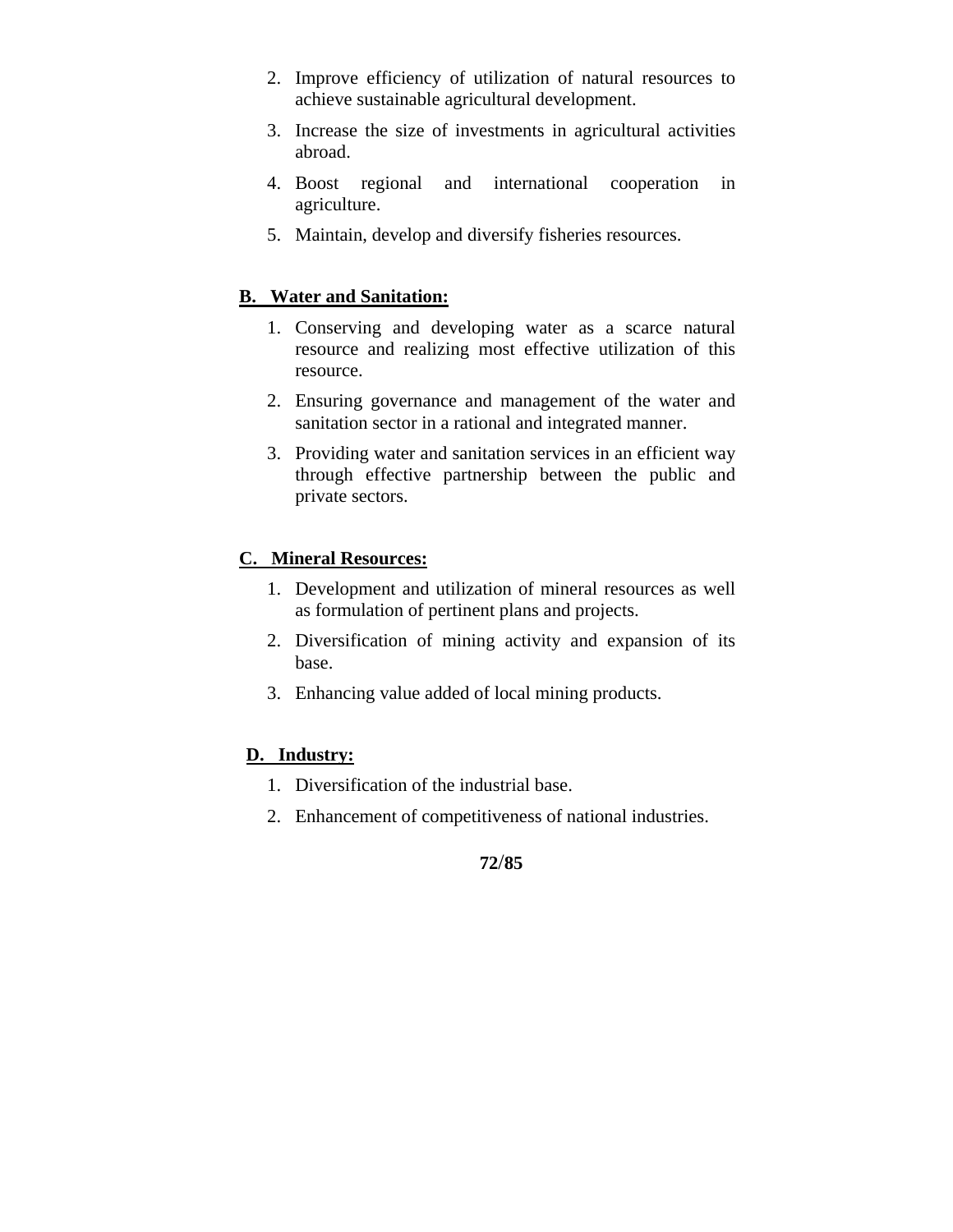2. Improve efficiency of utilization of natural resources to achieve sustainable agricultural development.
3. Increase the size of investments in agricultural activities abroad.
4. Boost regional and international cooperation in agriculture.
5. Maintain, develop and diversify fisheries resources.

**B. Water and Sanitation:**

1. Conserving and developing water as a scarce natural resource and realizing most effective utilization of this resource.
2. Ensuring governance and management of the water and sanitation sector in a rational and integrated manner.
3. Providing water and sanitation services in an efficient way through effective partnership between the public and private sectors.

**C. Mineral Resources:**

1. Development and utilization of mineral resources as well as formulation of pertinent plans and projects.
2. Diversification of mining activity and expansion of its base.
3. Enhancing value added of local mining products.

**D. Industry:**

1. Diversification of the industrial base.
2. Enhancement of competitiveness of national industries.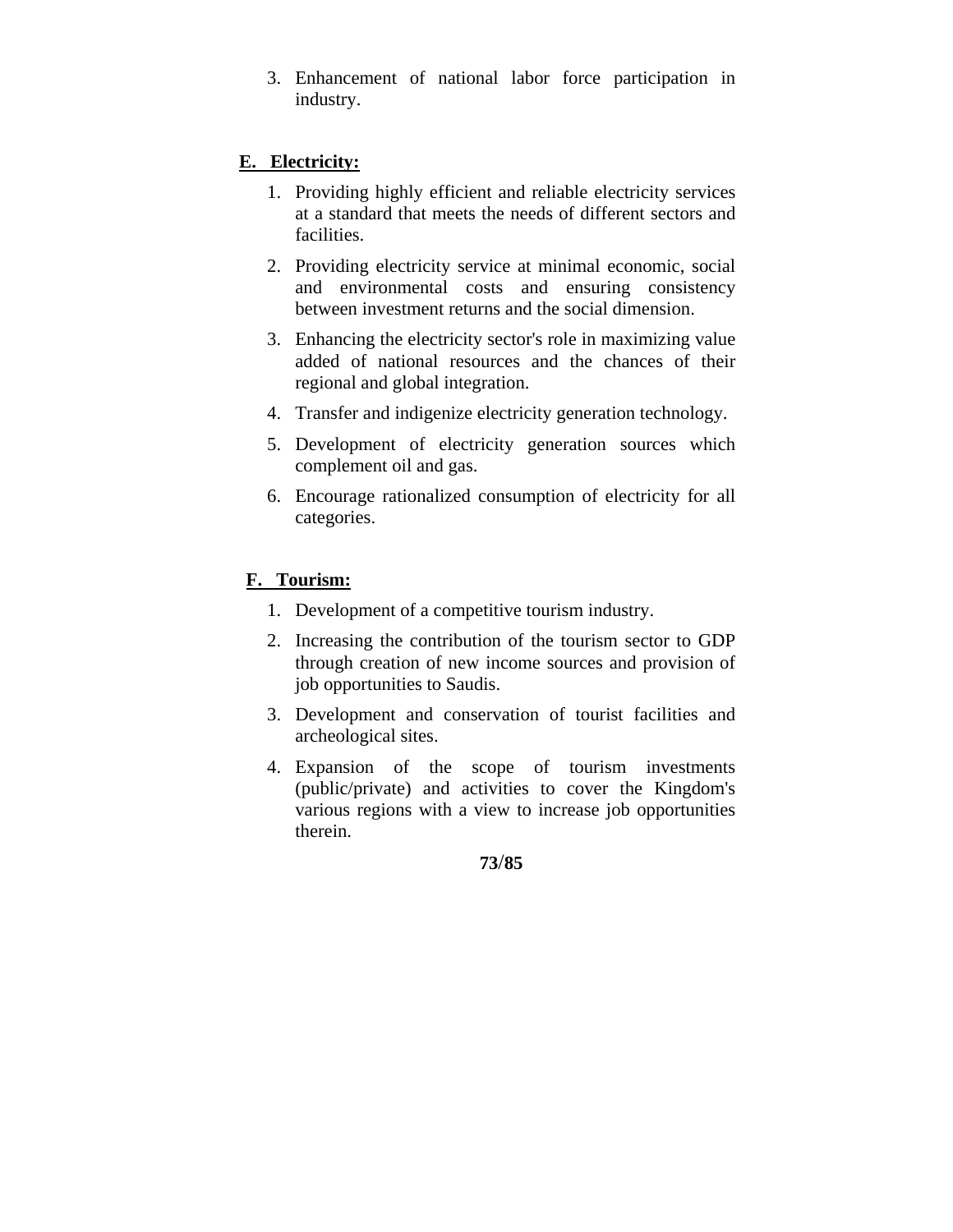3. Enhancement of national labor force participation in industry.

## E. Electricity:

1. Providing highly efficient and reliable electricity services at a standard that meets the needs of different sectors and facilities.
2. Providing electricity service at minimal economic, social and environmental costs and ensuring consistency between investment returns and the social dimension.
3. Enhancing the electricity sector's role in maximizing value added of national resources and the chances of their regional and global integration.
4. Transfer and indigenize electricity generation technology.
5. Development of electricity generation sources which complement oil and gas.
6. Encourage rationalized consumption of electricity for all categories.

## F. Tourism:

1. Development of a competitive tourism industry.
2. Increasing the contribution of the tourism sector to GDP through creation of new income sources and provision of job opportunities to Saudis.
3. Development and conservation of tourist facilities and archeological sites.
4. Expansion of the scope of tourism investments (public/private) and activities to cover the Kingdom's various regions with a view to increase job opportunities therein.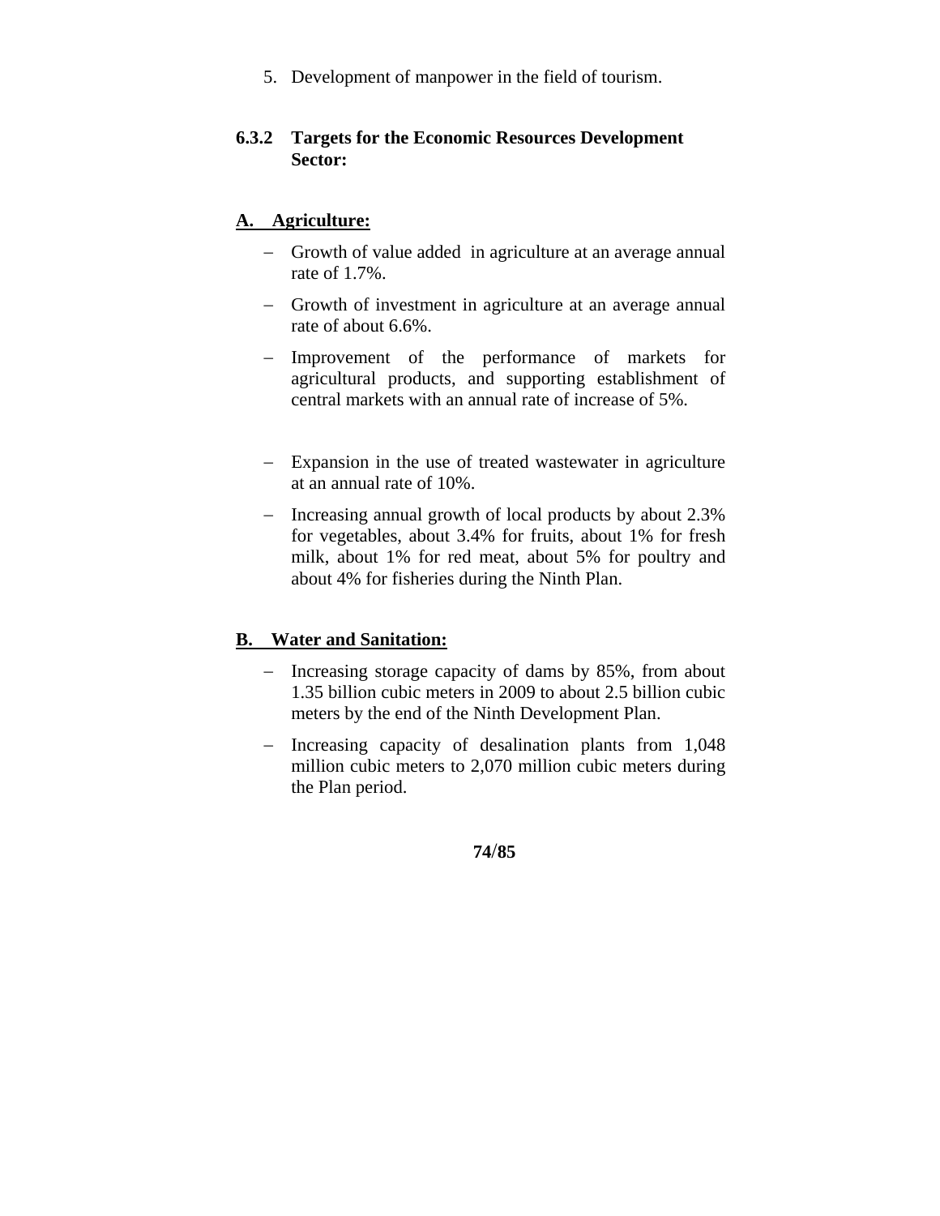5. Development of manpower in the field of tourism.

### 6.3.2 Targets for the Economic Resources Development Sector:

**A. Agriculture:**

- Growth of value added in agriculture at an average annual rate of 1.7%.
- Growth of investment in agriculture at an average annual rate of about 6.6%.
- Improvement of the performance of markets for agricultural products, and supporting establishment of central markets with an annual rate of increase of 5%.
- Expansion in the use of treated wastewater in agriculture at an annual rate of 10%.
- Increasing annual growth of local products by about 2.3% for vegetables, about 3.4% for fruits, about 1% for fresh milk, about 1% for red meat, about 5% for poultry and about 4% for fisheries during the Ninth Plan.

**B. Water and Sanitation:**

- Increasing storage capacity of dams by 85%, from about 1.35 billion cubic meters in 2009 to about 2.5 billion cubic meters by the end of the Ninth Development Plan.
- Increasing capacity of desalination plants from 1,048 million cubic meters to 2,070 million cubic meters during the Plan period.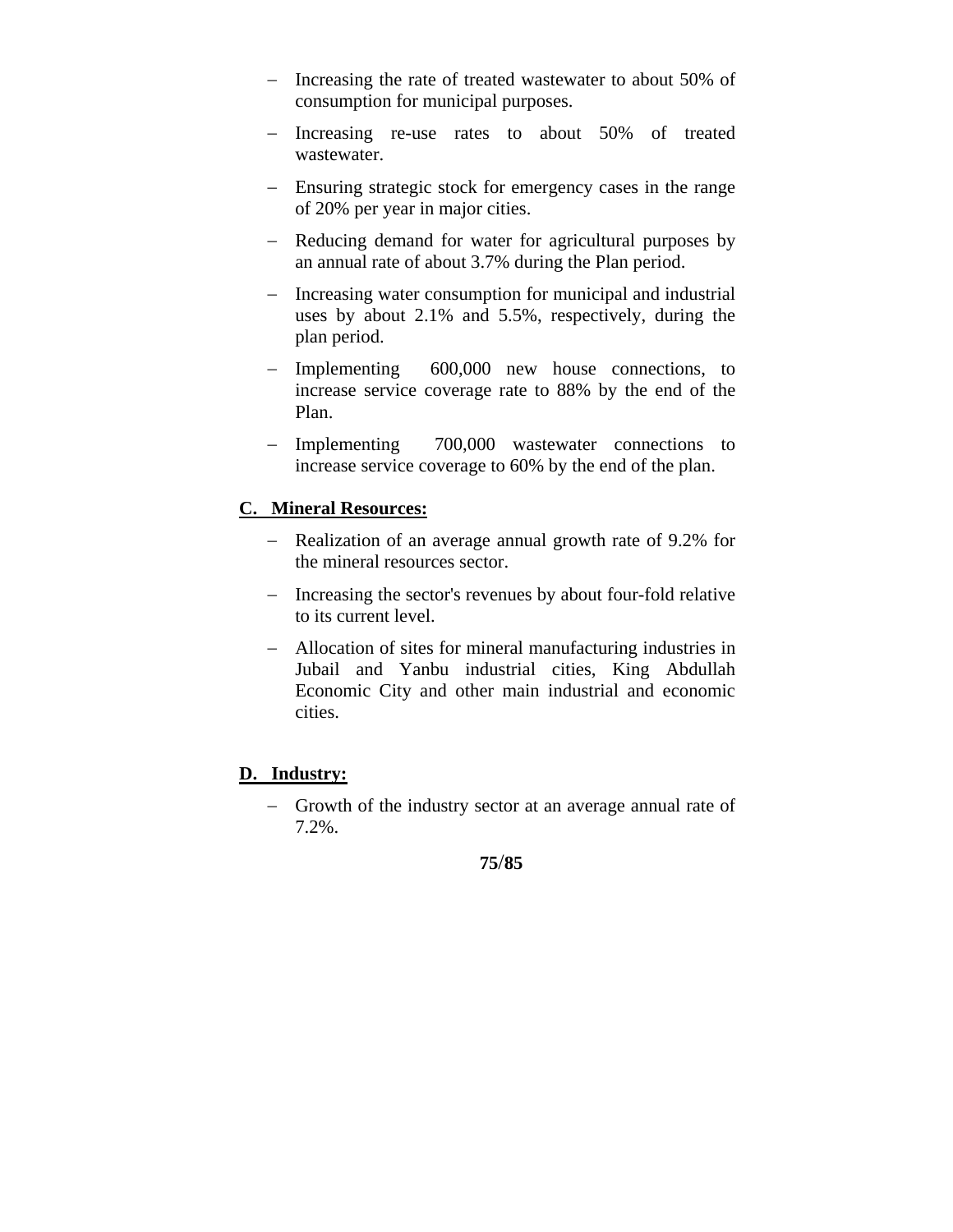- Increasing the rate of treated wastewater to about 50% of consumption for municipal purposes.
- Increasing re-use rates to about 50% of treated wastewater.
- Ensuring strategic stock for emergency cases in the range of 20% per year in major cities.
- Reducing demand for water for agricultural purposes by an annual rate of about 3.7% during the Plan period.
- Increasing water consumption for municipal and industrial uses by about 2.1% and 5.5%, respectively, during the plan period.
- Implementing 600,000 new house connections, to increase service coverage rate to 88% by the end of the Plan.
- Implementing 700,000 wastewater connections to increase service coverage to 60% by the end of the plan.

## C. Mineral Resources:

- Realization of an average annual growth rate of 9.2% for the mineral resources sector.
- Increasing the sector's revenues by about four-fold relative to its current level.
- Allocation of sites for mineral manufacturing industries in Jubail and Yanbu industrial cities, King Abdullah Economic City and other main industrial and economic cities.

## D. Industry:

- Growth of the industry sector at an average annual rate of 7.2%.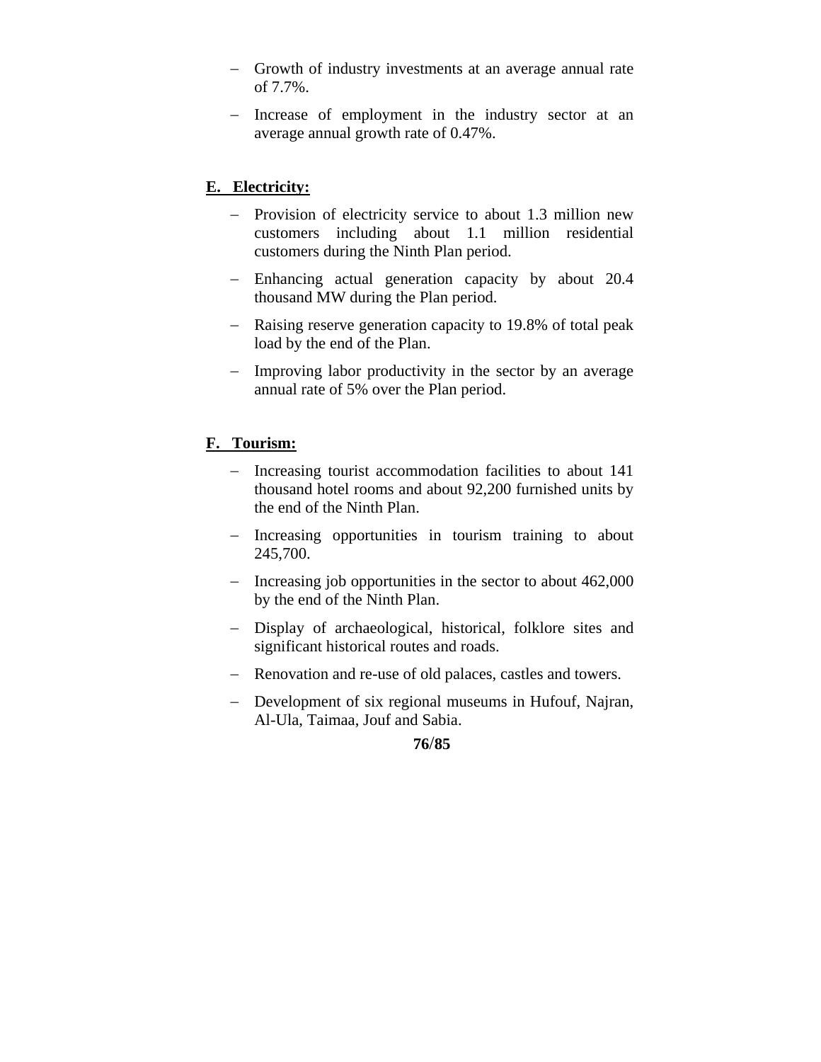- Growth of industry investments at an average annual rate of 7.7%.
- Increase of employment in the industry sector at an average annual growth rate of 0.47%.

**E. Electricity:**

- Provision of electricity service to about 1.3 million new customers including about 1.1 million residential customers during the Ninth Plan period.
- Enhancing actual generation capacity by about 20.4 thousand MW during the Plan period.
- Raising reserve generation capacity to 19.8% of total peak load by the end of the Plan.
- Improving labor productivity in the sector by an average annual rate of 5% over the Plan period.

**F. Tourism:**

- Increasing tourist accommodation facilities to about 141 thousand hotel rooms and about 92,200 furnished units by the end of the Ninth Plan.
- Increasing opportunities in tourism training to about 245,700.
- Increasing job opportunities in the sector to about 462,000 by the end of the Ninth Plan.
- Display of archaeological, historical, folklore sites and significant historical routes and roads.
- Renovation and re-use of old palaces, castles and towers.
- Development of six regional museums in Hufouf, Najran, Al-Ula, Taimaa, Jouf and Sabia.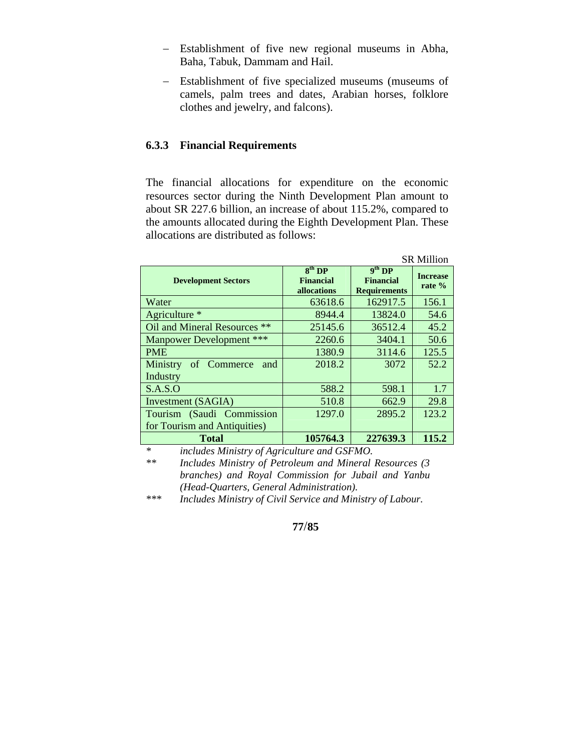- Establishment of five new regional museums in Abha, Baha, Tabuk, Dammam and Hail.
- Establishment of five specialized museums (museums of camels, palm trees and dates, Arabian horses, folklore clothes and jewelry, and falcons).

### 6.3.3 Financial Requirements

The financial allocations for expenditure on the economic resources sector during the Ninth Development Plan amount to about SR 227.6 billion, an increase of about 115.2%, compared to the amounts allocated during the Eighth Development Plan. These allocations are distributed as follows:

SR Million

| Development Sectors | 8th DP Financial allocations | 9th DP Financial Requirements | Increase rate % |
|---|---|---|---|
| Water | 63618.6 | 162917.5 | 156.1 |
| Agriculture * | 8944.4 | 13824.0 | 54.6 |
| Oil and Mineral Resources ** | 25145.6 | 36512.4 | 45.2 |
| Manpower Development *** | 2260.6 | 3404.1 | 50.6 |
| PME | 1380.9 | 3114.6 | 125.5 |
| Ministry of Commerce and Industry | 2018.2 | 3072 | 52.2 |
| S.A.S.O | 588.2 | 598.1 | 1.7 |
| Investment (SAGIA) | 510.8 | 662.9 | 29.8 |
| Tourism (Saudi Commission for Tourism and Antiquities) | 1297.0 | 2895.2 | 123.2 |
| **Total** | **105764.3** | **227639.3** | **115.2** |

\* *includes Ministry of Agriculture and GSFMO.*

\*\* *Includes Ministry of Petroleum and Mineral Resources (3 branches) and Royal Commission for Jubail and Yanbu (Head-Quarters, General Administration).*

\*\*\* *Includes Ministry of Civil Service and Ministry of Labour.*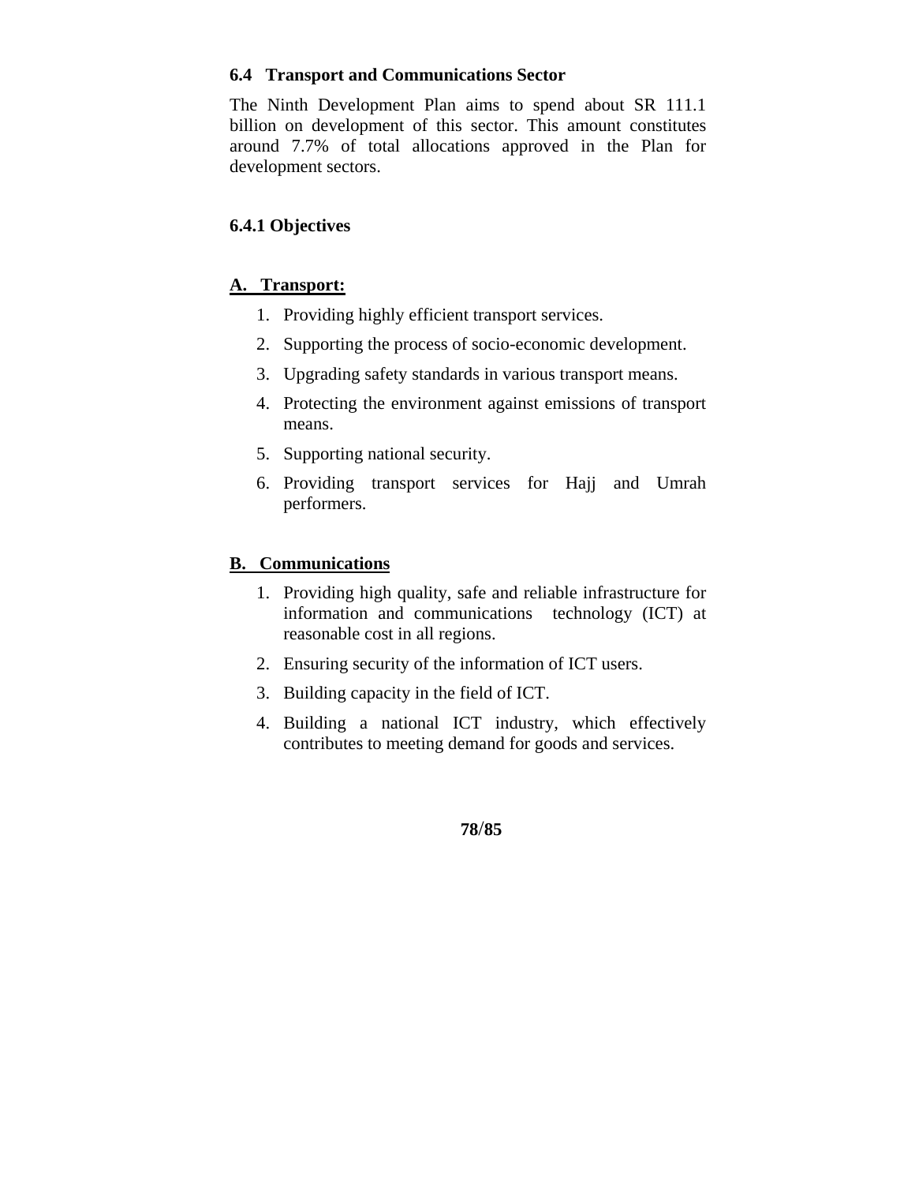### 6.4 Transport and Communications Sector

The Ninth Development Plan aims to spend about SR 111.1 billion on development of this sector. This amount constitutes around 7.7% of total allocations approved in the Plan for development sectors.

#### 6.4.1 Objectives

**A. Transport:**

1. Providing highly efficient transport services.
2. Supporting the process of socio-economic development.
3. Upgrading safety standards in various transport means.
4. Protecting the environment against emissions of transport means.
5. Supporting national security.
6. Providing transport services for Hajj and Umrah performers.

**B. Communications**

1. Providing high quality, safe and reliable infrastructure for information and communications technology (ICT) at reasonable cost in all regions.
2. Ensuring security of the information of ICT users.
3. Building capacity in the field of ICT.
4. Building a national ICT industry, which effectively contributes to meeting demand for goods and services.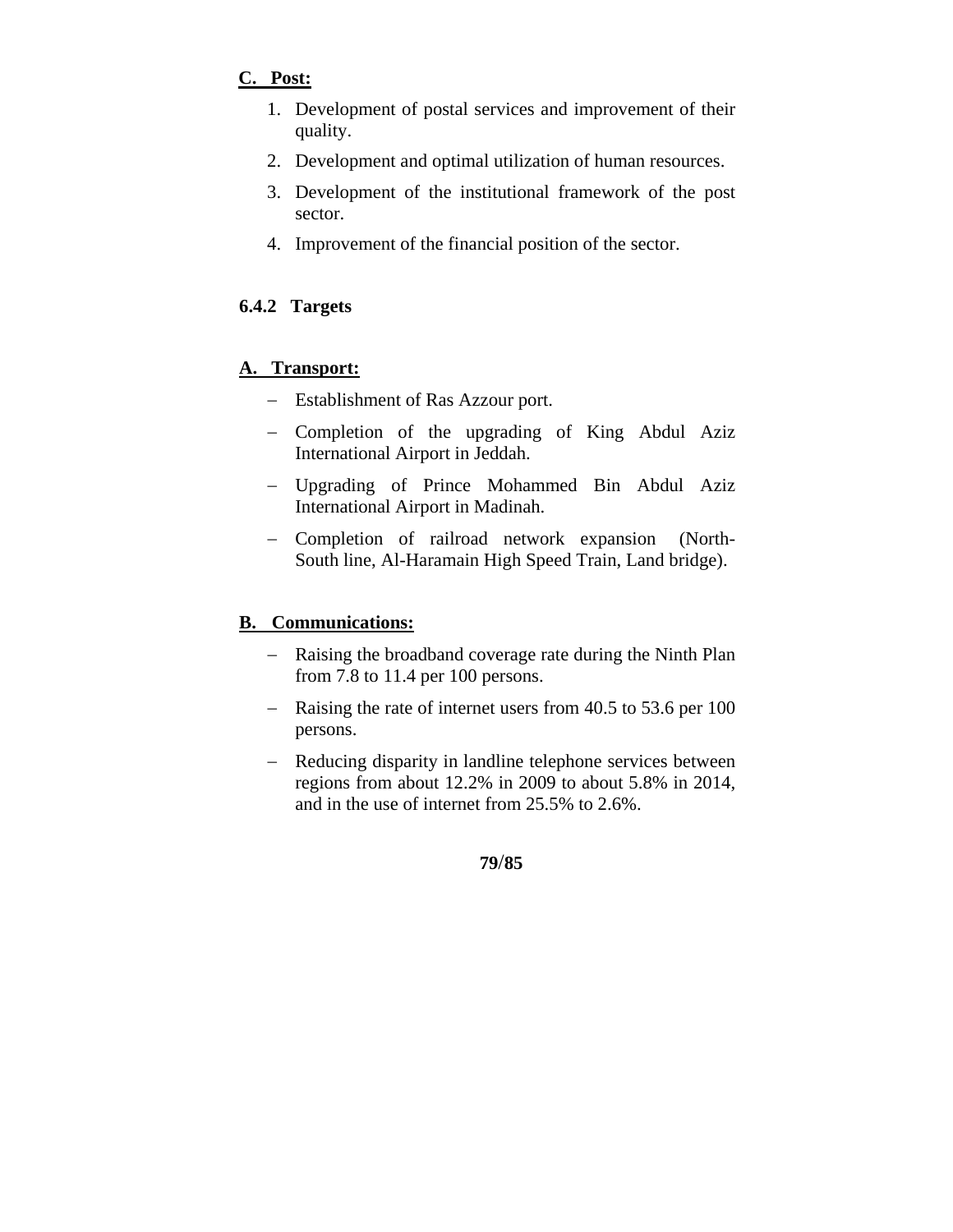**C. Post:**

1. Development of postal services and improvement of their quality.
2. Development and optimal utilization of human resources.
3. Development of the institutional framework of the post sector.
4. Improvement of the financial position of the sector.

### 6.4.2 Targets

**A. Transport:**

- Establishment of Ras Azzour port.
- Completion of the upgrading of King Abdul Aziz International Airport in Jeddah.
- Upgrading of Prince Mohammed Bin Abdul Aziz International Airport in Madinah.
- Completion of railroad network expansion (North-South line, Al-Haramain High Speed Train, Land bridge).

**B. Communications:**

- Raising the broadband coverage rate during the Ninth Plan from 7.8 to 11.4 per 100 persons.
- Raising the rate of internet users from 40.5 to 53.6 per 100 persons.
- Reducing disparity in landline telephone services between regions from about 12.2% in 2009 to about 5.8% in 2014, and in the use of internet from 25.5% to 2.6%.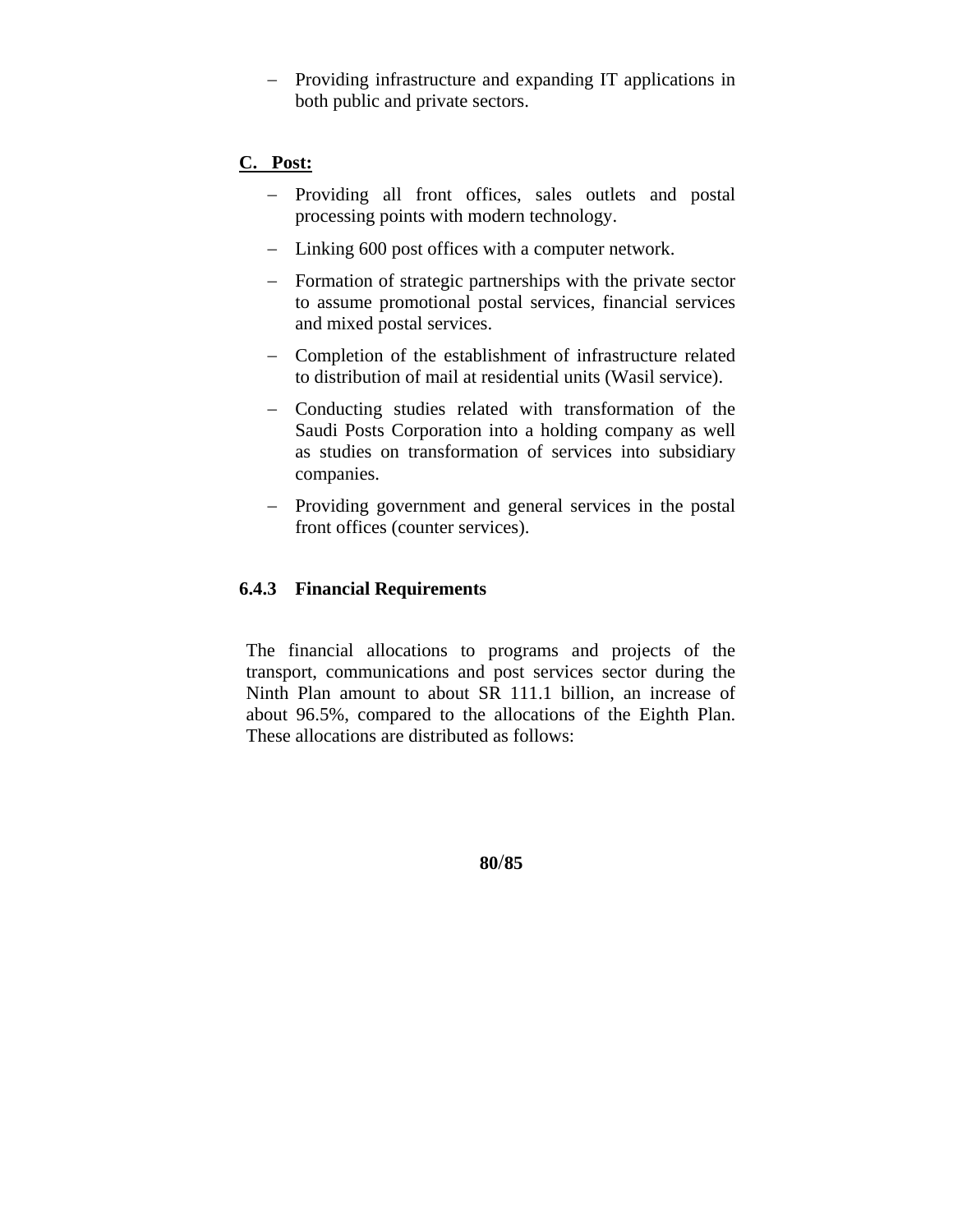- Providing infrastructure and expanding IT applications in both public and private sectors.

**C. Post:**

- Providing all front offices, sales outlets and postal processing points with modern technology.
- Linking 600 post offices with a computer network.
- Formation of strategic partnerships with the private sector to assume promotional postal services, financial services and mixed postal services.
- Completion of the establishment of infrastructure related to distribution of mail at residential units (Wasil service).
- Conducting studies related with transformation of the Saudi Posts Corporation into a holding company as well as studies on transformation of services into subsidiary companies.
- Providing government and general services in the postal front offices (counter services).

### 6.4.3 Financial Requirements

The financial allocations to programs and projects of the transport, communications and post services sector during the Ninth Plan amount to about SR 111.1 billion, an increase of about 96.5%, compared to the allocations of the Eighth Plan. These allocations are distributed as follows: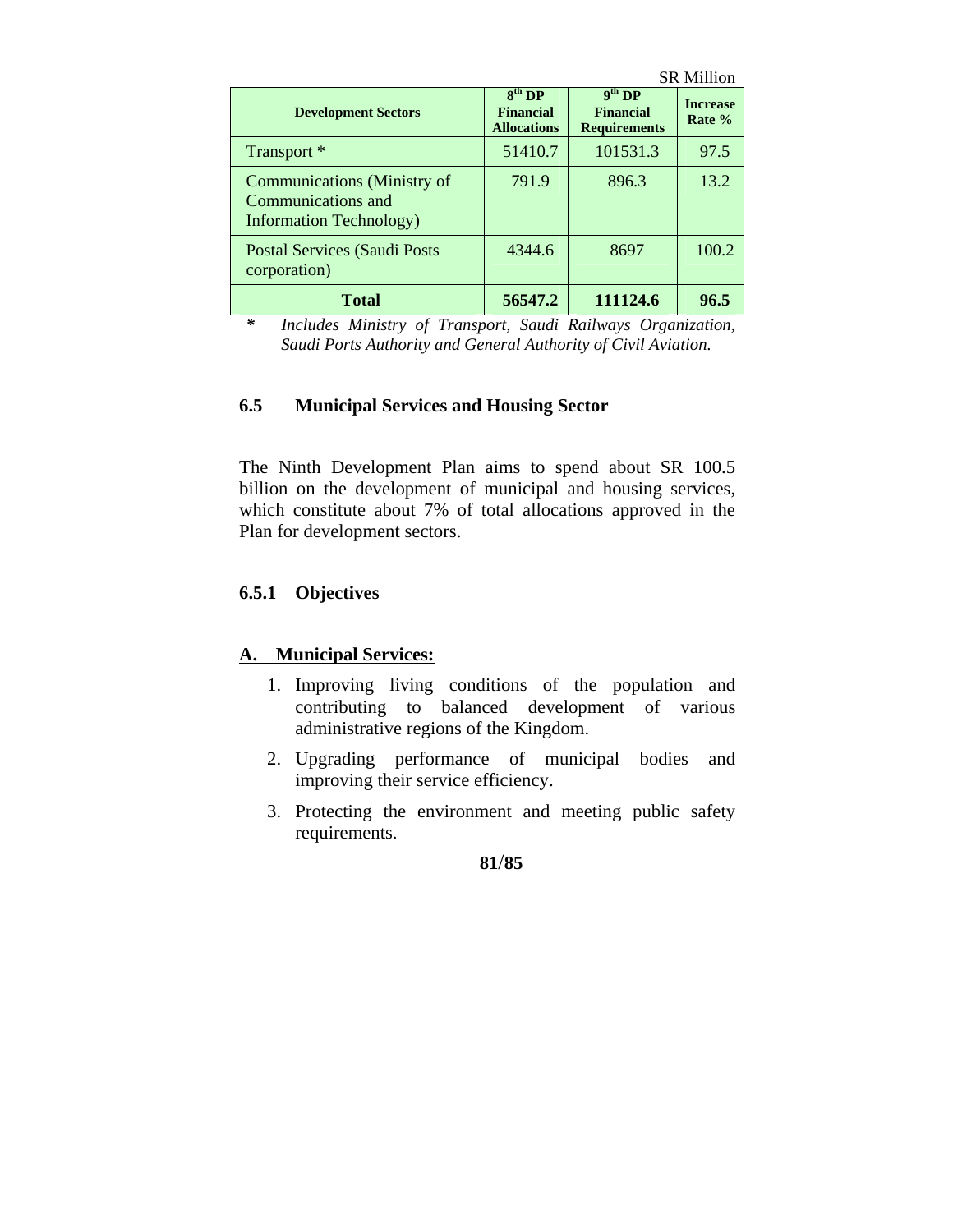SR Million

| Development Sectors | 8th DP Financial Allocations | 9th DP Financial Requirements | Increase Rate % |
|---|---|---|---|
| Transport * | 51410.7 | 101531.3 | 97.5 |
| Communications (Ministry of Communications and Information Technology) | 791.9 | 896.3 | 13.2 |
| Postal Services (Saudi Posts corporation) | 4344.6 | 8697 | 100.2 |
| **Total** | **56547.2** | **111124.6** | **96.5** |

\* *Includes Ministry of Transport, Saudi Railways Organization, Saudi Ports Authority and General Authority of Civil Aviation.*

### 6.5 Municipal Services and Housing Sector

The Ninth Development Plan aims to spend about SR 100.5 billion on the development of municipal and housing services, which constitute about 7% of total allocations approved in the Plan for development sectors.

#### 6.5.1 Objectives

**A. Municipal Services:**

1. Improving living conditions of the population and contributing to balanced development of various administrative regions of the Kingdom.
2. Upgrading performance of municipal bodies and improving their service efficiency.
3. Protecting the environment and meeting public safety requirements.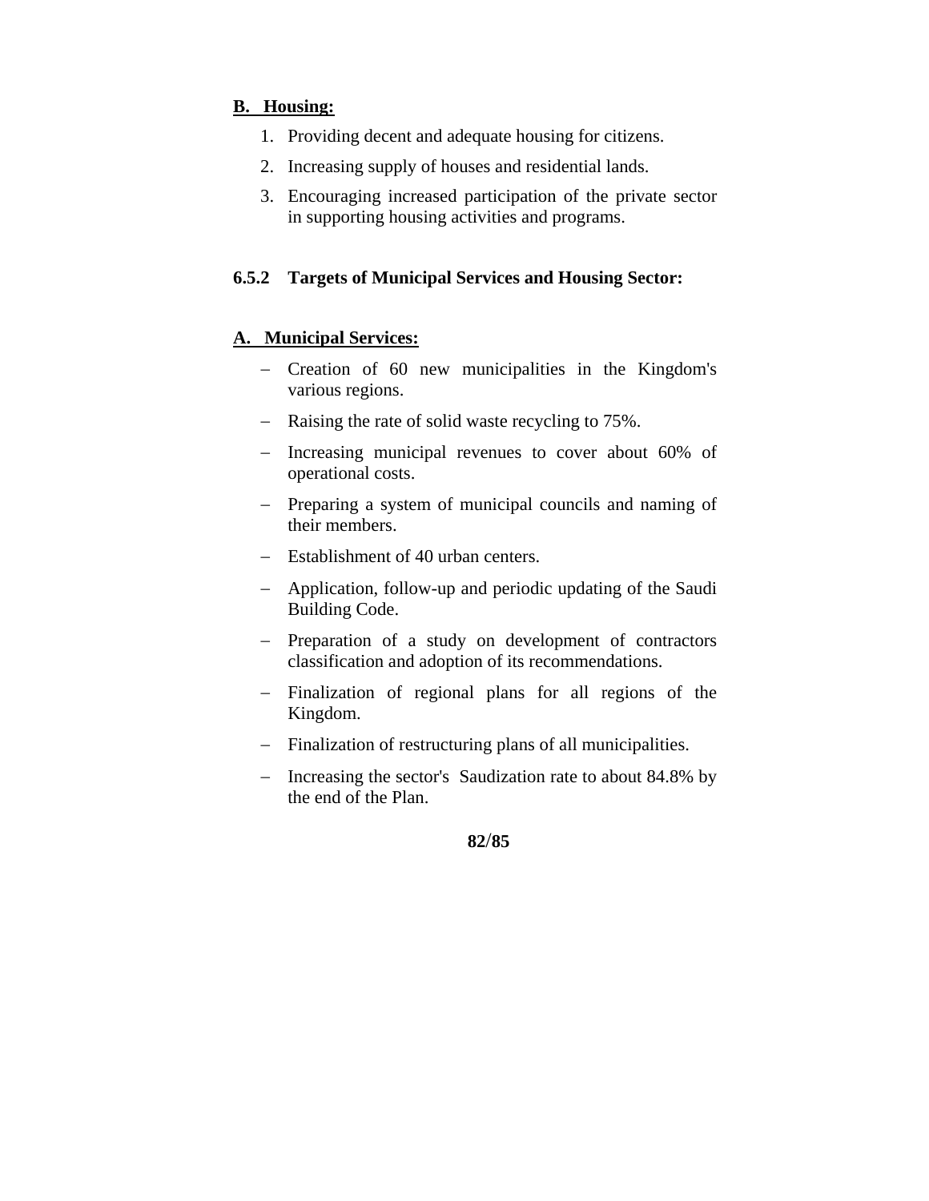**B. Housing:**

1. Providing decent and adequate housing for citizens.
2. Increasing supply of houses and residential lands.
3. Encouraging increased participation of the private sector in supporting housing activities and programs.

### 6.5.2 Targets of Municipal Services and Housing Sector:

**A. Municipal Services:**

- Creation of 60 new municipalities in the Kingdom's various regions.
- Raising the rate of solid waste recycling to 75%.
- Increasing municipal revenues to cover about 60% of operational costs.
- Preparing a system of municipal councils and naming of their members.
- Establishment of 40 urban centers.
- Application, follow-up and periodic updating of the Saudi Building Code.
- Preparation of a study on development of contractors classification and adoption of its recommendations.
- Finalization of regional plans for all regions of the Kingdom.
- Finalization of restructuring plans of all municipalities.
- Increasing the sector's Saudization rate to about 84.8% by the end of the Plan.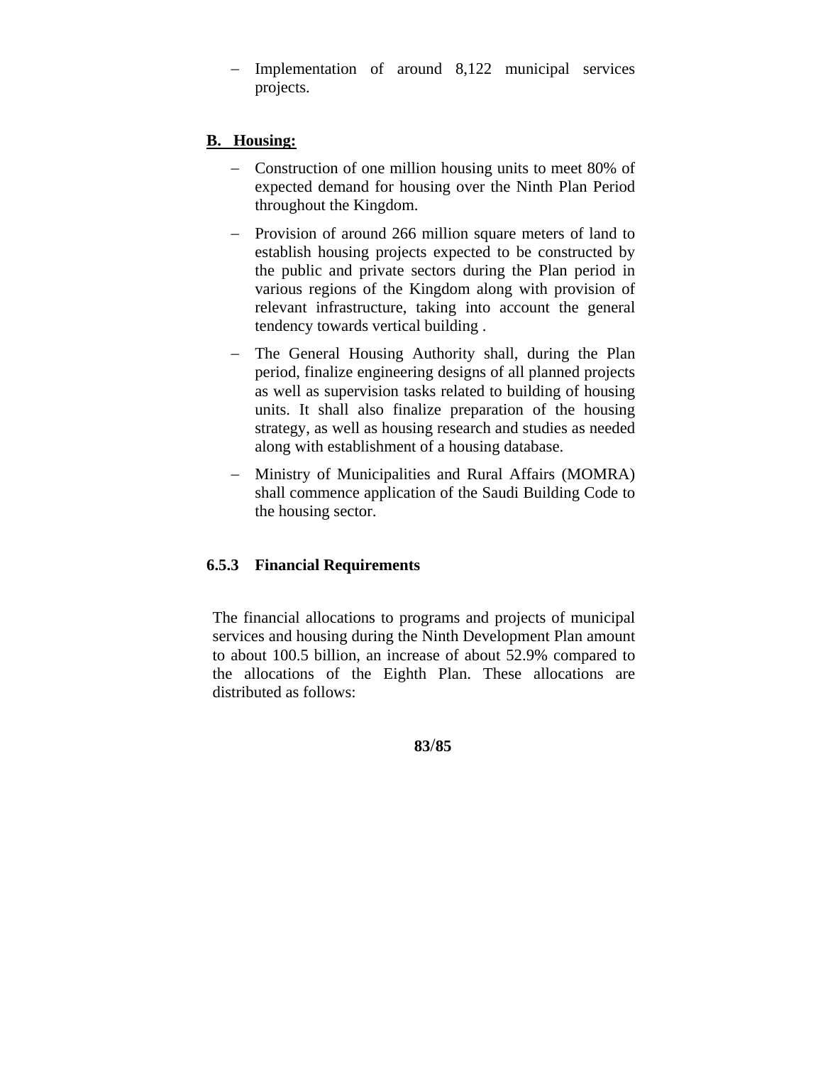- Implementation of around 8,122 municipal services projects.

**B. Housing:**

- Construction of one million housing units to meet 80% of expected demand for housing over the Ninth Plan Period throughout the Kingdom.
- Provision of around 266 million square meters of land to establish housing projects expected to be constructed by the public and private sectors during the Plan period in various regions of the Kingdom along with provision of relevant infrastructure, taking into account the general tendency towards vertical building .
- The General Housing Authority shall, during the Plan period, finalize engineering designs of all planned projects as well as supervision tasks related to building of housing units. It shall also finalize preparation of the housing strategy, as well as housing research and studies as needed along with establishment of a housing database.
- Ministry of Municipalities and Rural Affairs (MOMRA) shall commence application of the Saudi Building Code to the housing sector.

### 6.5.3 Financial Requirements

The financial allocations to programs and projects of municipal services and housing during the Ninth Development Plan amount to about 100.5 billion, an increase of about 52.9% compared to the allocations of the Eighth Plan. These allocations are distributed as follows: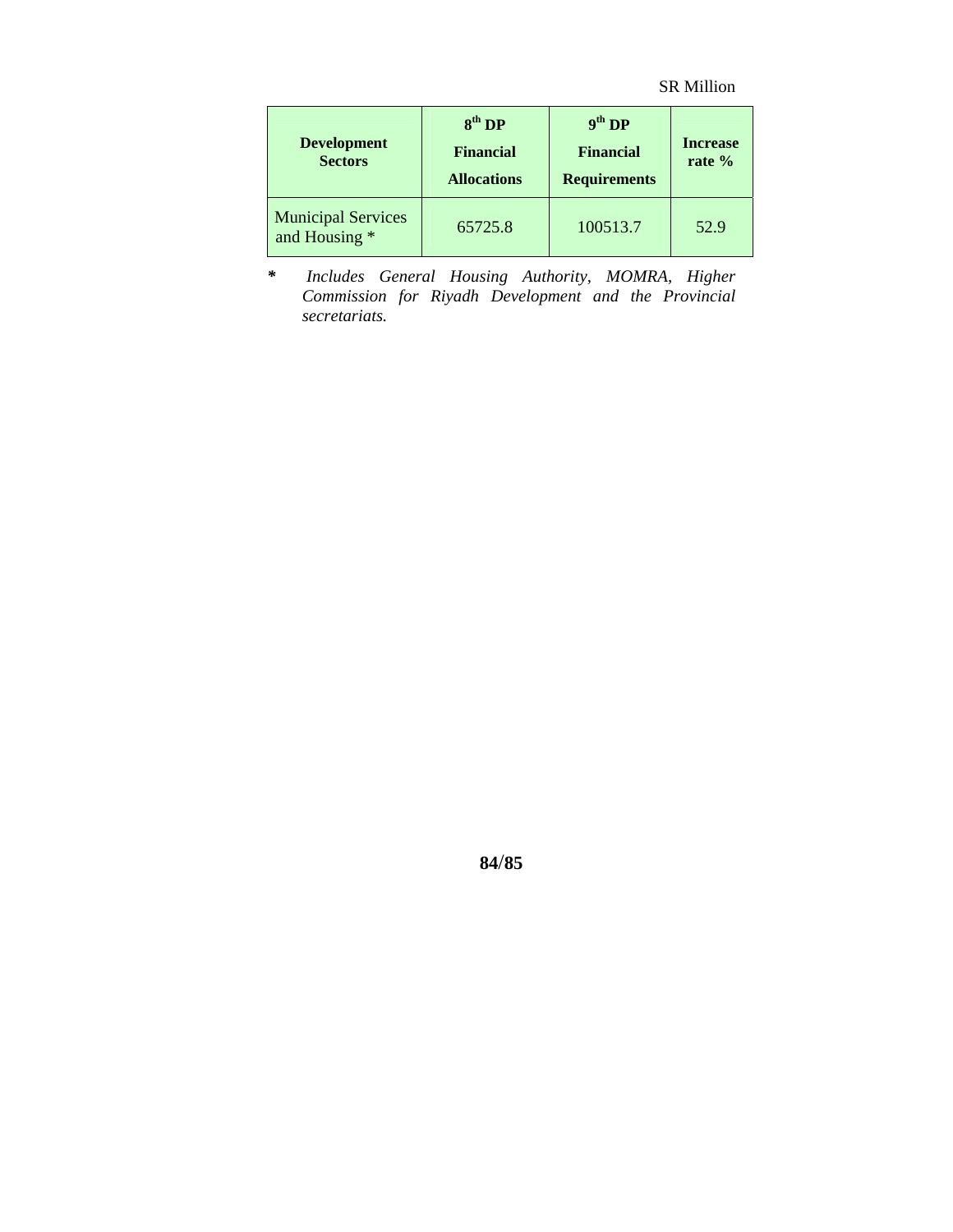SR Million

| Development Sectors | 8th DP Financial Allocations | 9th DP Financial Requirements | Increase rate % |
|---|---|---|---|
| Municipal Services and Housing * | 65725.8 | 100513.7 | 52.9 |

\* *Includes General Housing Authority, MOMRA, Higher Commission for Riyadh Development and the Provincial secretariats.*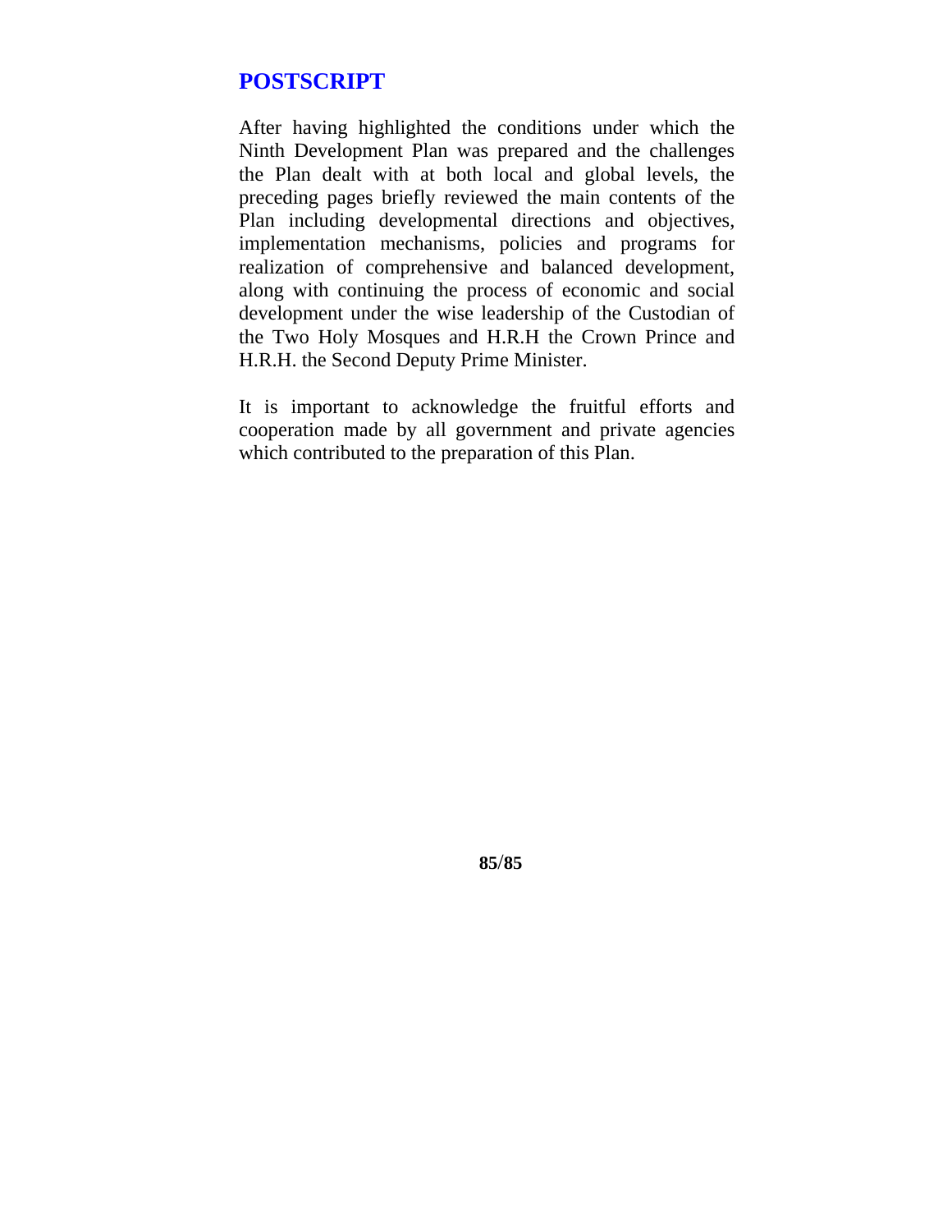## POSTSCRIPT

After having highlighted the conditions under which the Ninth Development Plan was prepared and the challenges the Plan dealt with at both local and global levels, the preceding pages briefly reviewed the main contents of the Plan including developmental directions and objectives, implementation mechanisms, policies and programs for realization of comprehensive and balanced development, along with continuing the process of economic and social development under the wise leadership of the Custodian of the Two Holy Mosques and H.R.H the Crown Prince and H.R.H. the Second Deputy Prime Minister.

It is important to acknowledge the fruitful efforts and cooperation made by all government and private agencies which contributed to the preparation of this Plan.